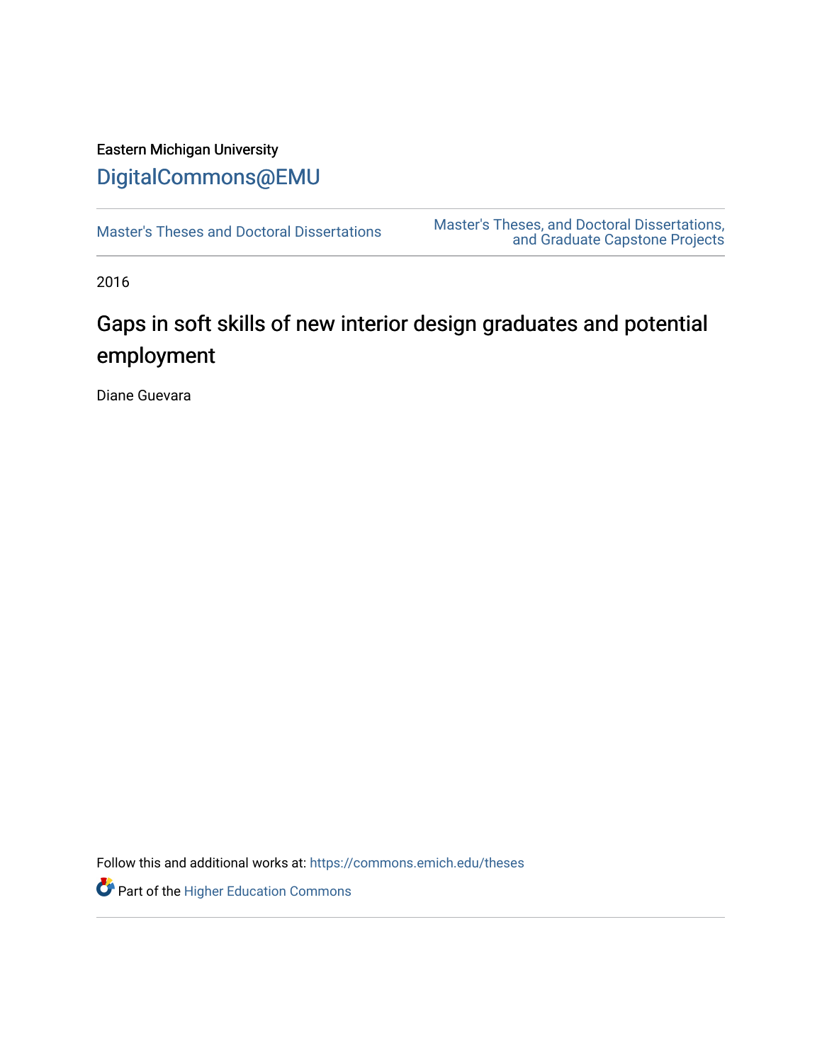Eastern Michigan University

# DigitalCommons@EMU

Master's Theses and Doctoral Dissertations

Master's Theses, and Doctoral Dissertations, and Graduate Capstone Projects

2016

## Gaps in soft skills of new interior design graduates and potential employment

Diane Guevara

Follow this and additional works at: https://commons.emich.edu/theses

Part of the Higher Education Commons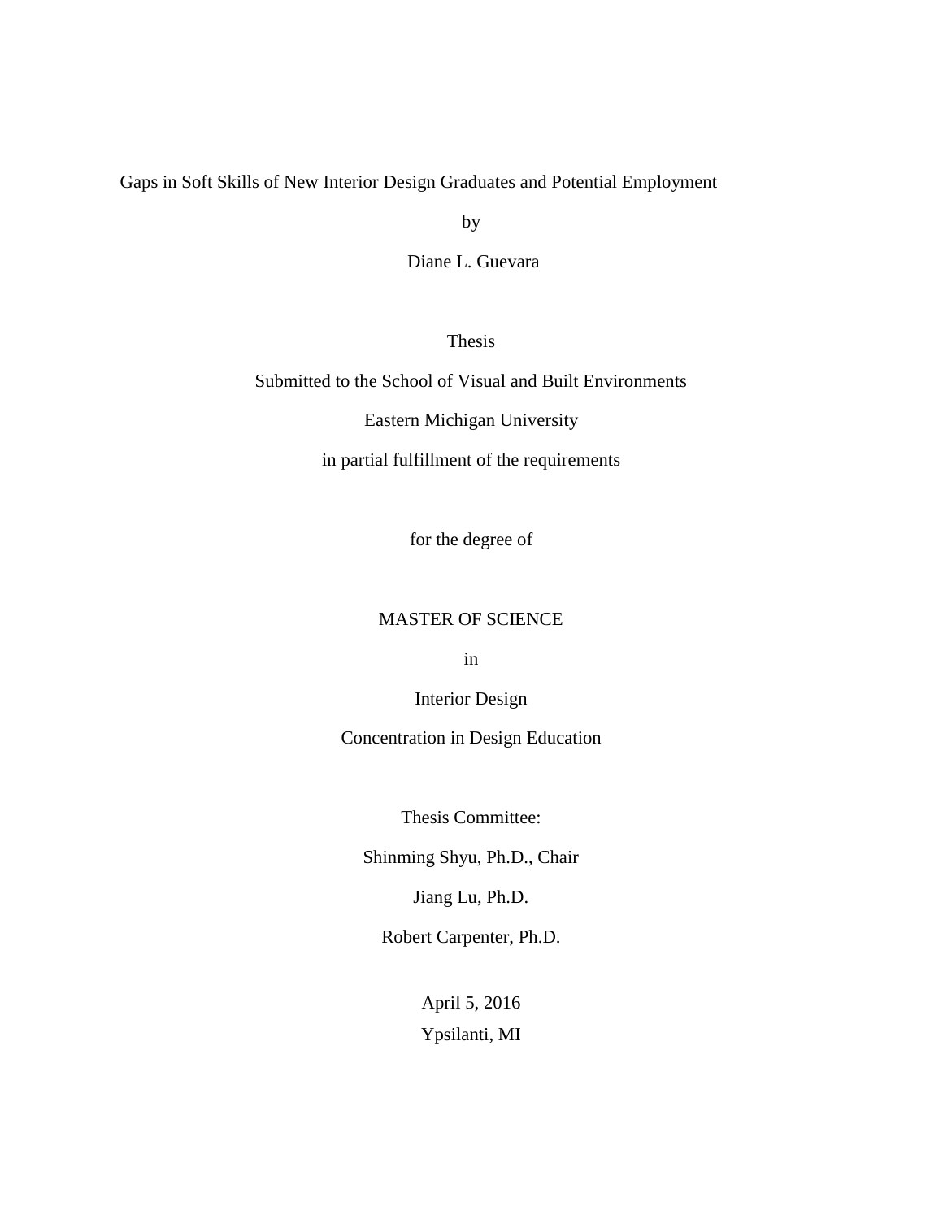Gaps in Soft Skills of New Interior Design Graduates and Potential Employment

by

Diane L. Guevara

Thesis

Submitted to the School of Visual and Built Environments

Eastern Michigan University

in partial fulfillment of the requirements

for the degree of

MASTER OF SCIENCE

in

Interior Design

Concentration in Design Education

Thesis Committee:

Shinming Shyu, Ph.D., Chair

Jiang Lu, Ph.D.

Robert Carpenter, Ph.D.

April 5, 2016

Ypsilanti, MI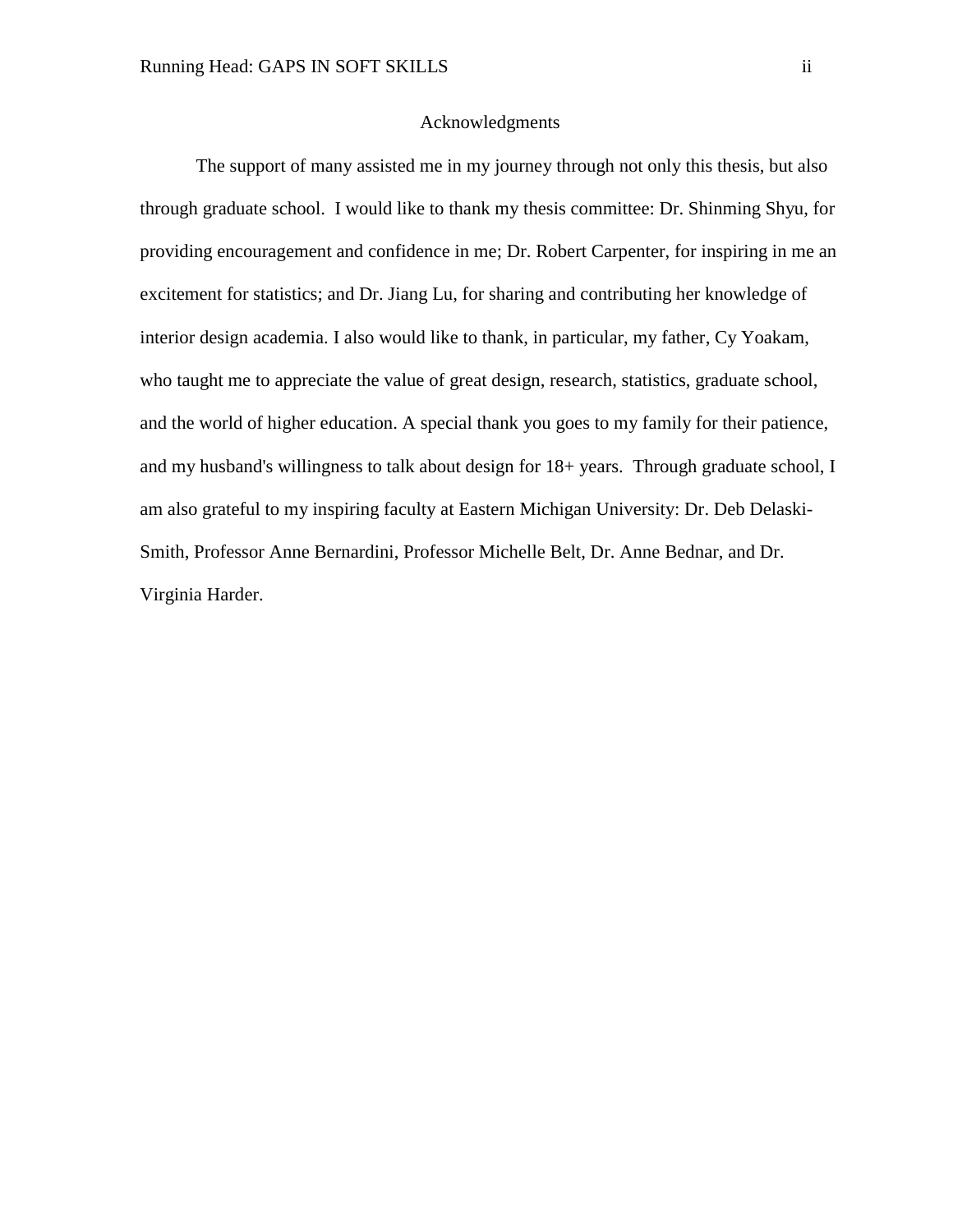## Acknowledgments

The support of many assisted me in my journey through not only this thesis, but also through graduate school. I would like to thank my thesis committee: Dr. Shinming Shyu, for providing encouragement and confidence in me; Dr. Robert Carpenter, for inspiring in me an excitement for statistics; and Dr. Jiang Lu, for sharing and contributing her knowledge of interior design academia. I also would like to thank, in particular, my father, Cy Yoakam, who taught me to appreciate the value of great design, research, statistics, graduate school, and the world of higher education. A special thank you goes to my family for their patience, and my husband's willingness to talk about design for 18+ years. Through graduate school, I am also grateful to my inspiring faculty at Eastern Michigan University: Dr. Deb Delaski-Smith, Professor Anne Bernardini, Professor Michelle Belt, Dr. Anne Bednar, and Dr. Virginia Harder.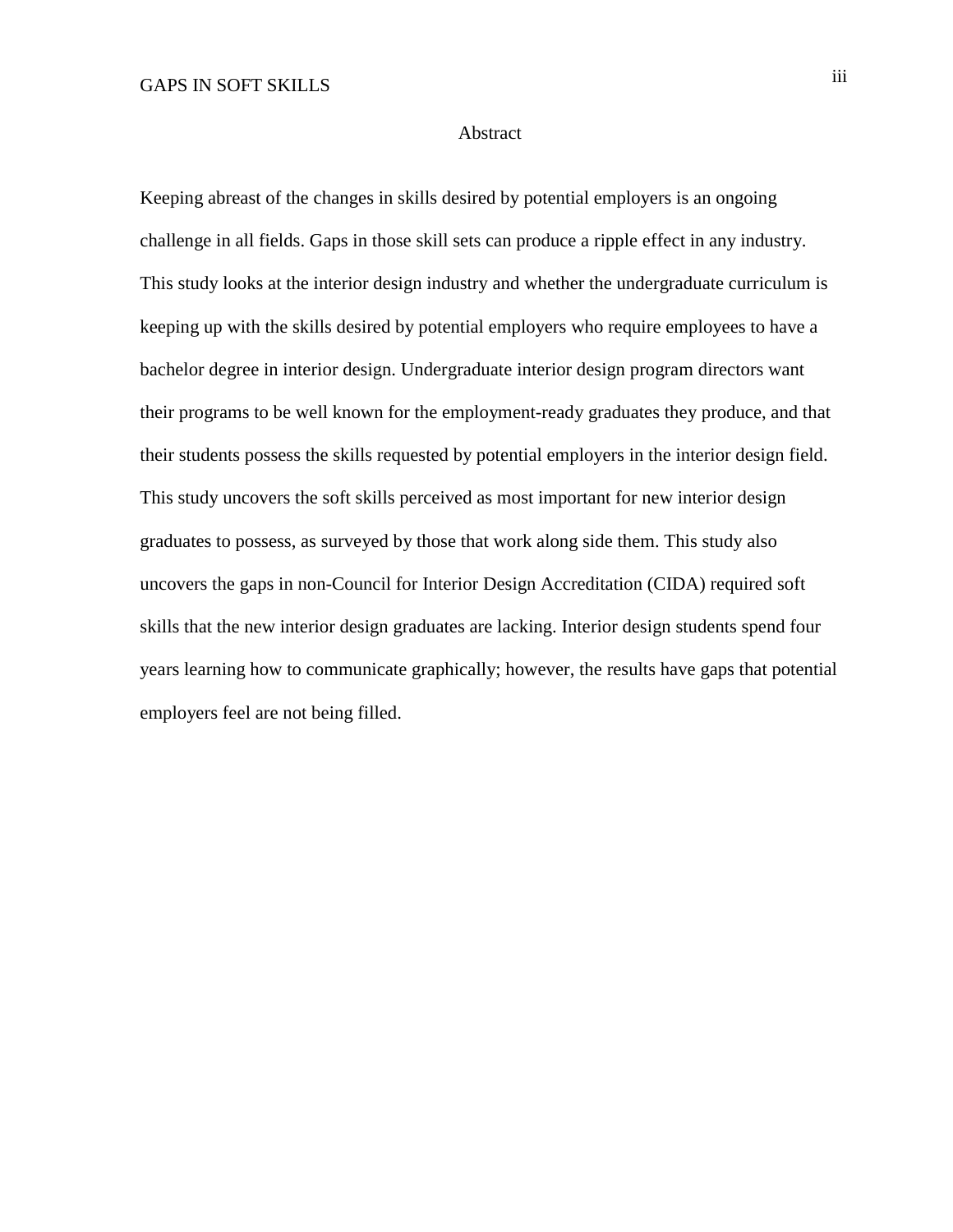# Abstract

Keeping abreast of the changes in skills desired by potential employers is an ongoing challenge in all fields. Gaps in those skill sets can produce a ripple effect in any industry. This study looks at the interior design industry and whether the undergraduate curriculum is keeping up with the skills desired by potential employers who require employees to have a bachelor degree in interior design. Undergraduate interior design program directors want their programs to be well known for the employment-ready graduates they produce, and that their students possess the skills requested by potential employers in the interior design field. This study uncovers the soft skills perceived as most important for new interior design graduates to possess, as surveyed by those that work along side them. This study also uncovers the gaps in non-Council for Interior Design Accreditation (CIDA) required soft skills that the new interior design graduates are lacking. Interior design students spend four years learning how to communicate graphically; however, the results have gaps that potential employers feel are not being filled.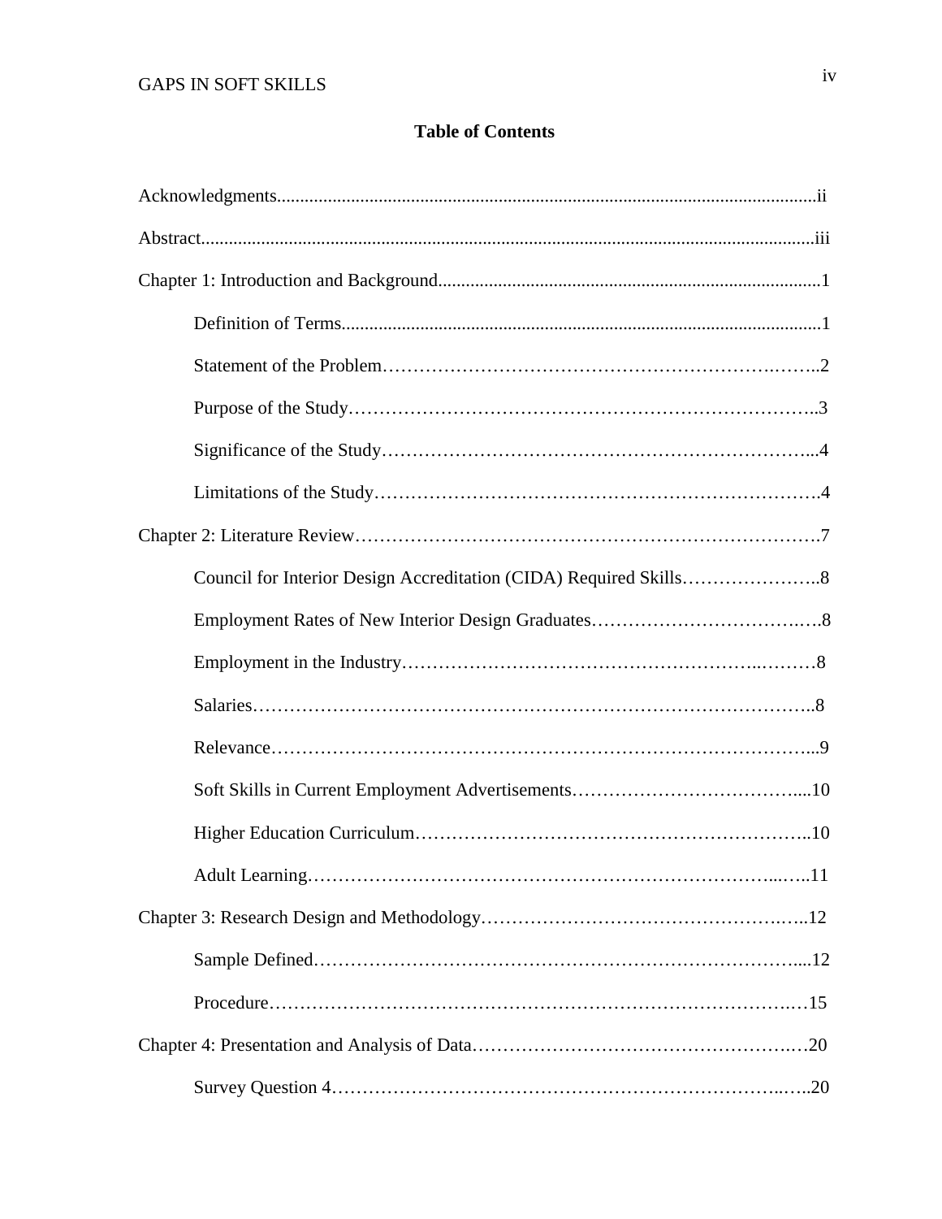## Table of Contents

Acknowledgments....................................................................................................................ii

Abstract....................................................................................................................................iii

Chapter 1: Introduction and Background...................................................................................1

- Definition of Terms.......................................................................................................1
- Statement of the Problem…………………………………………………………….……..2
- Purpose of the Study……………………………………………………………………..3
- Significance of the Study………………………………………………………….....4
- Limitations of the Study……………………………………………………………….4

Chapter 2: Literature Review……………………………………………………………….7

- Council for Interior Design Accreditation (CIDA) Required Skills…………………..8
- Employment Rates of New Interior Design Graduates…………………………….….8
- Employment in the Industry………………………………………………..………8
- Salaries……………………………………………………………………………..8
- Relevance……………………………………………………………………………...9
- Soft Skills in Current Employment Advertisements…………………………………....10
- Higher Education Curriculum……………………………………………………..10
- Adult Learning………………………………………………………………...…..11

Chapter 3: Research Design and Methodology…………………………………………….…..12

- Sample Defined…………………………………………………………………....12
- Procedure……………………………………………………………………….…15

Chapter 4: Presentation and Analysis of Data…………………………………………….…20

- Survey Question 4……………………………………………………………...…..20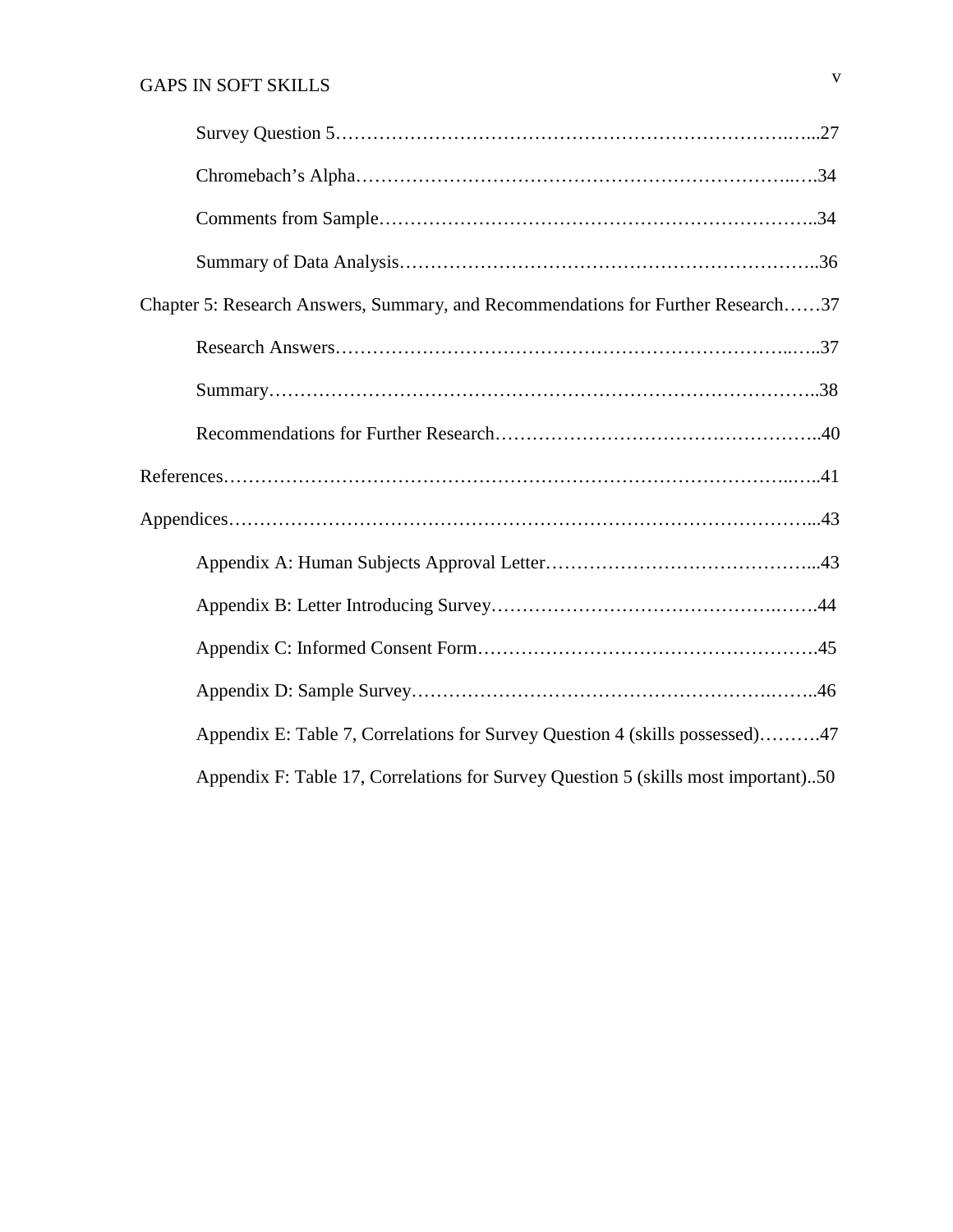Survey Question 5……………………………………………………………….…...27

Chromebach's Alpha…………………………………………………………..….34

Comments from Sample…………………………………………………………..34

Summary of Data Analysis……………………………………………………….36

Chapter 5: Research Answers, Summary, and Recommendations for Further Research……37

Research Answers………………………………………………………………..…..37

Summary…………………………………………………………………………..38

Recommendations for Further Research…………………………………………..40

References…………………………………………………………………………..….41

Appendices………………………………………………………………………….....43

Appendix A: Human Subjects Approval Letter……………………………………...43

Appendix B: Letter Introducing Survey……………………………………….…….44

Appendix C: Informed Consent Form……………………………………………….45

Appendix D: Sample Survey……………………………………………….……..46

Appendix E: Table 7, Correlations for Survey Question 4 (skills possessed)……….47

Appendix F: Table 17, Correlations for Survey Question 5 (skills most important)..50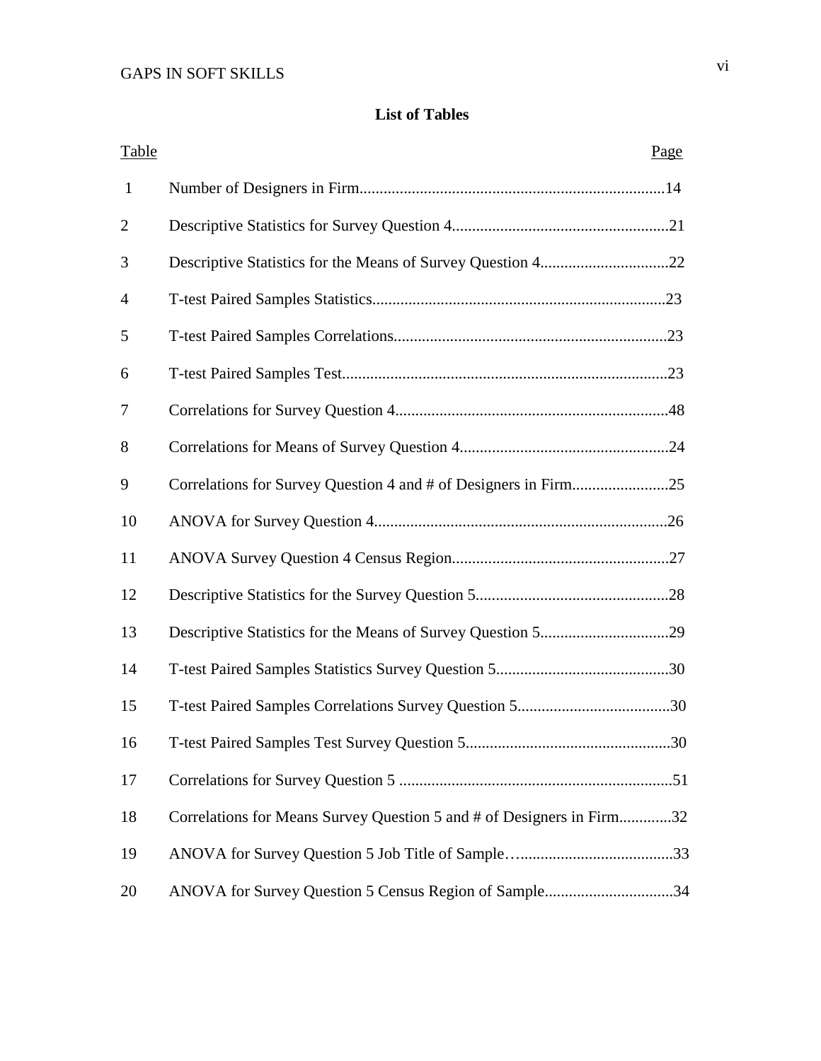## List of Tables

| Table | | Page |
|---|---|---|
| 1 | Number of Designers in Firm | 14 |
| 2 | Descriptive Statistics for Survey Question 4 | 21 |
| 3 | Descriptive Statistics for the Means of Survey Question 4 | 22 |
| 4 | T-test Paired Samples Statistics | 23 |
| 5 | T-test Paired Samples Correlations | 23 |
| 6 | T-test Paired Samples Test | 23 |
| 7 | Correlations for Survey Question 4 | 48 |
| 8 | Correlations for Means of Survey Question 4 | 24 |
| 9 | Correlations for Survey Question 4 and # of Designers in Firm | 25 |
| 10 | ANOVA for Survey Question 4 | 26 |
| 11 | ANOVA Survey Question 4 Census Region | 27 |
| 12 | Descriptive Statistics for the Survey Question 5 | 28 |
| 13 | Descriptive Statistics for the Means of Survey Question 5 | 29 |
| 14 | T-test Paired Samples Statistics Survey Question 5 | 30 |
| 15 | T-test Paired Samples Correlations Survey Question 5 | 30 |
| 16 | T-test Paired Samples Test Survey Question 5 | 30 |
| 17 | Correlations for Survey Question 5 | 51 |
| 18 | Correlations for Means Survey Question 5 and # of Designers in Firm | 32 |
| 19 | ANOVA for Survey Question 5 Job Title of Sample | 33 |
| 20 | ANOVA for Survey Question 5 Census Region of Sample | 34 |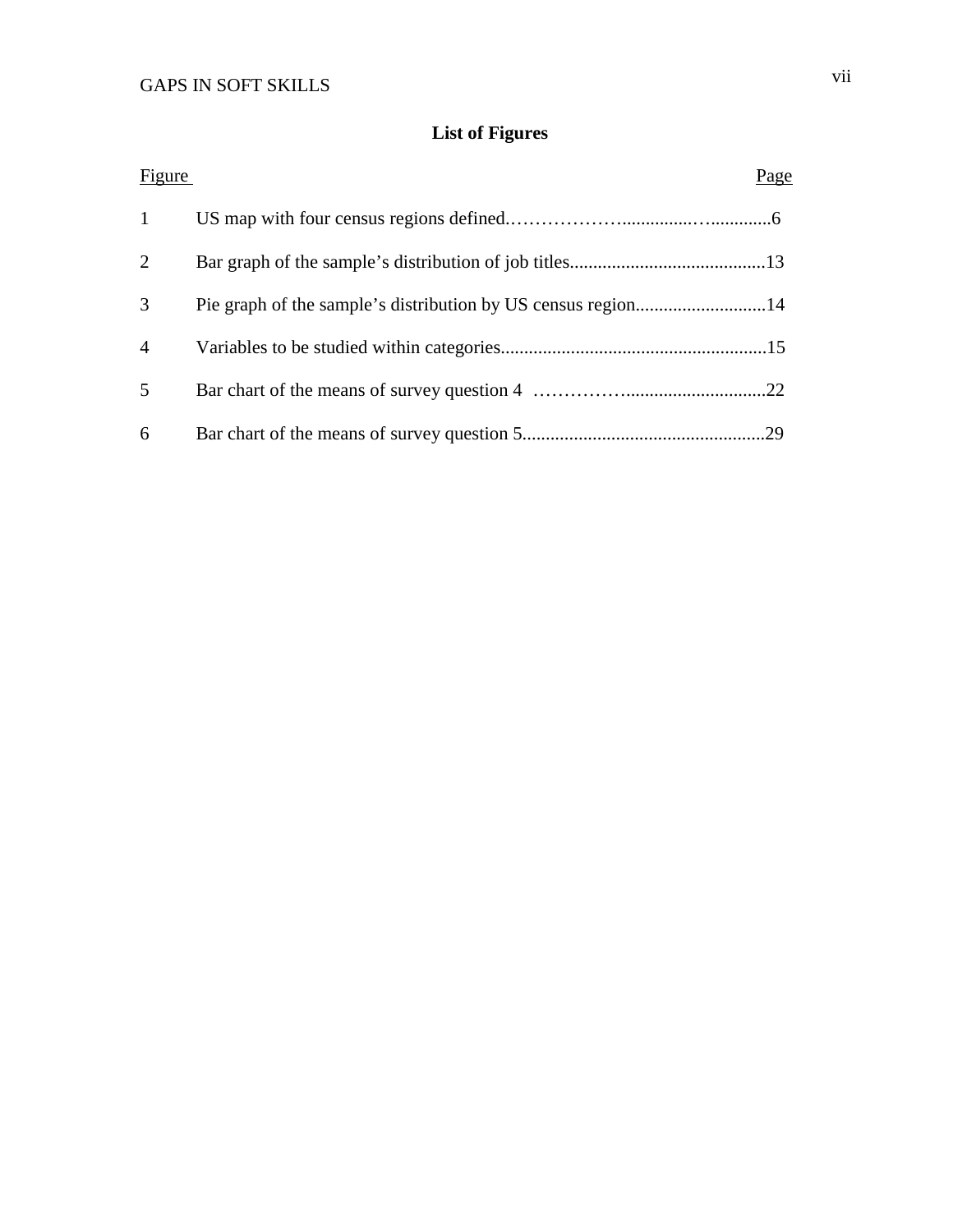# List of Figures

| Figure | | Page |
|---|---|---|
| 1 | US map with four census regions defined | 6 |
| 2 | Bar graph of the sample's distribution of job titles | 13 |
| 3 | Pie graph of the sample's distribution by US census region | 14 |
| 4 | Variables to be studied within categories | 15 |
| 5 | Bar chart of the means of survey question 4 | 22 |
| 6 | Bar chart of the means of survey question 5 | 29 |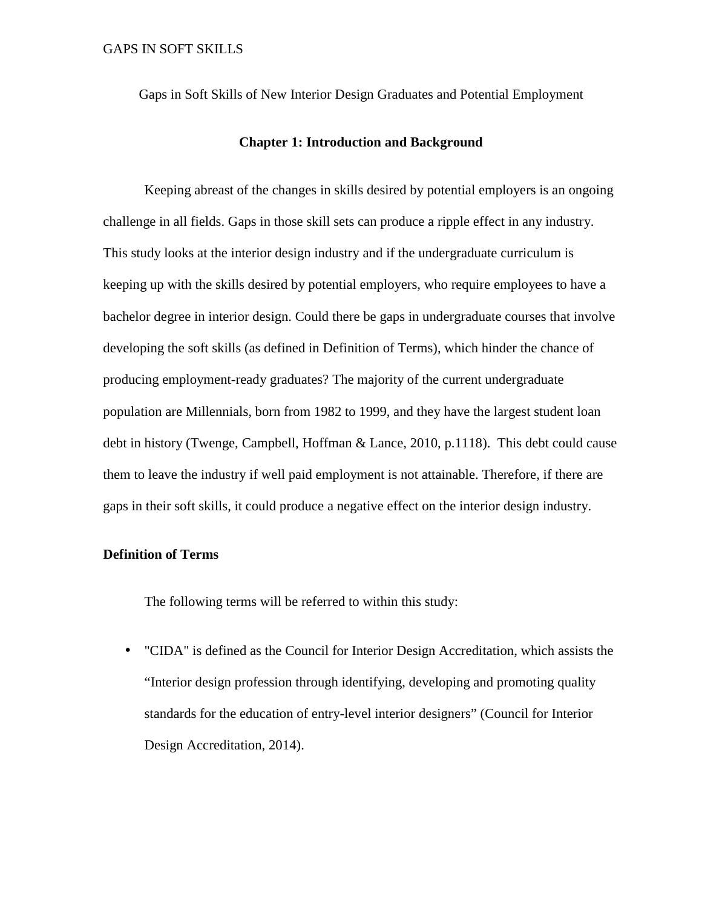Gaps in Soft Skills of New Interior Design Graduates and Potential Employment

## Chapter 1: Introduction and Background

Keeping abreast of the changes in skills desired by potential employers is an ongoing challenge in all fields. Gaps in those skill sets can produce a ripple effect in any industry. This study looks at the interior design industry and if the undergraduate curriculum is keeping up with the skills desired by potential employers, who require employees to have a bachelor degree in interior design. Could there be gaps in undergraduate courses that involve developing the soft skills (as defined in Definition of Terms), which hinder the chance of producing employment-ready graduates? The majority of the current undergraduate population are Millennials, born from 1982 to 1999, and they have the largest student loan debt in history (Twenge, Campbell, Hoffman & Lance, 2010, p.1118). This debt could cause them to leave the industry if well paid employment is not attainable. Therefore, if there are gaps in their soft skills, it could produce a negative effect on the interior design industry.

### Definition of Terms

The following terms will be referred to within this study:

- "CIDA" is defined as the Council for Interior Design Accreditation, which assists the "Interior design profession through identifying, developing and promoting quality standards for the education of entry-level interior designers" (Council for Interior Design Accreditation, 2014).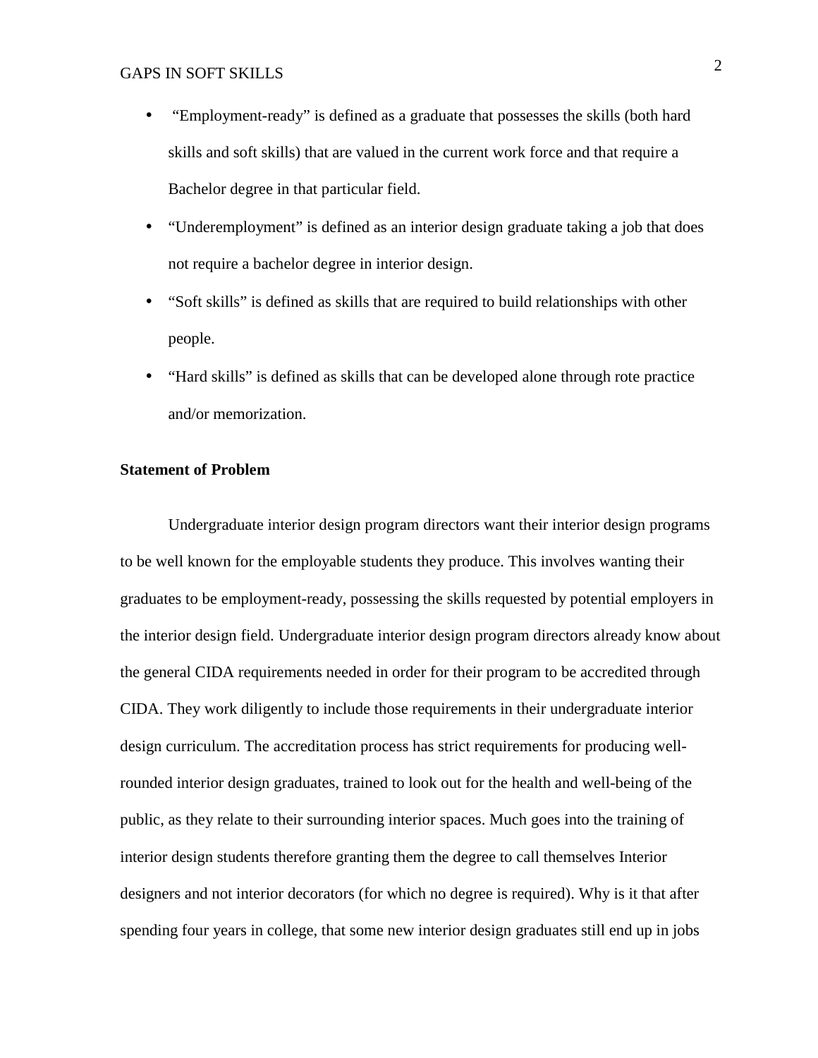- "Employment-ready" is defined as a graduate that possesses the skills (both hard skills and soft skills) that are valued in the current work force and that require a Bachelor degree in that particular field.
- "Underemployment" is defined as an interior design graduate taking a job that does not require a bachelor degree in interior design.
- "Soft skills" is defined as skills that are required to build relationships with other people.
- "Hard skills" is defined as skills that can be developed alone through rote practice and/or memorization.

**Statement of Problem**

Undergraduate interior design program directors want their interior design programs to be well known for the employable students they produce. This involves wanting their graduates to be employment-ready, possessing the skills requested by potential employers in the interior design field. Undergraduate interior design program directors already know about the general CIDA requirements needed in order for their program to be accredited through CIDA. They work diligently to include those requirements in their undergraduate interior design curriculum. The accreditation process has strict requirements for producing well-rounded interior design graduates, trained to look out for the health and well-being of the public, as they relate to their surrounding interior spaces. Much goes into the training of interior design students therefore granting them the degree to call themselves Interior designers and not interior decorators (for which no degree is required). Why is it that after spending four years in college, that some new interior design graduates still end up in jobs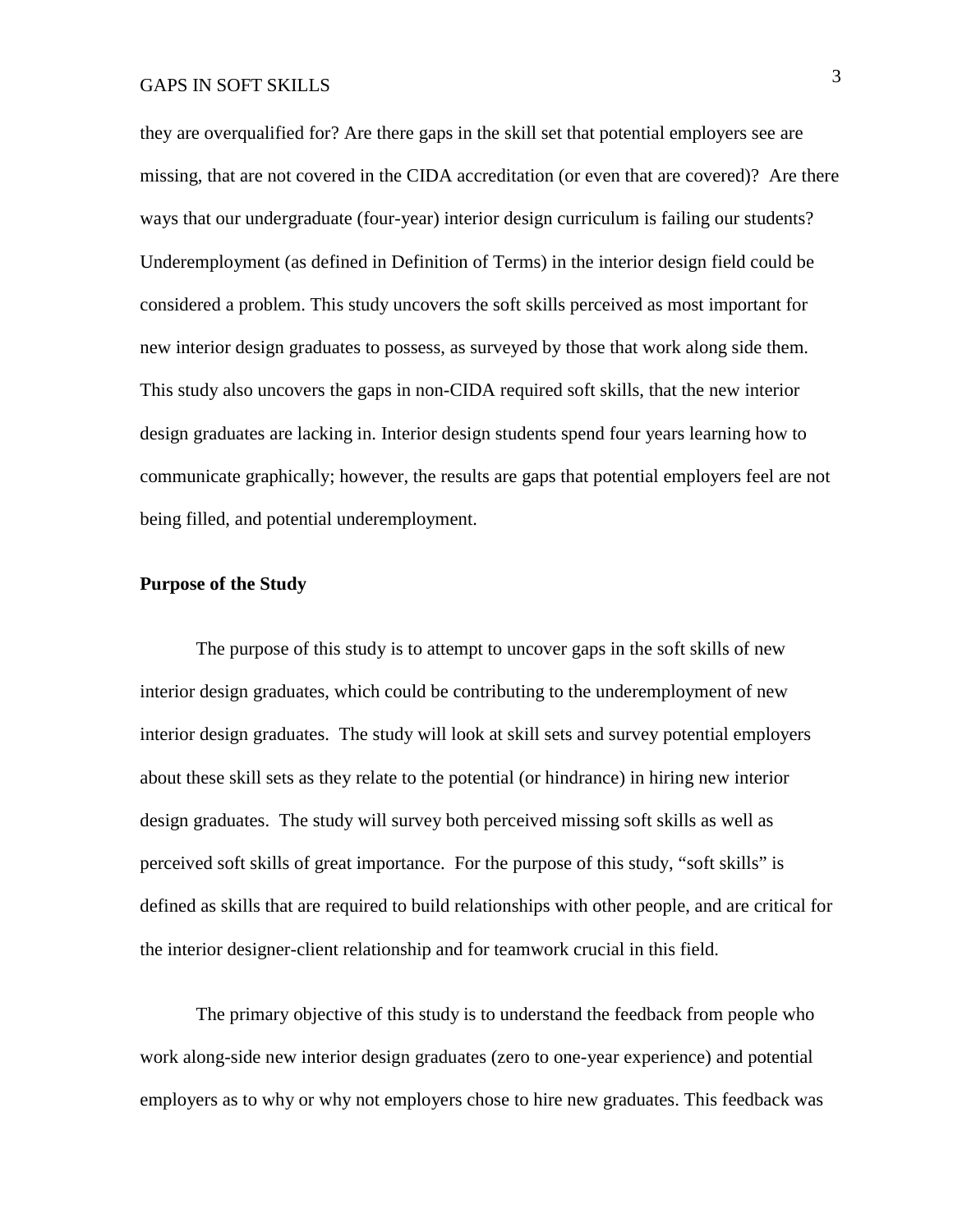they are overqualified for? Are there gaps in the skill set that potential employers see are missing, that are not covered in the CIDA accreditation (or even that are covered)? Are there ways that our undergraduate (four-year) interior design curriculum is failing our students? Underemployment (as defined in Definition of Terms) in the interior design field could be considered a problem. This study uncovers the soft skills perceived as most important for new interior design graduates to possess, as surveyed by those that work along side them. This study also uncovers the gaps in non-CIDA required soft skills, that the new interior design graduates are lacking in. Interior design students spend four years learning how to communicate graphically; however, the results are gaps that potential employers feel are not being filled, and potential underemployment.

**Purpose of the Study**

The purpose of this study is to attempt to uncover gaps in the soft skills of new interior design graduates, which could be contributing to the underemployment of new interior design graduates. The study will look at skill sets and survey potential employers about these skill sets as they relate to the potential (or hindrance) in hiring new interior design graduates. The study will survey both perceived missing soft skills as well as perceived soft skills of great importance. For the purpose of this study, "soft skills" is defined as skills that are required to build relationships with other people, and are critical for the interior designer-client relationship and for teamwork crucial in this field.

The primary objective of this study is to understand the feedback from people who work along-side new interior design graduates (zero to one-year experience) and potential employers as to why or why not employers chose to hire new graduates. This feedback was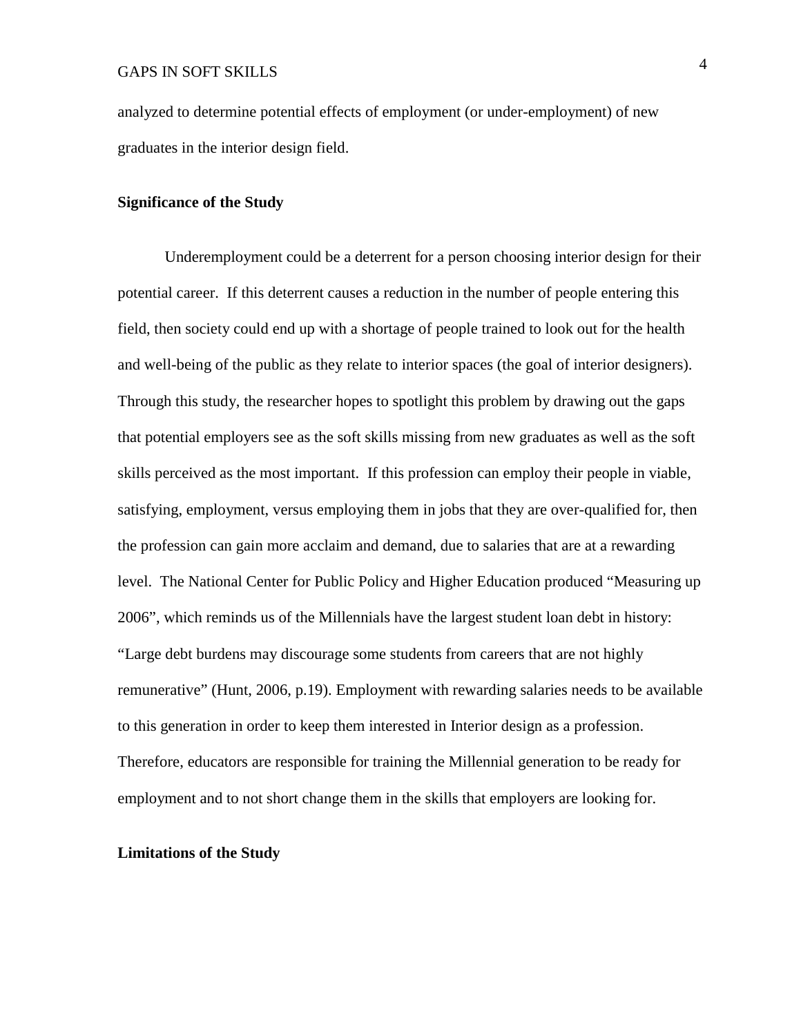analyzed to determine potential effects of employment (or under-employment) of new graduates in the interior design field.

**Significance of the Study**

Underemployment could be a deterrent for a person choosing interior design for their potential career. If this deterrent causes a reduction in the number of people entering this field, then society could end up with a shortage of people trained to look out for the health and well-being of the public as they relate to interior spaces (the goal of interior designers). Through this study, the researcher hopes to spotlight this problem by drawing out the gaps that potential employers see as the soft skills missing from new graduates as well as the soft skills perceived as the most important. If this profession can employ their people in viable, satisfying, employment, versus employing them in jobs that they are over-qualified for, then the profession can gain more acclaim and demand, due to salaries that are at a rewarding level. The National Center for Public Policy and Higher Education produced "Measuring up 2006", which reminds us of the Millennials have the largest student loan debt in history: "Large debt burdens may discourage some students from careers that are not highly remunerative" (Hunt, 2006, p.19). Employment with rewarding salaries needs to be available to this generation in order to keep them interested in Interior design as a profession. Therefore, educators are responsible for training the Millennial generation to be ready for employment and to not short change them in the skills that employers are looking for.

**Limitations of the Study**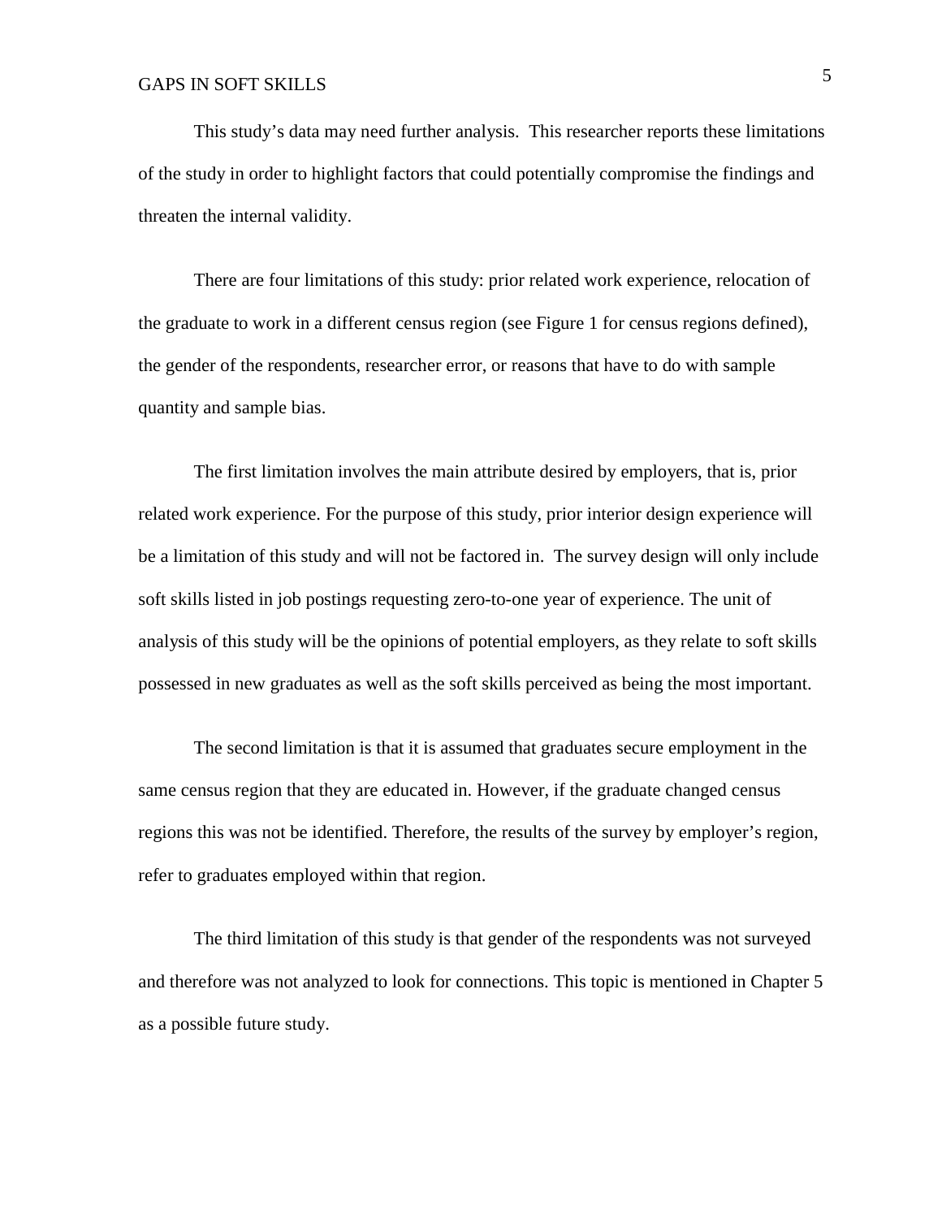This study's data may need further analysis. This researcher reports these limitations of the study in order to highlight factors that could potentially compromise the findings and threaten the internal validity.

There are four limitations of this study: prior related work experience, relocation of the graduate to work in a different census region (see Figure 1 for census regions defined), the gender of the respondents, researcher error, or reasons that have to do with sample quantity and sample bias.

The first limitation involves the main attribute desired by employers, that is, prior related work experience. For the purpose of this study, prior interior design experience will be a limitation of this study and will not be factored in. The survey design will only include soft skills listed in job postings requesting zero-to-one year of experience. The unit of analysis of this study will be the opinions of potential employers, as they relate to soft skills possessed in new graduates as well as the soft skills perceived as being the most important.

The second limitation is that it is assumed that graduates secure employment in the same census region that they are educated in. However, if the graduate changed census regions this was not be identified. Therefore, the results of the survey by employer's region, refer to graduates employed within that region.

The third limitation of this study is that gender of the respondents was not surveyed and therefore was not analyzed to look for connections. This topic is mentioned in Chapter 5 as a possible future study.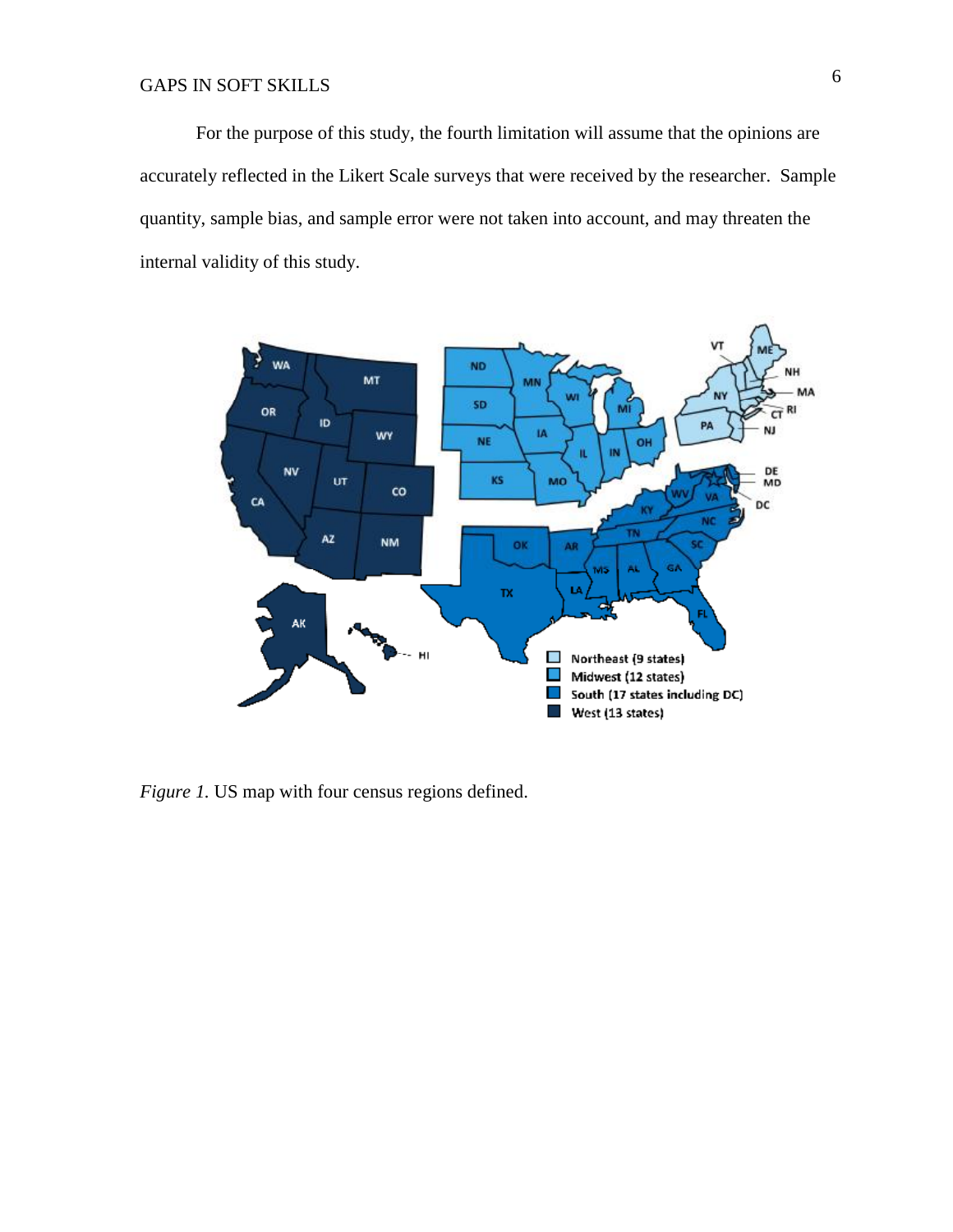For the purpose of this study, the fourth limitation will assume that the opinions are accurately reflected in the Likert Scale surveys that were received by the researcher. Sample quantity, sample bias, and sample error were not taken into account, and may threaten the internal validity of this study.

*Figure 1.* US map with four census regions defined.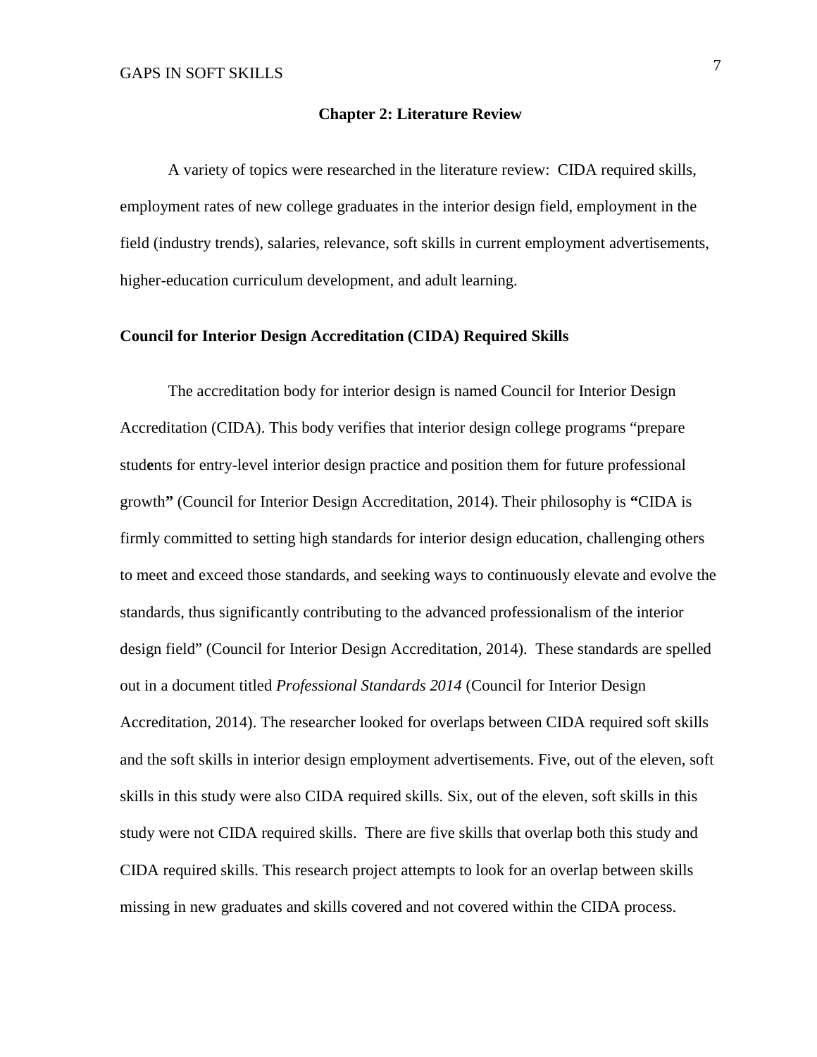## Chapter 2: Literature Review

A variety of topics were researched in the literature review: CIDA required skills, employment rates of new college graduates in the interior design field, employment in the field (industry trends), salaries, relevance, soft skills in current employment advertisements, higher-education curriculum development, and adult learning.

### Council for Interior Design Accreditation (CIDA) Required Skills

The accreditation body for interior design is named Council for Interior Design Accreditation (CIDA). This body verifies that interior design college programs "prepare students for entry-level interior design practice and position them for future professional growth" (Council for Interior Design Accreditation, 2014). Their philosophy is "CIDA is firmly committed to setting high standards for interior design education, challenging others to meet and exceed those standards, and seeking ways to continuously elevate and evolve the standards, thus significantly contributing to the advanced professionalism of the interior design field" (Council for Interior Design Accreditation, 2014). These standards are spelled out in a document titled *Professional Standards 2014* (Council for Interior Design Accreditation, 2014). The researcher looked for overlaps between CIDA required soft skills and the soft skills in interior design employment advertisements. Five, out of the eleven, soft skills in this study were also CIDA required skills. Six, out of the eleven, soft skills in this study were not CIDA required skills. There are five skills that overlap both this study and CIDA required skills. This research project attempts to look for an overlap between skills missing in new graduates and skills covered and not covered within the CIDA process.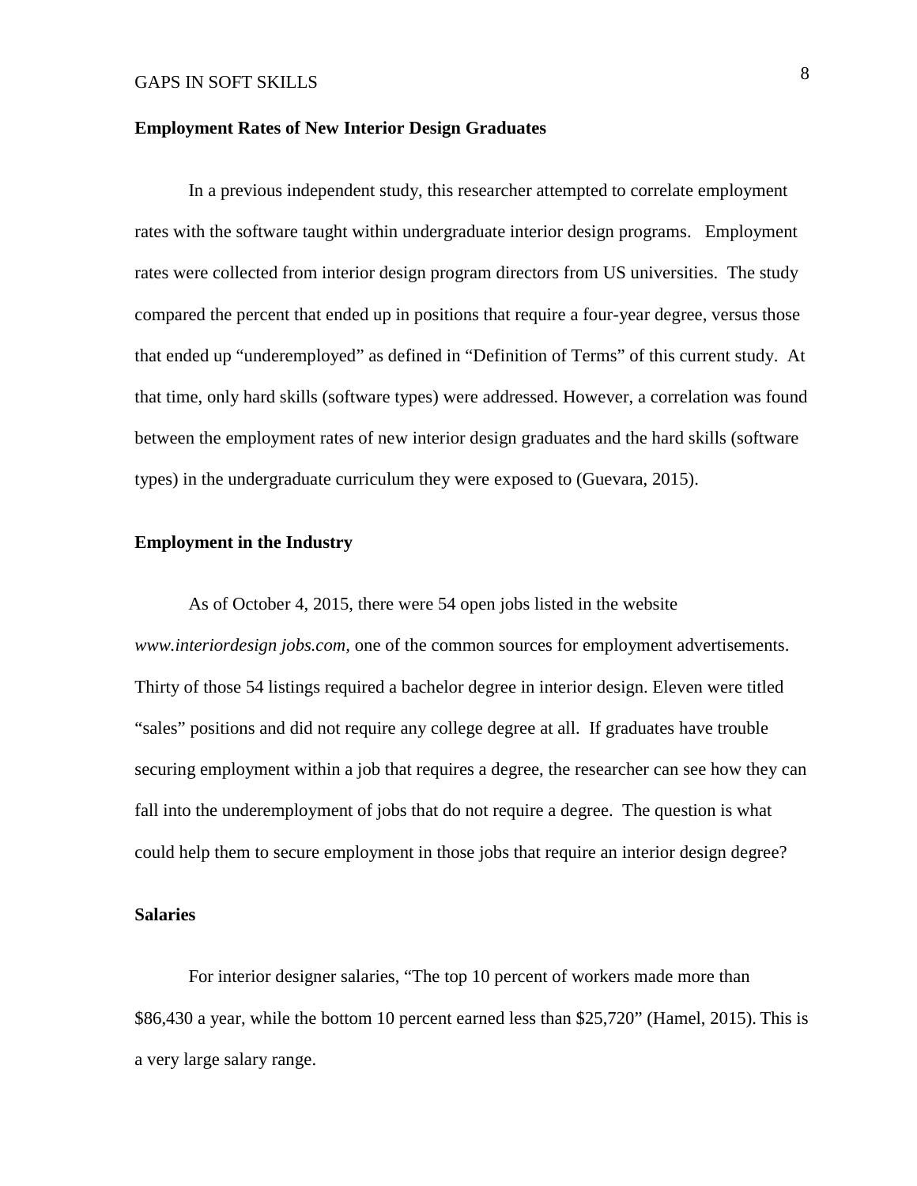## Employment Rates of New Interior Design Graduates

In a previous independent study, this researcher attempted to correlate employment rates with the software taught within undergraduate interior design programs. Employment rates were collected from interior design program directors from US universities. The study compared the percent that ended up in positions that require a four-year degree, versus those that ended up "underemployed" as defined in "Definition of Terms" of this current study. At that time, only hard skills (software types) were addressed. However, a correlation was found between the employment rates of new interior design graduates and the hard skills (software types) in the undergraduate curriculum they were exposed to (Guevara, 2015).

## Employment in the Industry

As of October 4, 2015, there were 54 open jobs listed in the website *www.interiordesign jobs.com,* one of the common sources for employment advertisements. Thirty of those 54 listings required a bachelor degree in interior design. Eleven were titled "sales" positions and did not require any college degree at all. If graduates have trouble securing employment within a job that requires a degree, the researcher can see how they can fall into the underemployment of jobs that do not require a degree. The question is what could help them to secure employment in those jobs that require an interior design degree?

## Salaries

For interior designer salaries, "The top 10 percent of workers made more than $86,430 a year, while the bottom 10 percent earned less than $25,720" (Hamel, 2015). This is a very large salary range.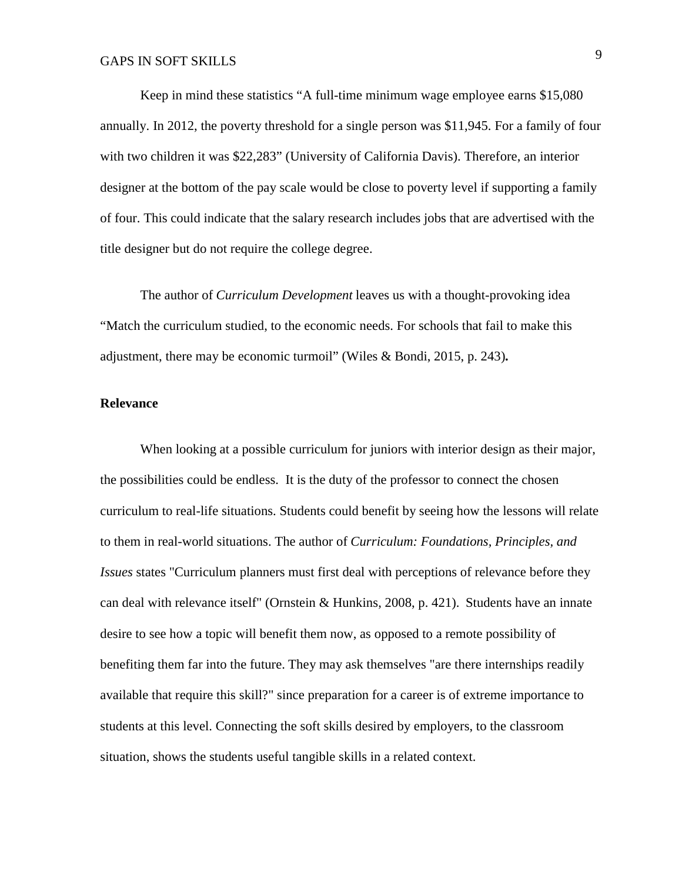Keep in mind these statistics “A full-time minimum wage employee earns $15,080 annually. In 2012, the poverty threshold for a single person was $11,945. For a family of four with two children it was $22,283” (University of California Davis). Therefore, an interior designer at the bottom of the pay scale would be close to poverty level if supporting a family of four. This could indicate that the salary research includes jobs that are advertised with the title designer but do not require the college degree.

The author of *Curriculum Development* leaves us with a thought-provoking idea “Match the curriculum studied, to the economic needs. For schools that fail to make this adjustment, there may be economic turmoil” (Wiles & Bondi, 2015, p. 243)**.**

**Relevance**

When looking at a possible curriculum for juniors with interior design as their major, the possibilities could be endless. It is the duty of the professor to connect the chosen curriculum to real-life situations. Students could benefit by seeing how the lessons will relate to them in real-world situations. The author of *Curriculum: Foundations, Principles, and Issues* states "Curriculum planners must first deal with perceptions of relevance before they can deal with relevance itself" (Ornstein & Hunkins, 2008, p. 421). Students have an innate desire to see how a topic will benefit them now, as opposed to a remote possibility of benefiting them far into the future. They may ask themselves "are there internships readily available that require this skill?" since preparation for a career is of extreme importance to students at this level. Connecting the soft skills desired by employers, to the classroom situation, shows the students useful tangible skills in a related context.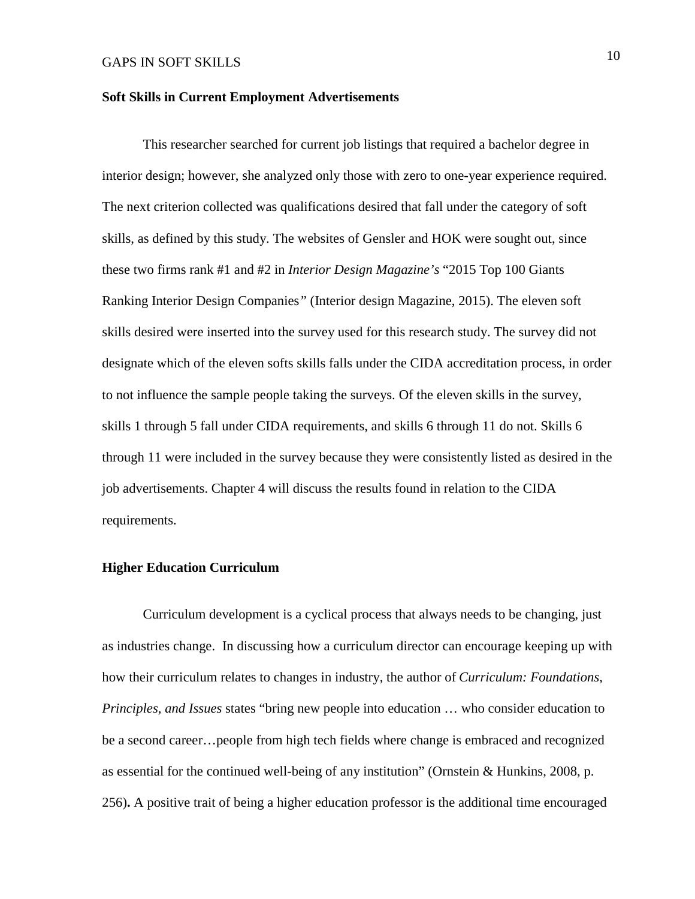**Soft Skills in Current Employment Advertisements**

This researcher searched for current job listings that required a bachelor degree in interior design; however, she analyzed only those with zero to one-year experience required. The next criterion collected was qualifications desired that fall under the category of soft skills, as defined by this study. The websites of Gensler and HOK were sought out, since these two firms rank #1 and #2 in *Interior Design Magazine's* "2015 Top 100 Giants Ranking Interior Design Companies*"* (Interior design Magazine, 2015). The eleven soft skills desired were inserted into the survey used for this research study. The survey did not designate which of the eleven softs skills falls under the CIDA accreditation process, in order to not influence the sample people taking the surveys. Of the eleven skills in the survey, skills 1 through 5 fall under CIDA requirements, and skills 6 through 11 do not. Skills 6 through 11 were included in the survey because they were consistently listed as desired in the job advertisements. Chapter 4 will discuss the results found in relation to the CIDA requirements.

**Higher Education Curriculum**

Curriculum development is a cyclical process that always needs to be changing, just as industries change. In discussing how a curriculum director can encourage keeping up with how their curriculum relates to changes in industry, the author of *Curriculum: Foundations, Principles, and Issues* states "bring new people into education … who consider education to be a second career…people from high tech fields where change is embraced and recognized as essential for the continued well-being of any institution" (Ornstein & Hunkins, 2008, p. 256)**.** A positive trait of being a higher education professor is the additional time encouraged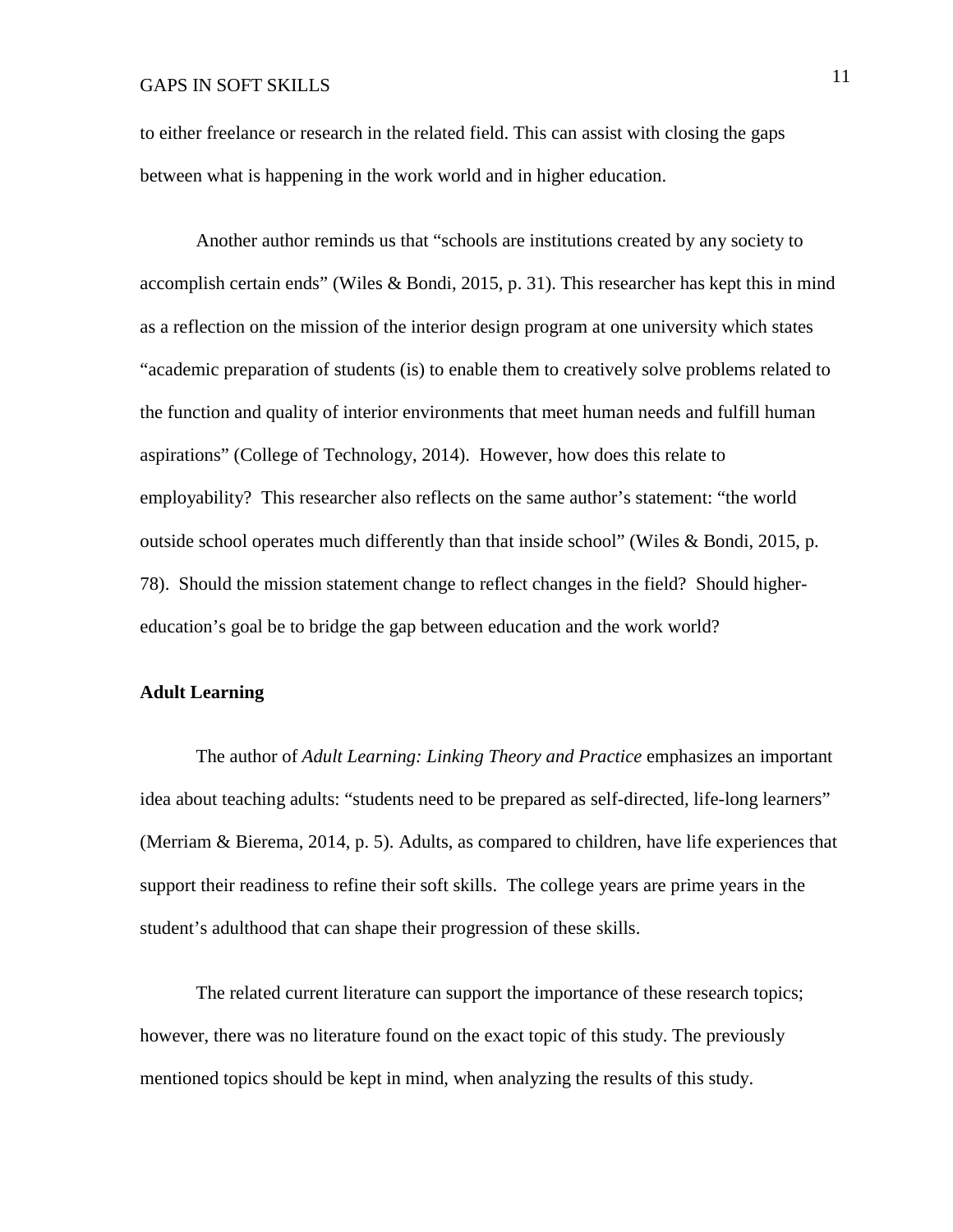to either freelance or research in the related field. This can assist with closing the gaps between what is happening in the work world and in higher education.

Another author reminds us that "schools are institutions created by any society to accomplish certain ends" (Wiles & Bondi, 2015, p. 31). This researcher has kept this in mind as a reflection on the mission of the interior design program at one university which states "academic preparation of students (is) to enable them to creatively solve problems related to the function and quality of interior environments that meet human needs and fulfill human aspirations" (College of Technology, 2014). However, how does this relate to employability? This researcher also reflects on the same author's statement: "the world outside school operates much differently than that inside school" (Wiles & Bondi, 2015, p. 78). Should the mission statement change to reflect changes in the field? Should higher-education's goal be to bridge the gap between education and the work world?

**Adult Learning**

The author of *Adult Learning: Linking Theory and Practice* emphasizes an important idea about teaching adults: "students need to be prepared as self-directed, life-long learners" (Merriam & Bierema, 2014, p. 5). Adults, as compared to children, have life experiences that support their readiness to refine their soft skills. The college years are prime years in the student's adulthood that can shape their progression of these skills.

The related current literature can support the importance of these research topics; however, there was no literature found on the exact topic of this study. The previously mentioned topics should be kept in mind, when analyzing the results of this study.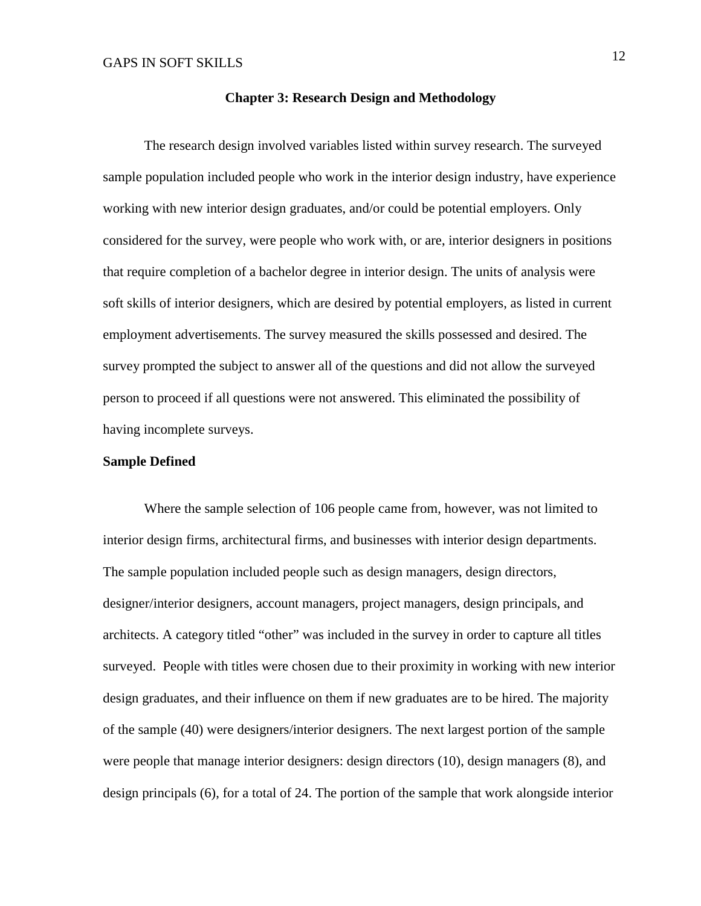## Chapter 3: Research Design and Methodology

The research design involved variables listed within survey research. The surveyed sample population included people who work in the interior design industry, have experience working with new interior design graduates, and/or could be potential employers. Only considered for the survey, were people who work with, or are, interior designers in positions that require completion of a bachelor degree in interior design. The units of analysis were soft skills of interior designers, which are desired by potential employers, as listed in current employment advertisements. The survey measured the skills possessed and desired. The survey prompted the subject to answer all of the questions and did not allow the surveyed person to proceed if all questions were not answered. This eliminated the possibility of having incomplete surveys.

### Sample Defined

Where the sample selection of 106 people came from, however, was not limited to interior design firms, architectural firms, and businesses with interior design departments. The sample population included people such as design managers, design directors, designer/interior designers, account managers, project managers, design principals, and architects. A category titled "other" was included in the survey in order to capture all titles surveyed. People with titles were chosen due to their proximity in working with new interior design graduates, and their influence on them if new graduates are to be hired. The majority of the sample (40) were designers/interior designers. The next largest portion of the sample were people that manage interior designers: design directors (10), design managers (8), and design principals (6), for a total of 24. The portion of the sample that work alongside interior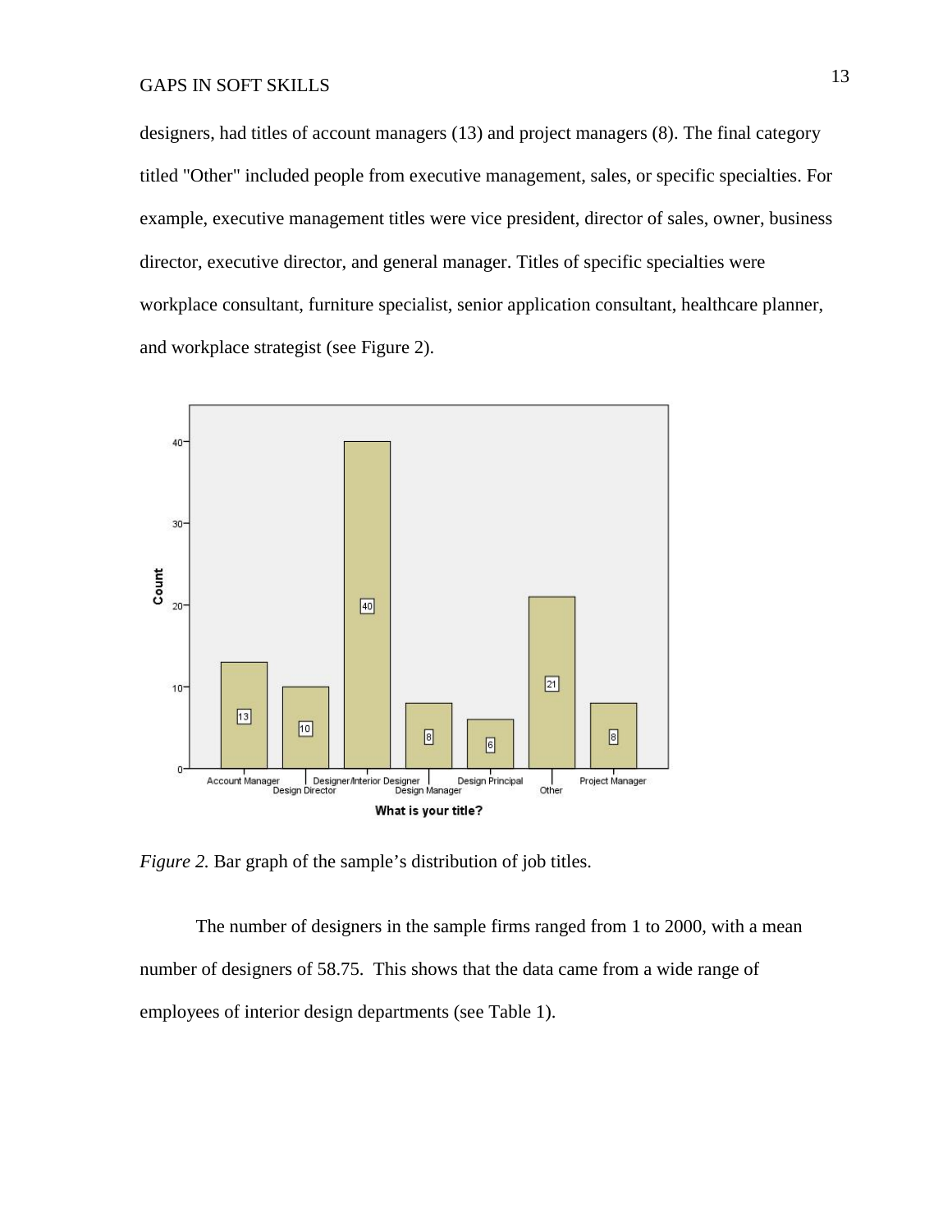designers, had titles of account managers (13) and project managers (8). The final category titled "Other" included people from executive management, sales, or specific specialties. For example, executive management titles were vice president, director of sales, owner, business director, executive director, and general manager. Titles of specific specialties were workplace consultant, furniture specialist, senior application consultant, healthcare planner, and workplace strategist (see Figure 2).

*Figure 2.* Bar graph of the sample's distribution of job titles.

The number of designers in the sample firms ranged from 1 to 2000, with a mean number of designers of 58.75. This shows that the data came from a wide range of employees of interior design departments (see Table 1).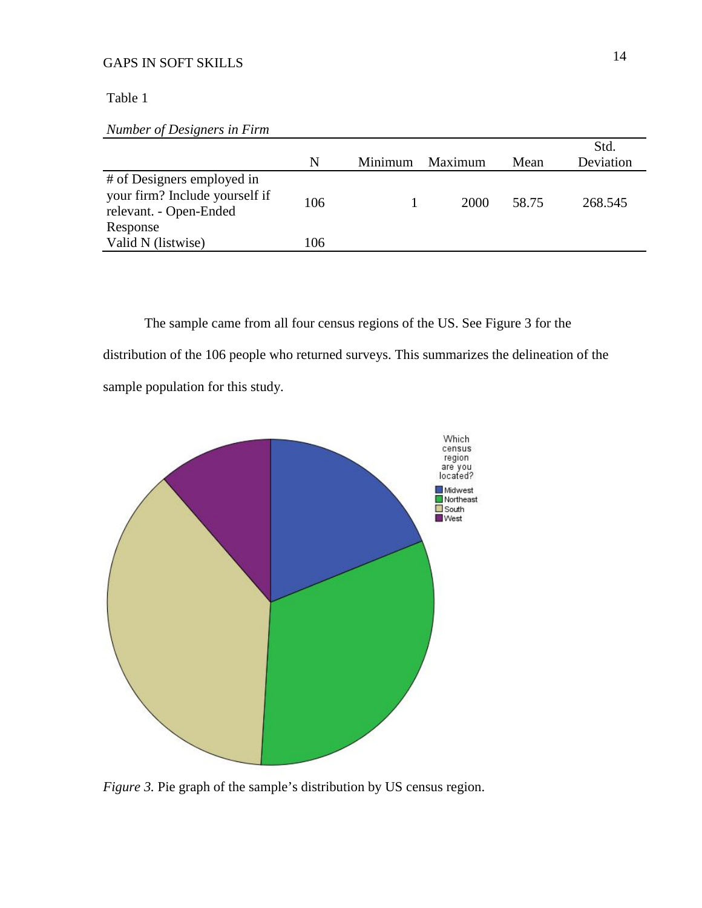Table 1

*Number of Designers in Firm*

| | N | Minimum | Maximum | Mean | Std. Deviation |
|---|---|---|---|---|---|
| # of Designers employed in your firm? Include yourself if relevant. - Open-Ended Response | 106 | 1 | 2000 | 58.75 | 268.545 |
| Valid N (listwise) | 106 | | | | |

The sample came from all four census regions of the US. See Figure 3 for the distribution of the 106 people who returned surveys. This summarizes the delineation of the sample population for this study.

*Figure 3.* Pie graph of the sample's distribution by US census region.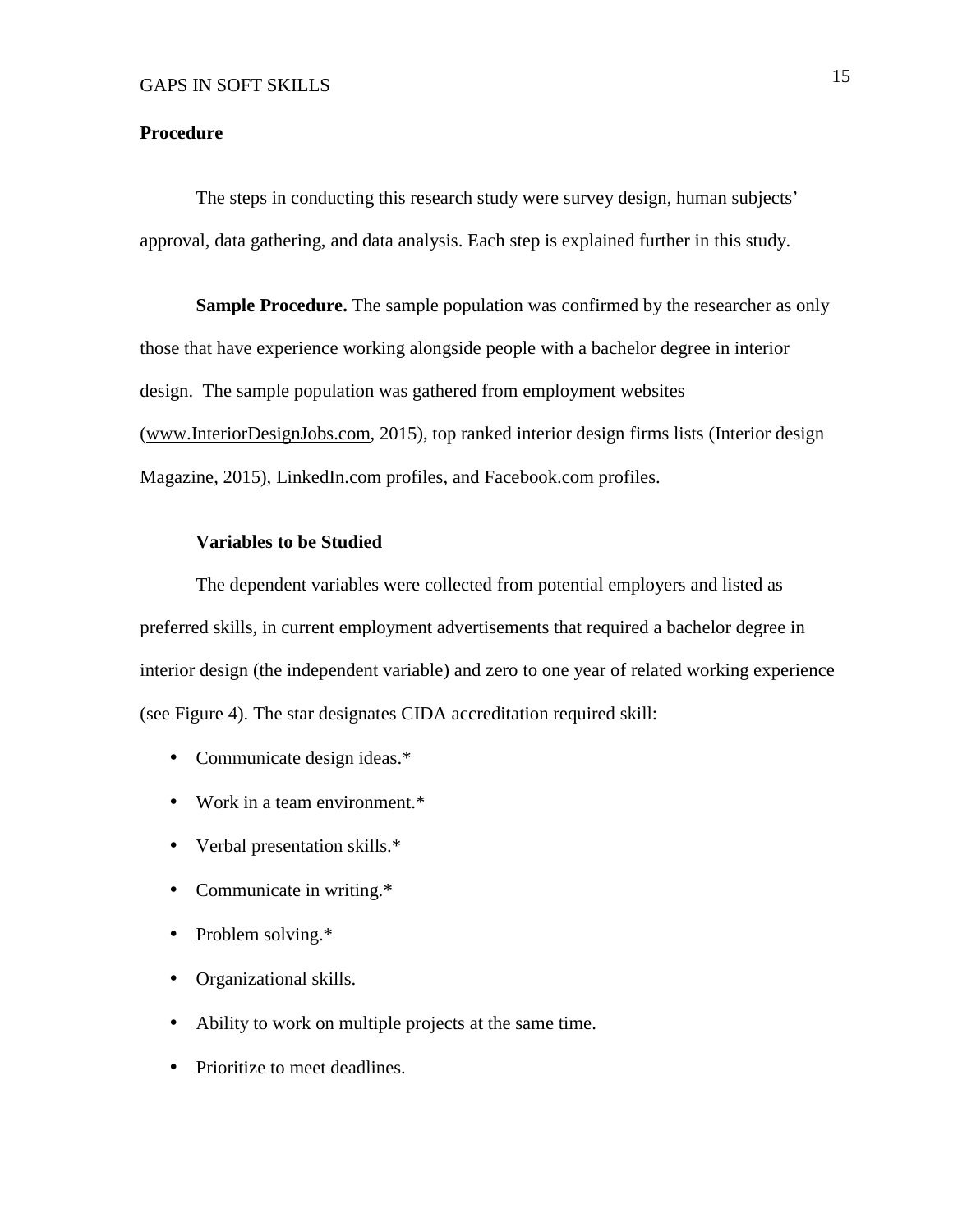## Procedure

The steps in conducting this research study were survey design, human subjects' approval, data gathering, and data analysis. Each step is explained further in this study.

**Sample Procedure.** The sample population was confirmed by the researcher as only those that have experience working alongside people with a bachelor degree in interior design. The sample population was gathered from employment websites (www.InteriorDesignJobs.com, 2015), top ranked interior design firms lists (Interior design Magazine, 2015), LinkedIn.com profiles, and Facebook.com profiles.

### Variables to be Studied

The dependent variables were collected from potential employers and listed as preferred skills, in current employment advertisements that required a bachelor degree in interior design (the independent variable) and zero to one year of related working experience (see Figure 4). The star designates CIDA accreditation required skill:

- Communicate design ideas.*
- Work in a team environment.*
- Verbal presentation skills.*
- Communicate in writing.*
- Problem solving.*
- Organizational skills.
- Ability to work on multiple projects at the same time.
- Prioritize to meet deadlines.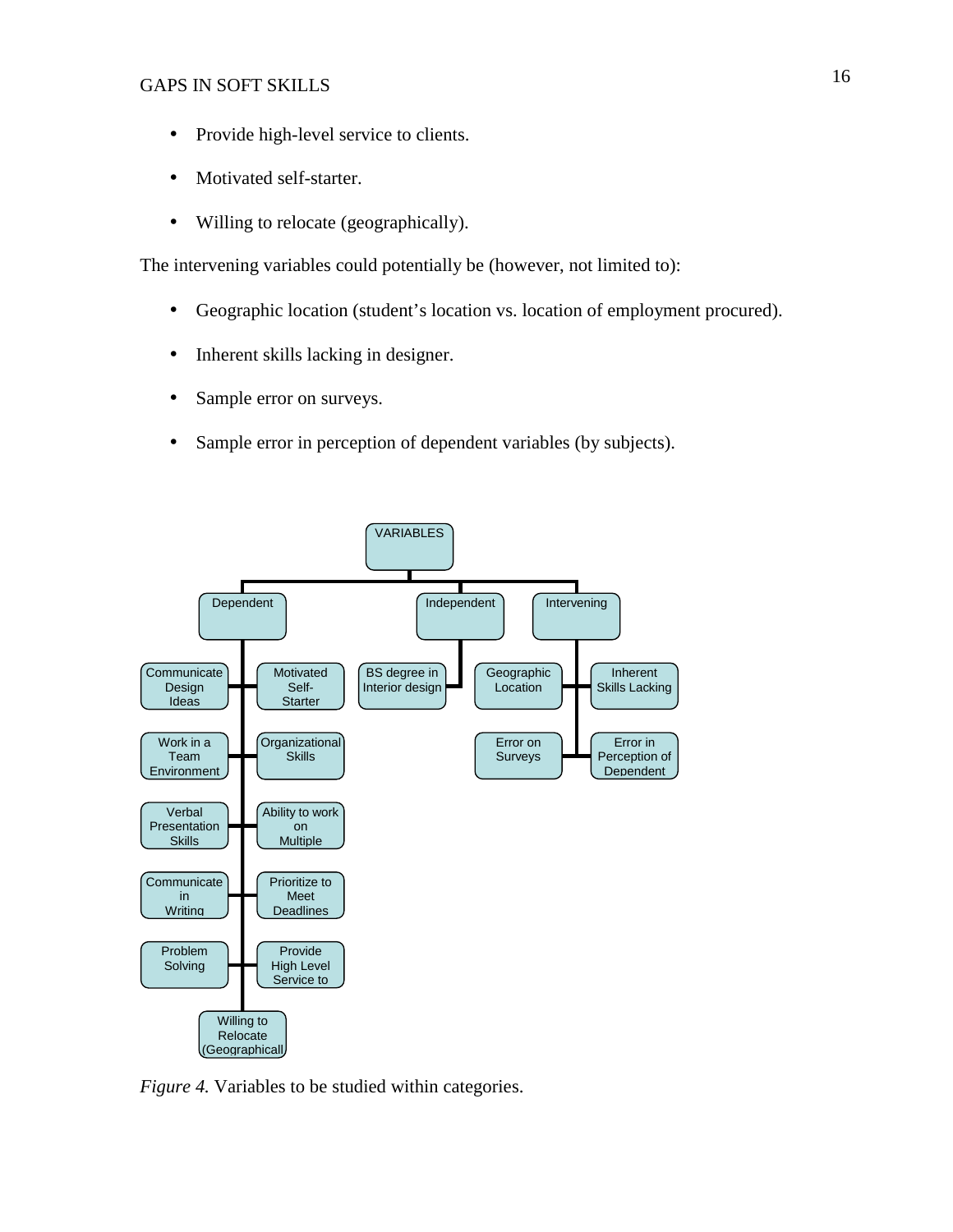- Provide high-level service to clients.
- Motivated self-starter.
- Willing to relocate (geographically).

The intervening variables could potentially be (however, not limited to):

- Geographic location (student's location vs. location of employment procured).
- Inherent skills lacking in designer.
- Sample error on surveys.
- Sample error in perception of dependent variables (by subjects).

*Figure 4.* Variables to be studied within categories.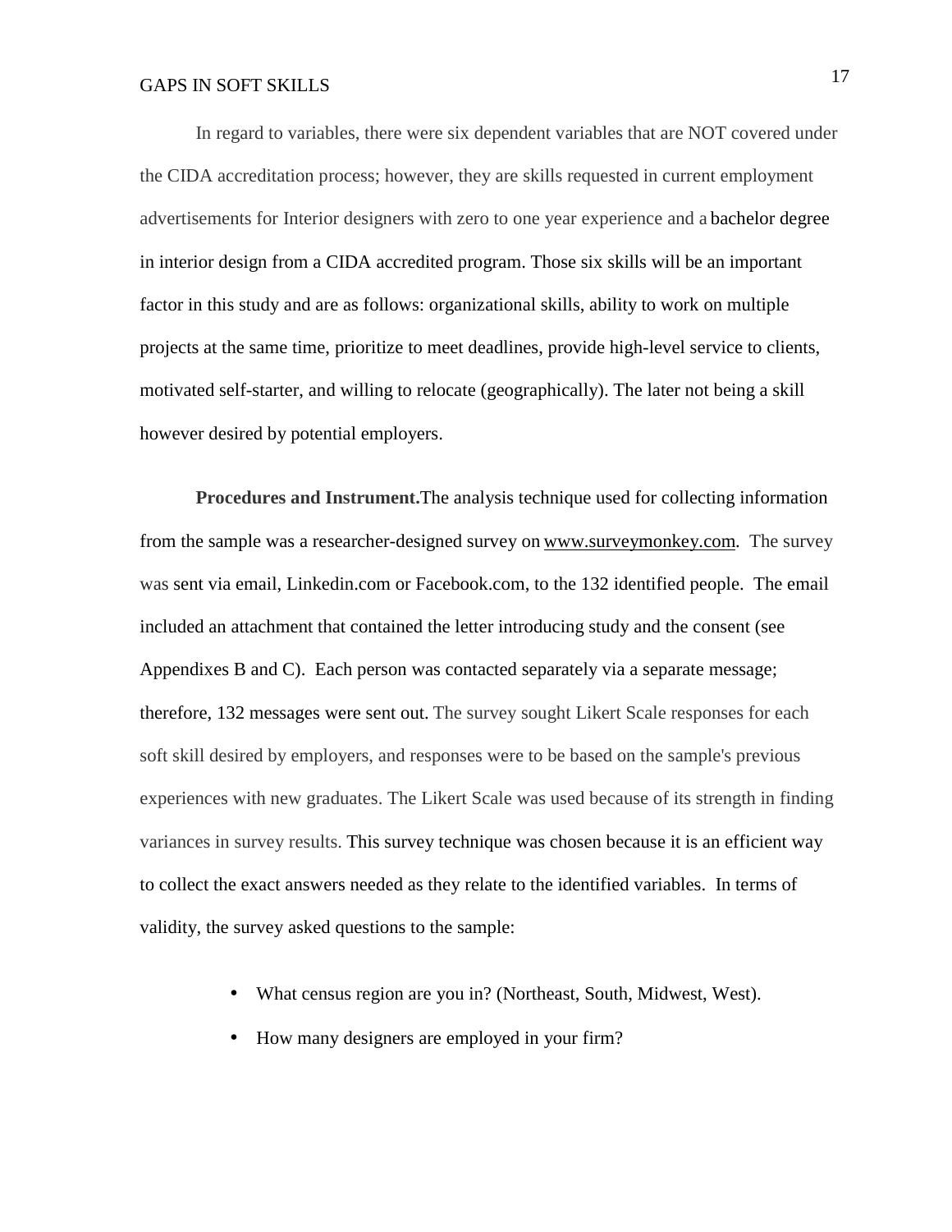In regard to variables, there were six dependent variables that are NOT covered under the CIDA accreditation process; however, they are skills requested in current employment advertisements for Interior designers with zero to one year experience and a bachelor degree in interior design from a CIDA accredited program. Those six skills will be an important factor in this study and are as follows: organizational skills, ability to work on multiple projects at the same time, prioritize to meet deadlines, provide high-level service to clients, motivated self-starter, and willing to relocate (geographically). The later not being a skill however desired by potential employers.

**Procedures and Instrument.**The analysis technique used for collecting information from the sample was a researcher-designed survey on www.surveymonkey.com. The survey was sent via email, Linkedin.com or Facebook.com, to the 132 identified people. The email included an attachment that contained the letter introducing study and the consent (see Appendixes B and C). Each person was contacted separately via a separate message; therefore, 132 messages were sent out. The survey sought Likert Scale responses for each soft skill desired by employers, and responses were to be based on the sample's previous experiences with new graduates. The Likert Scale was used because of its strength in finding variances in survey results. This survey technique was chosen because it is an efficient way to collect the exact answers needed as they relate to the identified variables. In terms of validity, the survey asked questions to the sample:

- What census region are you in? (Northeast, South, Midwest, West).
- How many designers are employed in your firm?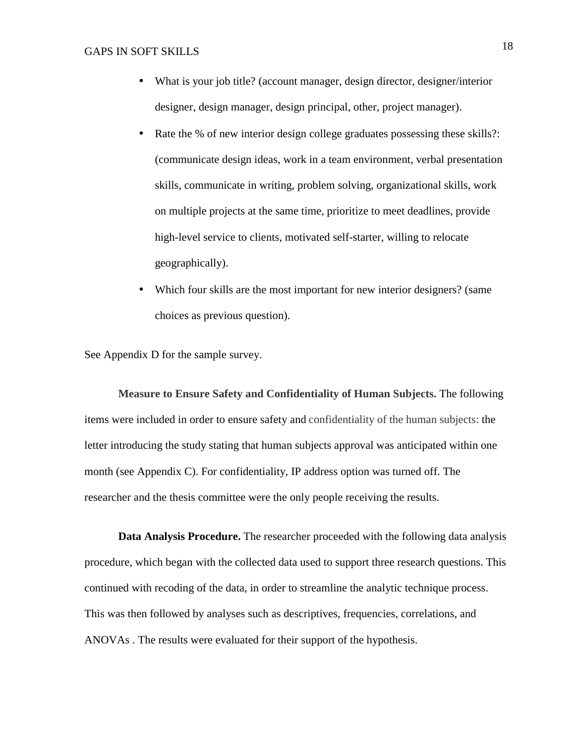- What is your job title? (account manager, design director, designer/interior designer, design manager, design principal, other, project manager).
- Rate the % of new interior design college graduates possessing these skills?: (communicate design ideas, work in a team environment, verbal presentation skills, communicate in writing, problem solving, organizational skills, work on multiple projects at the same time, prioritize to meet deadlines, provide high-level service to clients, motivated self-starter, willing to relocate geographically).
- Which four skills are the most important for new interior designers? (same choices as previous question).

See Appendix D for the sample survey.

**Measure to Ensure Safety and Confidentiality of Human Subjects.** The following items were included in order to ensure safety and confidentiality of the human subjects: the letter introducing the study stating that human subjects approval was anticipated within one month (see Appendix C). For confidentiality, IP address option was turned off. The researcher and the thesis committee were the only people receiving the results.

**Data Analysis Procedure.** The researcher proceeded with the following data analysis procedure, which began with the collected data used to support three research questions. This continued with recoding of the data, in order to streamline the analytic technique process. This was then followed by analyses such as descriptives, frequencies, correlations, and ANOVAs . The results were evaluated for their support of the hypothesis.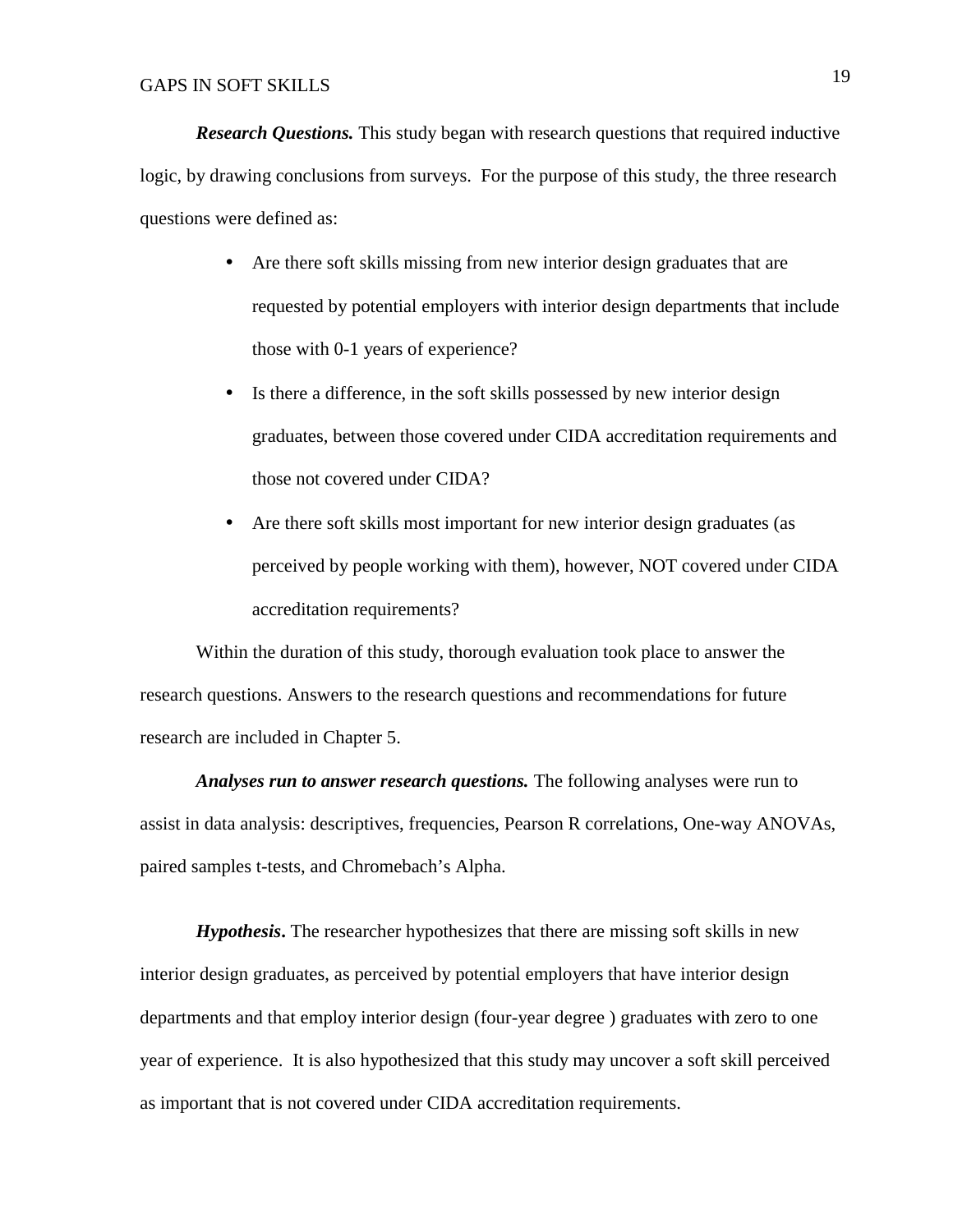***Research Questions.*** This study began with research questions that required inductive logic, by drawing conclusions from surveys. For the purpose of this study, the three research questions were defined as:

- Are there soft skills missing from new interior design graduates that are requested by potential employers with interior design departments that include those with 0-1 years of experience?
- Is there a difference, in the soft skills possessed by new interior design graduates, between those covered under CIDA accreditation requirements and those not covered under CIDA?
- Are there soft skills most important for new interior design graduates (as perceived by people working with them), however, NOT covered under CIDA accreditation requirements?

Within the duration of this study, thorough evaluation took place to answer the research questions. Answers to the research questions and recommendations for future research are included in Chapter 5.

***Analyses run to answer research questions.*** The following analyses were run to assist in data analysis: descriptives, frequencies, Pearson R correlations, One-way ANOVAs, paired samples t-tests, and Chromebach's Alpha.

***Hypothesis*****.** The researcher hypothesizes that there are missing soft skills in new interior design graduates, as perceived by potential employers that have interior design departments and that employ interior design (four-year degree ) graduates with zero to one year of experience. It is also hypothesized that this study may uncover a soft skill perceived as important that is not covered under CIDA accreditation requirements.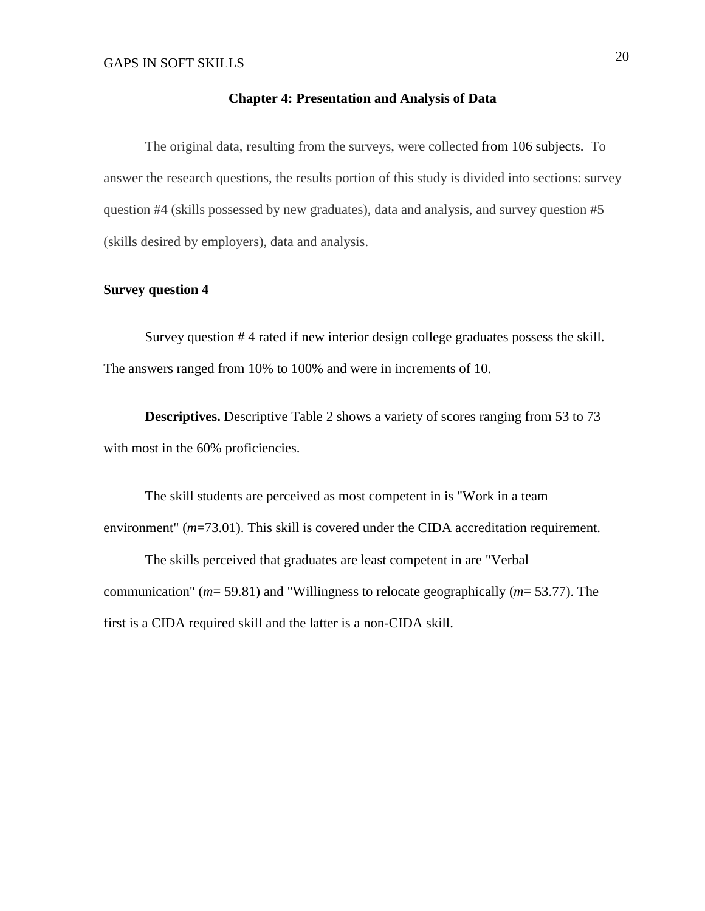## Chapter 4: Presentation and Analysis of Data

The original data, resulting from the surveys, were collected from 106 subjects. To answer the research questions, the results portion of this study is divided into sections: survey question #4 (skills possessed by new graduates), data and analysis, and survey question #5 (skills desired by employers), data and analysis.

### Survey question 4

Survey question # 4 rated if new interior design college graduates possess the skill. The answers ranged from 10% to 100% and were in increments of 10.

**Descriptives.** Descriptive Table 2 shows a variety of scores ranging from 53 to 73 with most in the 60% proficiencies.

The skill students are perceived as most competent in is "Work in a team environment" (*m*=73.01). This skill is covered under the CIDA accreditation requirement.

The skills perceived that graduates are least competent in are "Verbal communication" (*m*= 59.81) and "Willingness to relocate geographically (*m*= 53.77). The first is a CIDA required skill and the latter is a non-CIDA skill.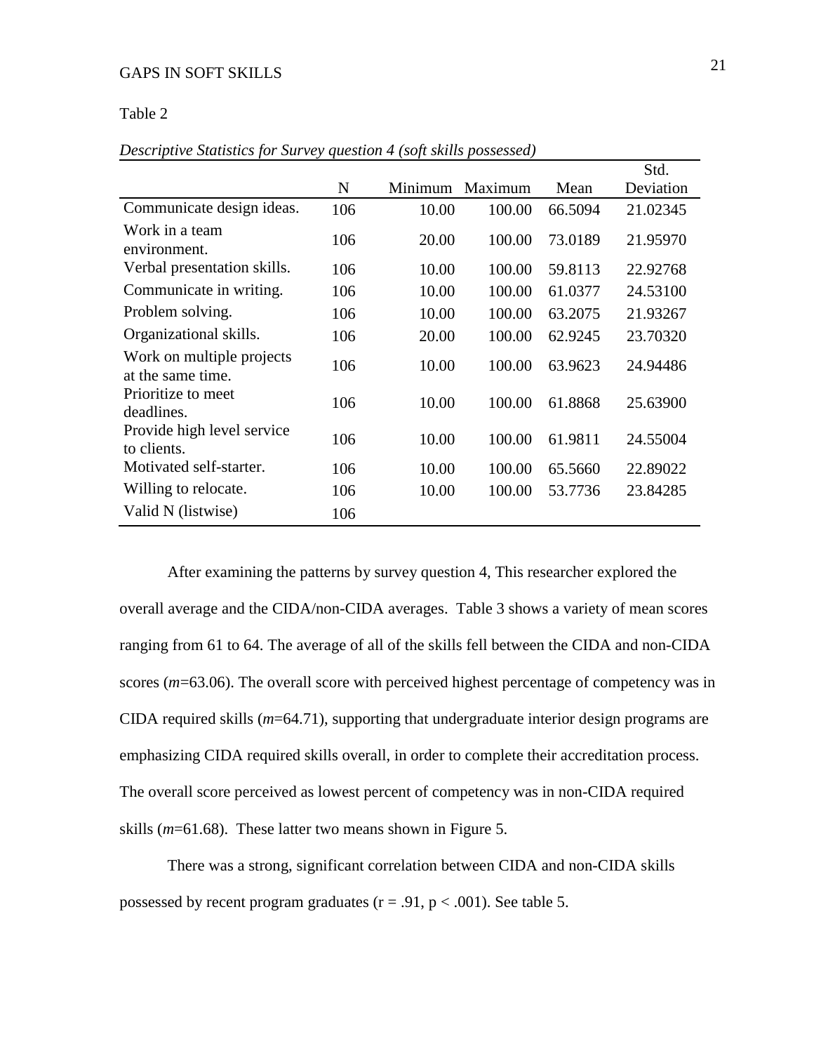Table 2

*Descriptive Statistics for Survey question 4 (soft skills possessed)*

| | N | Minimum | Maximum | Mean | Std. Deviation |
|---|---|---|---|---|---|
| Communicate design ideas. | 106 | 10.00 | 100.00 | 66.5094 | 21.02345 |
| Work in a team environment. | 106 | 20.00 | 100.00 | 73.0189 | 21.95970 |
| Verbal presentation skills. | 106 | 10.00 | 100.00 | 59.8113 | 22.92768 |
| Communicate in writing. | 106 | 10.00 | 100.00 | 61.0377 | 24.53100 |
| Problem solving. | 106 | 10.00 | 100.00 | 63.2075 | 21.93267 |
| Organizational skills. | 106 | 20.00 | 100.00 | 62.9245 | 23.70320 |
| Work on multiple projects at the same time. | 106 | 10.00 | 100.00 | 63.9623 | 24.94486 |
| Prioritize to meet deadlines. | 106 | 10.00 | 100.00 | 61.8868 | 25.63900 |
| Provide high level service to clients. | 106 | 10.00 | 100.00 | 61.9811 | 24.55004 |
| Motivated self-starter. | 106 | 10.00 | 100.00 | 65.5660 | 22.89022 |
| Willing to relocate. | 106 | 10.00 | 100.00 | 53.7736 | 23.84285 |
| Valid N (listwise) | 106 | | | | |

After examining the patterns by survey question 4, This researcher explored the overall average and the CIDA/non-CIDA averages. Table 3 shows a variety of mean scores ranging from 61 to 64. The average of all of the skills fell between the CIDA and non-CIDA scores ($m$=63.06). The overall score with perceived highest percentage of competency was in CIDA required skills ($m$=64.71), supporting that undergraduate interior design programs are emphasizing CIDA required skills overall, in order to complete their accreditation process. The overall score perceived as lowest percent of competency was in non-CIDA required skills ($m$=61.68). These latter two means shown in Figure 5.

There was a strong, significant correlation between CIDA and non-CIDA skills possessed by recent program graduates ($r = .91$, $p < .001$). See table 5.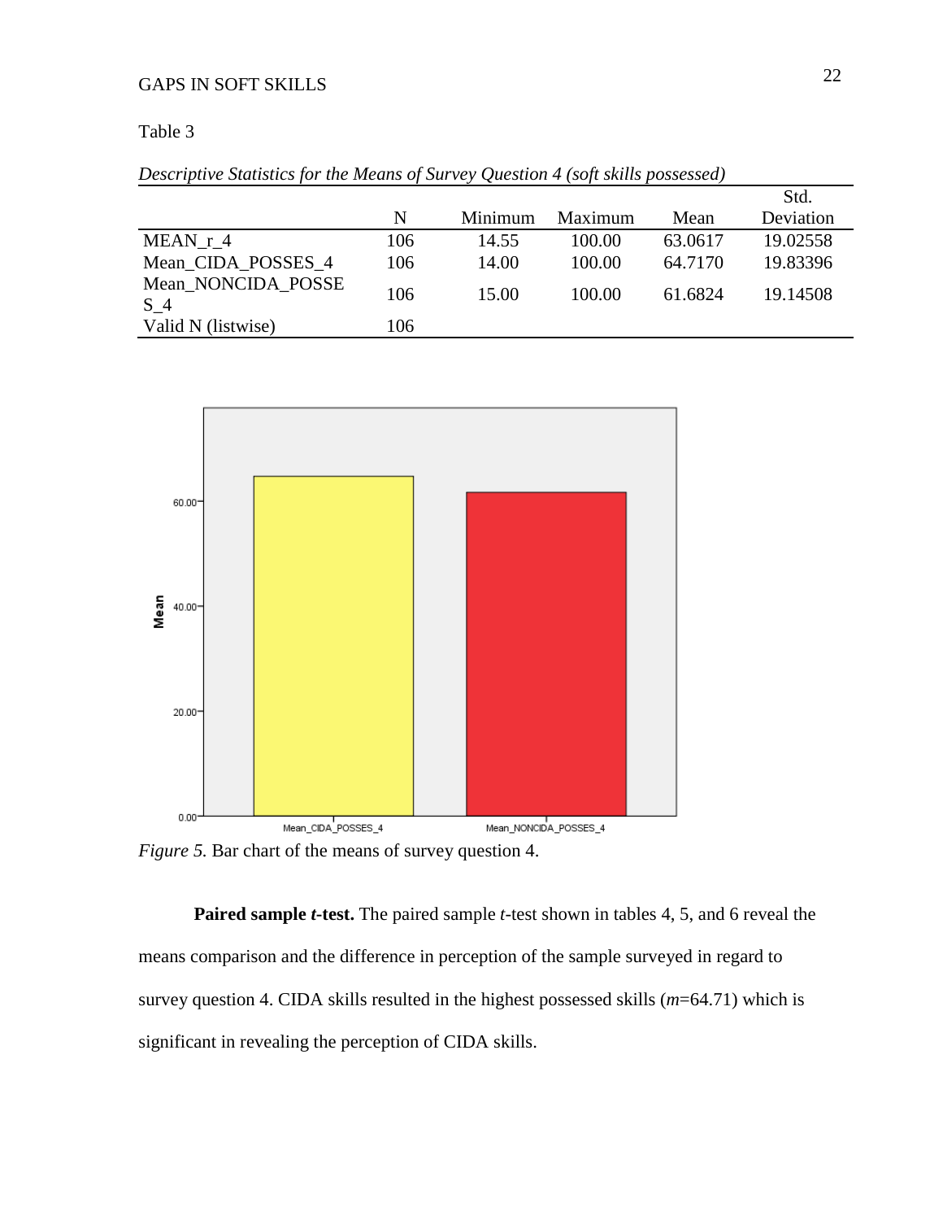Table 3

*Descriptive Statistics for the Means of Survey Question 4 (soft skills possessed)*

| | N | Minimum | Maximum | Mean | Std. Deviation |
|---|---|---|---|---|---|
| MEAN_r_4 | 106 | 14.55 | 100.00 | 63.0617 | 19.02558 |
| Mean_CIDA_POSSES_4 | 106 | 14.00 | 100.00 | 64.7170 | 19.83396 |
| Mean_NONCIDA_POSSES_4 | 106 | 15.00 | 100.00 | 61.6824 | 19.14508 |
| Valid N (listwise) | 106 | | | | |

*Figure 5.* Bar chart of the means of survey question 4.

**Paired sample *t*-test.** The paired sample *t*-test shown in tables 4, 5, and 6 reveal the means comparison and the difference in perception of the sample surveyed in regard to survey question 4. CIDA skills resulted in the highest possessed skills ($m$=64.71) which is significant in revealing the perception of CIDA skills.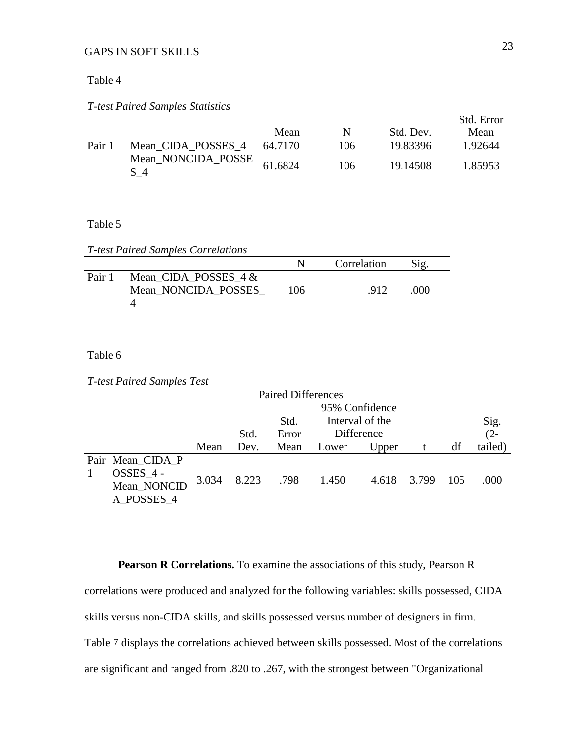Table 4

*T-test Paired Samples Statistics*

| | | Mean | N | Std. Dev. | Std. Error Mean |
|---|---|---|---|---|---|
| Pair 1 | Mean_CIDA_POSSES_4 | 64.7170 | 106 | 19.83396 | 1.92644 |
| | Mean_NONCIDA_POSSES_4 | 61.6824 | 106 | 19.14508 | 1.85953 |

Table 5

*T-test Paired Samples Correlations*

| | | N | Correlation | Sig. |
|---|---|---|---|---|
| Pair 1 | Mean_CIDA_POSSES_4 & Mean_NONCIDA_POSSES_4 | 106 | .912 | .000 |

Table 6

*T-test Paired Samples Test*

| | | Paired Differences | | | | | | | |
|---|---|---|---|---|---|---|---|---|---|
| | | | | | 95% Confidence Interval of the Difference | | | | |
| | | Mean | Std. Dev. | Std. Error Mean | Lower | Upper | t | df | Sig. (2-tailed) |
| Pair 1 | Mean_CIDA_POSSES_4 - Mean_NONCIDA_POSSES_4 | 3.034 | 8.223 | .798 | 1.450 | 4.618 | 3.799 | 105 | .000 |

**Pearson R Correlations.** To examine the associations of this study, Pearson R correlations were produced and analyzed for the following variables: skills possessed, CIDA skills versus non-CIDA skills, and skills possessed versus number of designers in firm. Table 7 displays the correlations achieved between skills possessed. Most of the correlations are significant and ranged from .820 to .267, with the strongest between "Organizational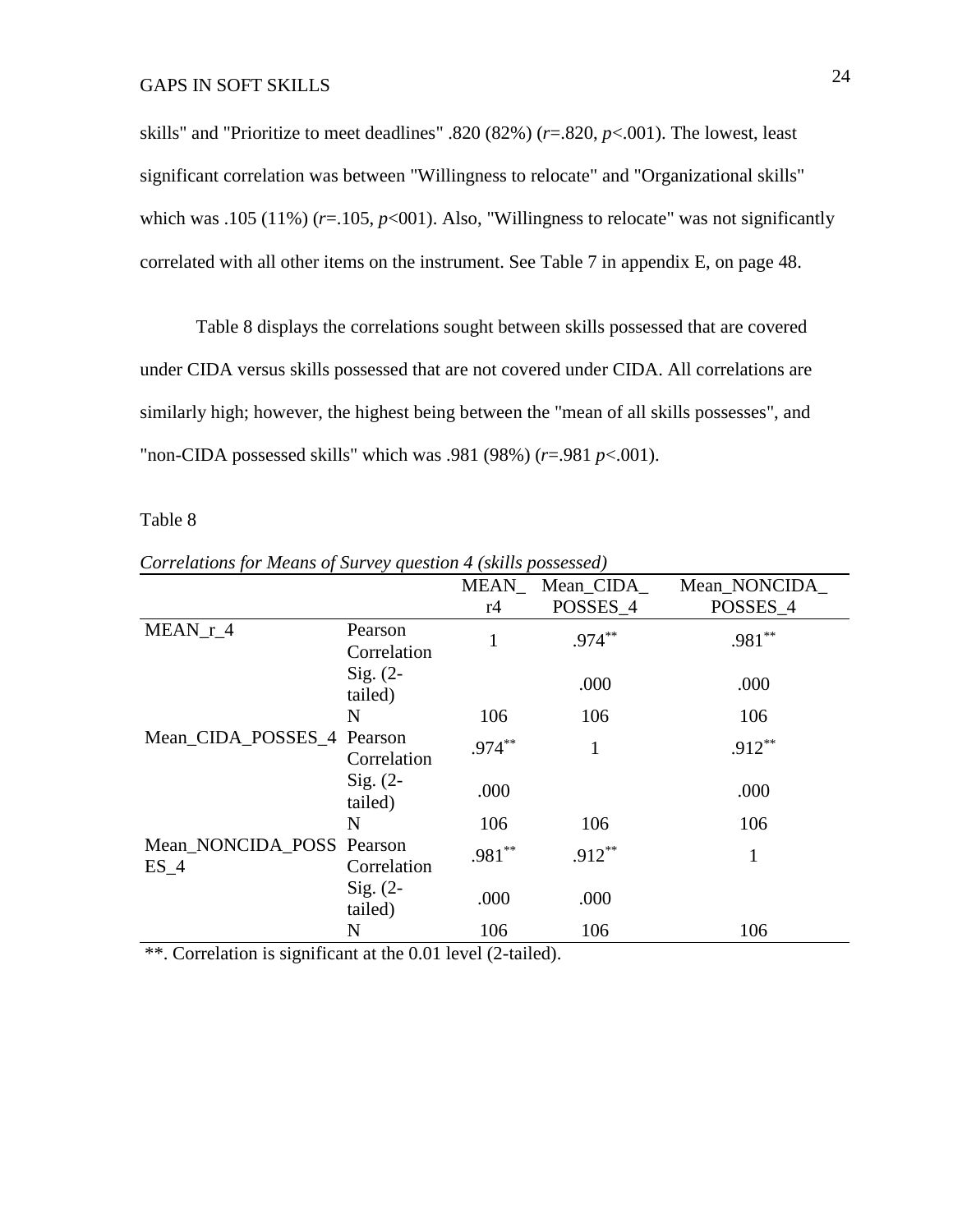skills" and "Prioritize to meet deadlines" .820 (82%) (*r*=.820, *p*<.001). The lowest, least significant correlation was between "Willingness to relocate" and "Organizational skills" which was .105 (11%) (*r*=.105, *p*<001). Also, "Willingness to relocate" was not significantly correlated with all other items on the instrument. See Table 7 in appendix E, on page 48.

Table 8 displays the correlations sought between skills possessed that are covered under CIDA versus skills possessed that are not covered under CIDA. All correlations are similarly high; however, the highest being between the "mean of all skills possesses", and "non-CIDA possessed skills" which was .981 (98%) (*r*=.981 *p*<.001).

Table 8

*Correlations for Means of Survey question 4 (skills possessed)*

| | | MEAN_r4 | Mean_CIDA_POSSES_4 | Mean_NONCIDA_POSSES_4 |
|---|---|---|---|---|
| MEAN_r_4 | Pearson Correlation | 1 | .974** | .981** |
| | Sig. (2-tailed) | | .000 | .000 |
| | N | 106 | 106 | 106 |
| Mean_CIDA_POSSES_4 | Pearson Correlation | .974** | 1 | .912** |
| | Sig. (2-tailed) | .000 | | .000 |
| | N | 106 | 106 | 106 |
| Mean_NONCIDA_POSSES_4 | Pearson Correlation | .981** | .912** | 1 |
| | Sig. (2-tailed) | .000 | .000 | |
| | N | 106 | 106 | 106 |

**. Correlation is significant at the 0.01 level (2-tailed).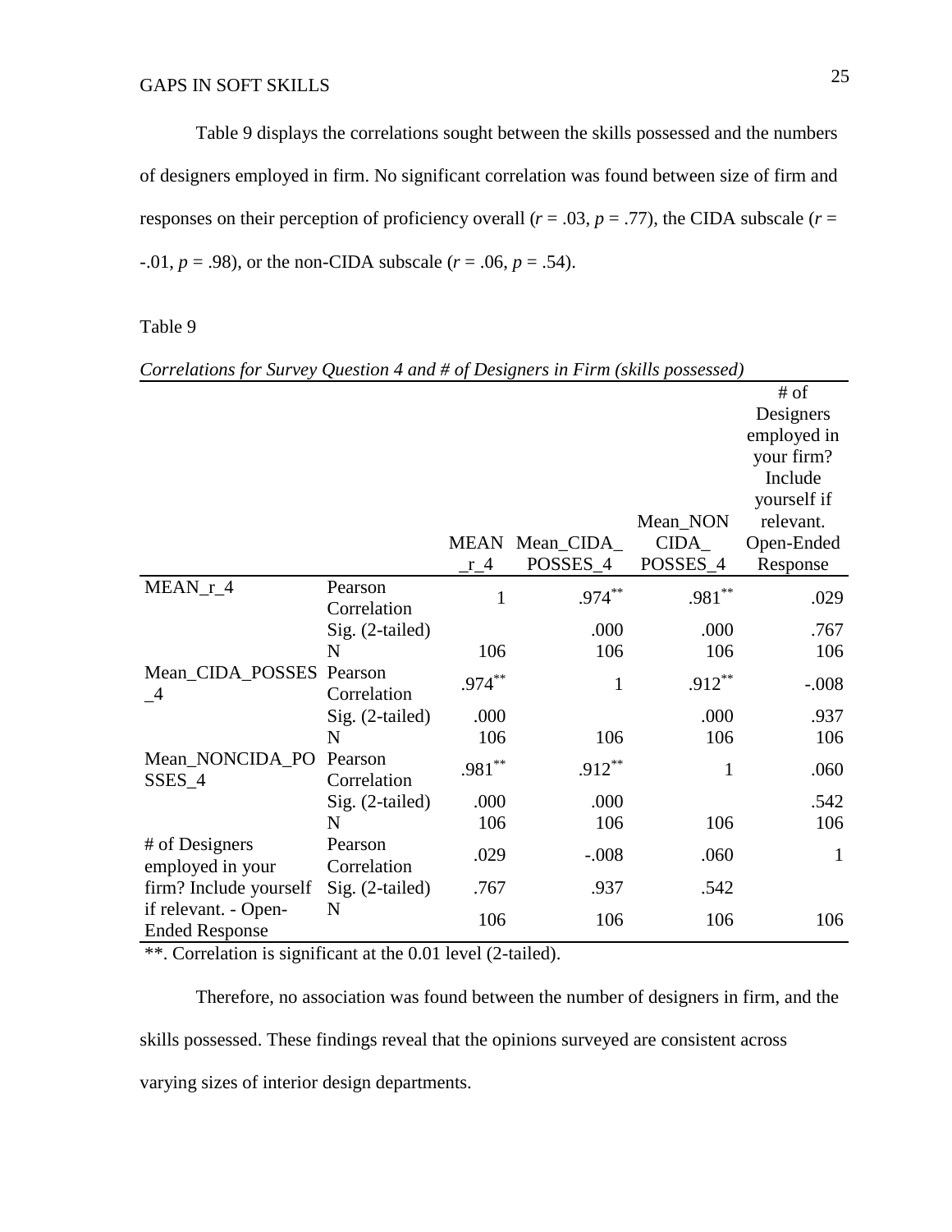Table 9 displays the correlations sought between the skills possessed and the numbers of designers employed in firm. No significant correlation was found between size of firm and responses on their perception of proficiency overall (*r* = .03, *p* = .77), the CIDA subscale (*r* = -.01, *p* = .98), or the non-CIDA subscale (*r* = .06, *p* = .54).

Table 9

*Correlations for Survey Question 4 and # of Designers in Firm (skills possessed)*

| | | MEAN_r_4 | Mean_CIDA_POSSES_4 | Mean_NONCIDA_POSSES_4 | # of Designers employed in your firm? Include yourself if relevant. Open-Ended Response |
|---|---|---|---|---|---|
| MEAN_r_4 | Pearson Correlation | 1 | .974** | .981** | .029 |
| | Sig. (2-tailed) | | .000 | .000 | .767 |
| | N | 106 | 106 | 106 | 106 |
| Mean_CIDA_POSSES_4 | Pearson Correlation | .974** | 1 | .912** | -.008 |
| | Sig. (2-tailed) | .000 | | .000 | .937 |
| | N | 106 | 106 | 106 | 106 |
| Mean_NONCIDA_POSSES_4 | Pearson Correlation | .981** | .912** | 1 | .060 |
| | Sig. (2-tailed) | .000 | .000 | | .542 |
| | N | 106 | 106 | 106 | 106 |
| # of Designers employed in your firm? Include yourself if relevant. - Open-Ended Response | Pearson Correlation | .029 | -.008 | .060 | 1 |
| | Sig. (2-tailed) | .767 | .937 | .542 | |
| | N | 106 | 106 | 106 | 106 |

**. Correlation is significant at the 0.01 level (2-tailed).

Therefore, no association was found between the number of designers in firm, and the skills possessed. These findings reveal that the opinions surveyed are consistent across varying sizes of interior design departments.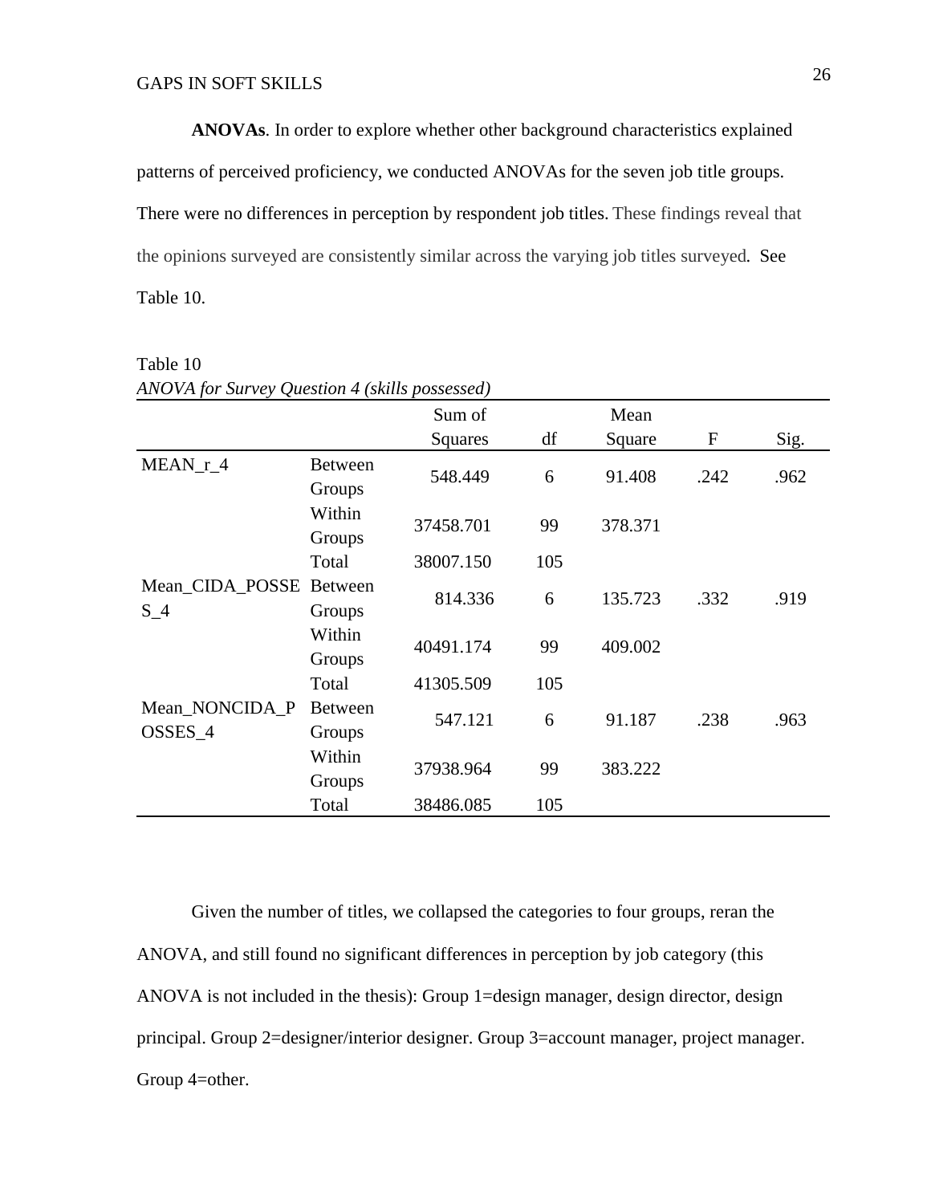**ANOVAs**. In order to explore whether other background characteristics explained patterns of perceived proficiency, we conducted ANOVAs for the seven job title groups. There were no differences in perception by respondent job titles. These findings reveal that the opinions surveyed are consistently similar across the varying job titles surveyed. See Table 10.

Table 10
*ANOVA for Survey Question 4 (skills possessed)*

| | | Sum of Squares | df | Mean Square | F | Sig. |
|---|---|---|---|---|---|---|
| MEAN_r_4 | Between Groups | 548.449 | 6 | 91.408 | .242 | .962 |
| | Within Groups | 37458.701 | 99 | 378.371 | | |
| | Total | 38007.150 | 105 | | | |
| Mean_CIDA_POSSES_4 | Between Groups | 814.336 | 6 | 135.723 | .332 | .919 |
| | Within Groups | 40491.174 | 99 | 409.002 | | |
| | Total | 41305.509 | 105 | | | |
| Mean_NONCIDA_POSSES_4 | Between Groups | 547.121 | 6 | 91.187 | .238 | .963 |
| | Within Groups | 37938.964 | 99 | 383.222 | | |
| | Total | 38486.085 | 105 | | | |

Given the number of titles, we collapsed the categories to four groups, reran the ANOVA, and still found no significant differences in perception by job category (this ANOVA is not included in the thesis): Group 1=design manager, design director, design principal. Group 2=designer/interior designer. Group 3=account manager, project manager. Group 4=other.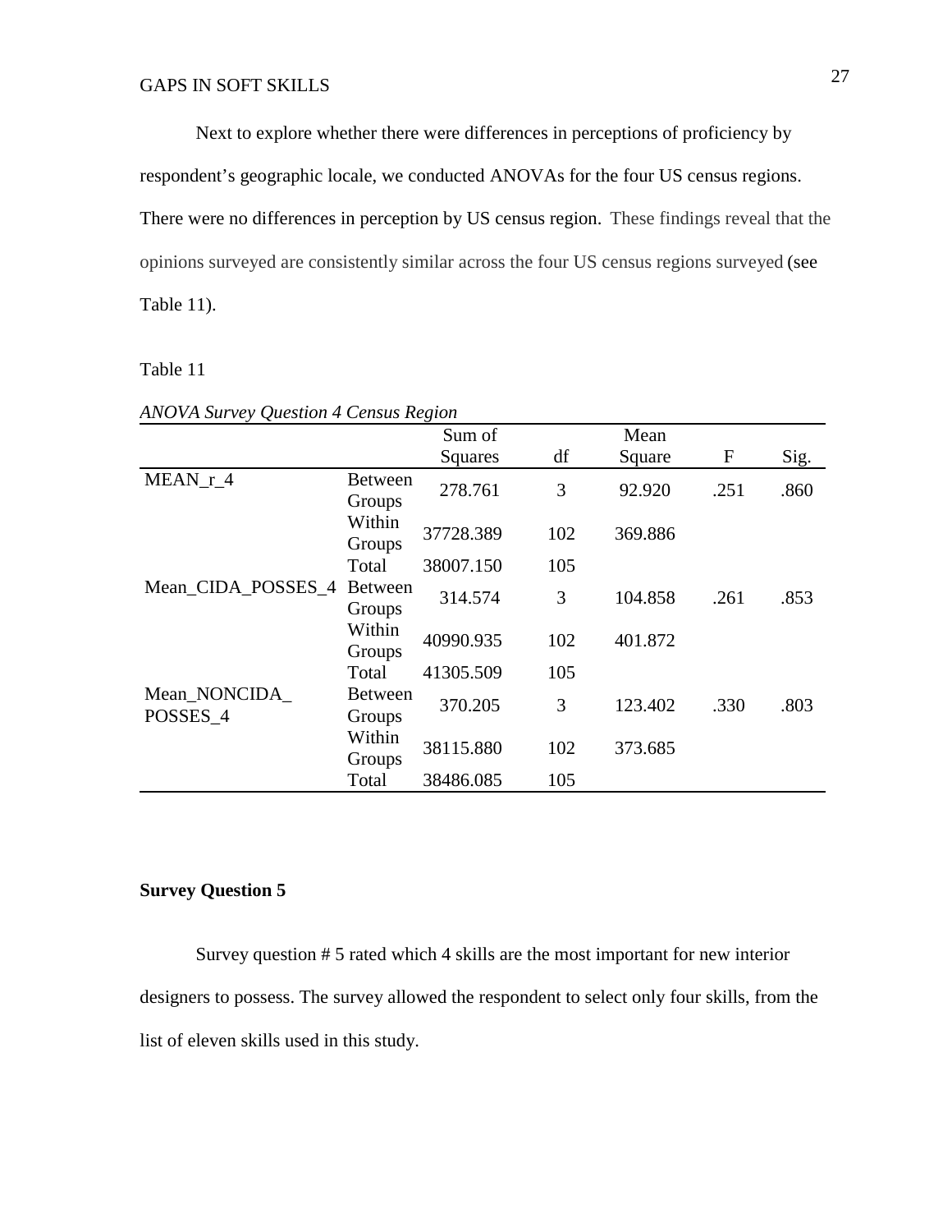Next to explore whether there were differences in perceptions of proficiency by respondent's geographic locale, we conducted ANOVAs for the four US census regions. There were no differences in perception by US census region. These findings reveal that the opinions surveyed are consistently similar across the four US census regions surveyed (see Table 11).

Table 11

*ANOVA Survey Question 4 Census Region*

| | | Sum of Squares | df | Mean Square | F | Sig. |
|---|---|---|---|---|---|---|
| MEAN_r_4 | Between Groups | 278.761 | 3 | 92.920 | .251 | .860 |
| | Within Groups | 37728.389 | 102 | 369.886 | | |
| | Total | 38007.150 | 105 | | | |
| Mean_CIDA_POSSES_4 | Between Groups | 314.574 | 3 | 104.858 | .261 | .853 |
| | Within Groups | 40990.935 | 102 | 401.872 | | |
| | Total | 41305.509 | 105 | | | |
| Mean_NONCIDA_POSSES_4 | Between Groups | 370.205 | 3 | 123.402 | .330 | .803 |
| | Within Groups | 38115.880 | 102 | 373.685 | | |
| | Total | 38486.085 | 105 | | | |

**Survey Question 5**

Survey question # 5 rated which 4 skills are the most important for new interior designers to possess. The survey allowed the respondent to select only four skills, from the list of eleven skills used in this study.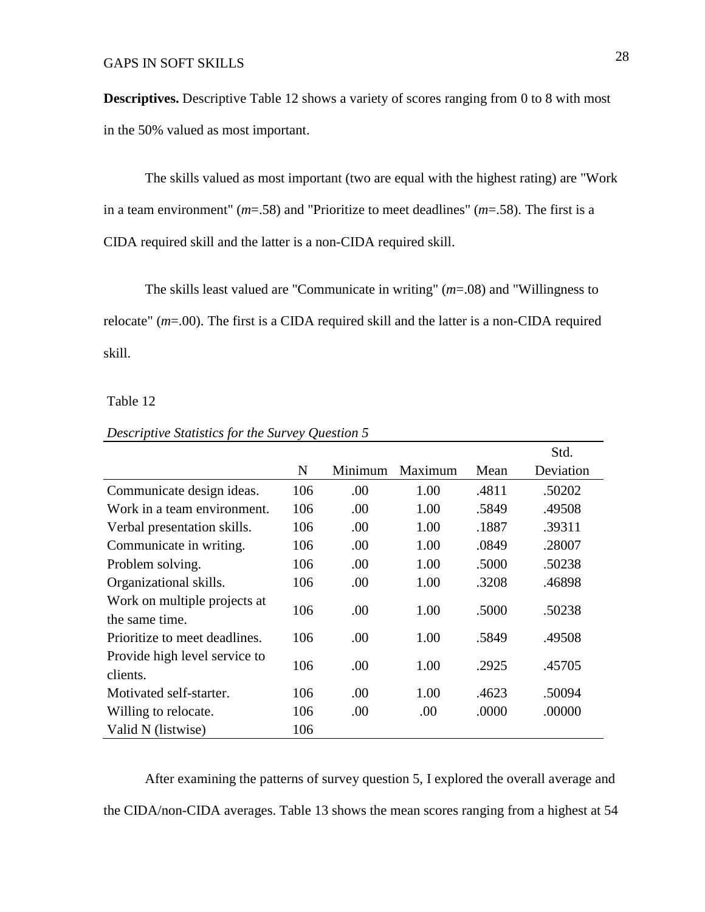**Descriptives.** Descriptive Table 12 shows a variety of scores ranging from 0 to 8 with most in the 50% valued as most important.

The skills valued as most important (two are equal with the highest rating) are "Work in a team environment" (*m*=.58) and "Prioritize to meet deadlines" (*m*=.58). The first is a CIDA required skill and the latter is a non-CIDA required skill.

The skills least valued are "Communicate in writing" (*m*=.08) and "Willingness to relocate" (*m*=.00). The first is a CIDA required skill and the latter is a non-CIDA required skill.

Table 12

*Descriptive Statistics for the Survey Question 5*

| | N | Minimum | Maximum | Mean | Std. Deviation |
|---|---|---|---|---|---|
| Communicate design ideas. | 106 | .00 | 1.00 | .4811 | .50202 |
| Work in a team environment. | 106 | .00 | 1.00 | .5849 | .49508 |
| Verbal presentation skills. | 106 | .00 | 1.00 | .1887 | .39311 |
| Communicate in writing. | 106 | .00 | 1.00 | .0849 | .28007 |
| Problem solving. | 106 | .00 | 1.00 | .5000 | .50238 |
| Organizational skills. | 106 | .00 | 1.00 | .3208 | .46898 |
| Work on multiple projects at the same time. | 106 | .00 | 1.00 | .5000 | .50238 |
| Prioritize to meet deadlines. | 106 | .00 | 1.00 | .5849 | .49508 |
| Provide high level service to clients. | 106 | .00 | 1.00 | .2925 | .45705 |
| Motivated self-starter. | 106 | .00 | 1.00 | .4623 | .50094 |
| Willing to relocate. | 106 | .00 | .00 | .0000 | .00000 |
| Valid N (listwise) | 106 | | | | |

After examining the patterns of survey question 5, I explored the overall average and the CIDA/non-CIDA averages. Table 13 shows the mean scores ranging from a highest at 54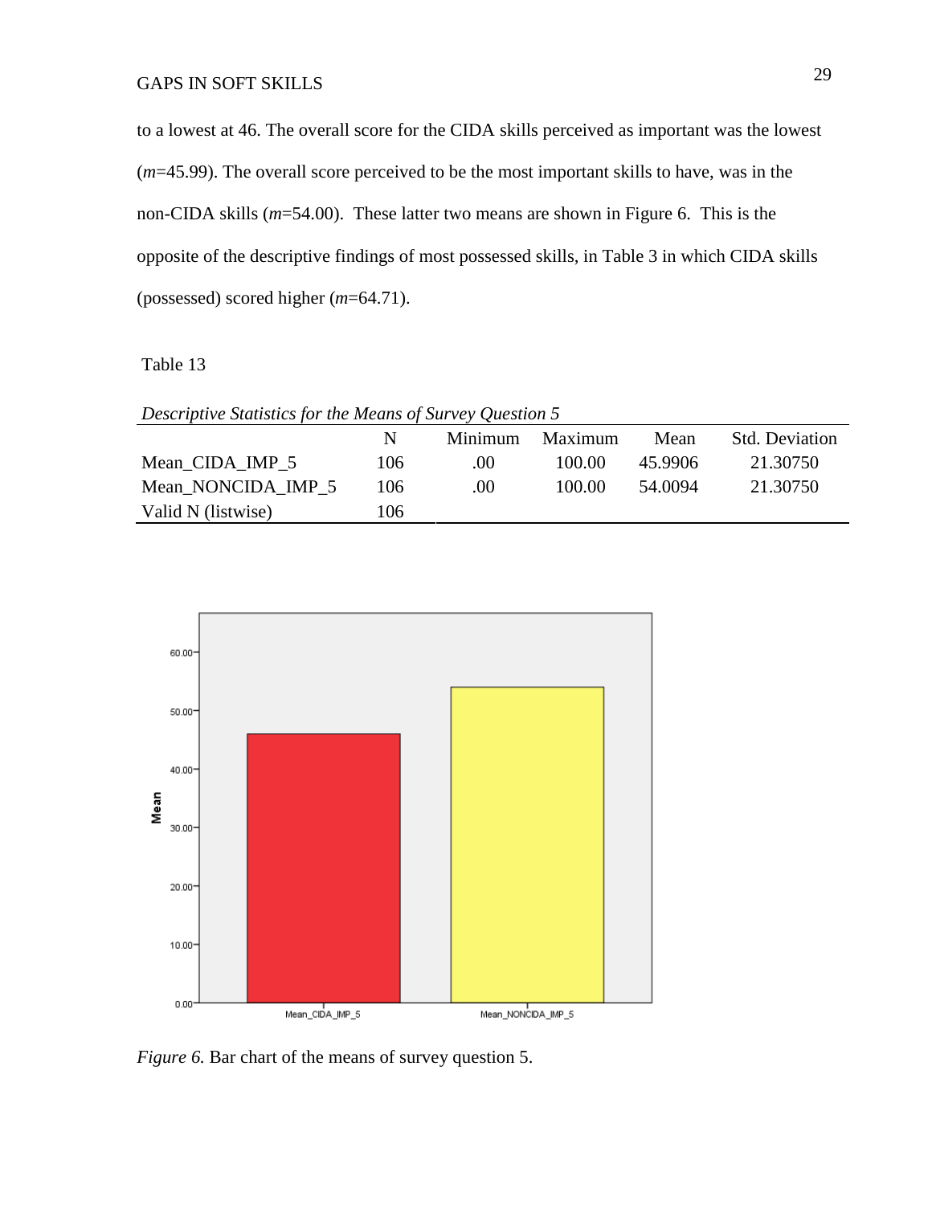to a lowest at 46. The overall score for the CIDA skills perceived as important was the lowest (*m*=45.99). The overall score perceived to be the most important skills to have, was in the non-CIDA skills (*m*=54.00). These latter two means are shown in Figure 6. This is the opposite of the descriptive findings of most possessed skills, in Table 3 in which CIDA skills (possessed) scored higher (*m*=64.71).

Table 13

*Descriptive Statistics for the Means of Survey Question 5*

| | N | Minimum | Maximum | Mean | Std. Deviation |
|---|---|---|---|---|---|
| Mean_CIDA_IMP_5 | 106 | .00 | 100.00 | 45.9906 | 21.30750 |
| Mean_NONCIDA_IMP_5 | 106 | .00 | 100.00 | 54.0094 | 21.30750 |
| Valid N (listwise) | 106 | | | | |

*Figure 6.* Bar chart of the means of survey question 5.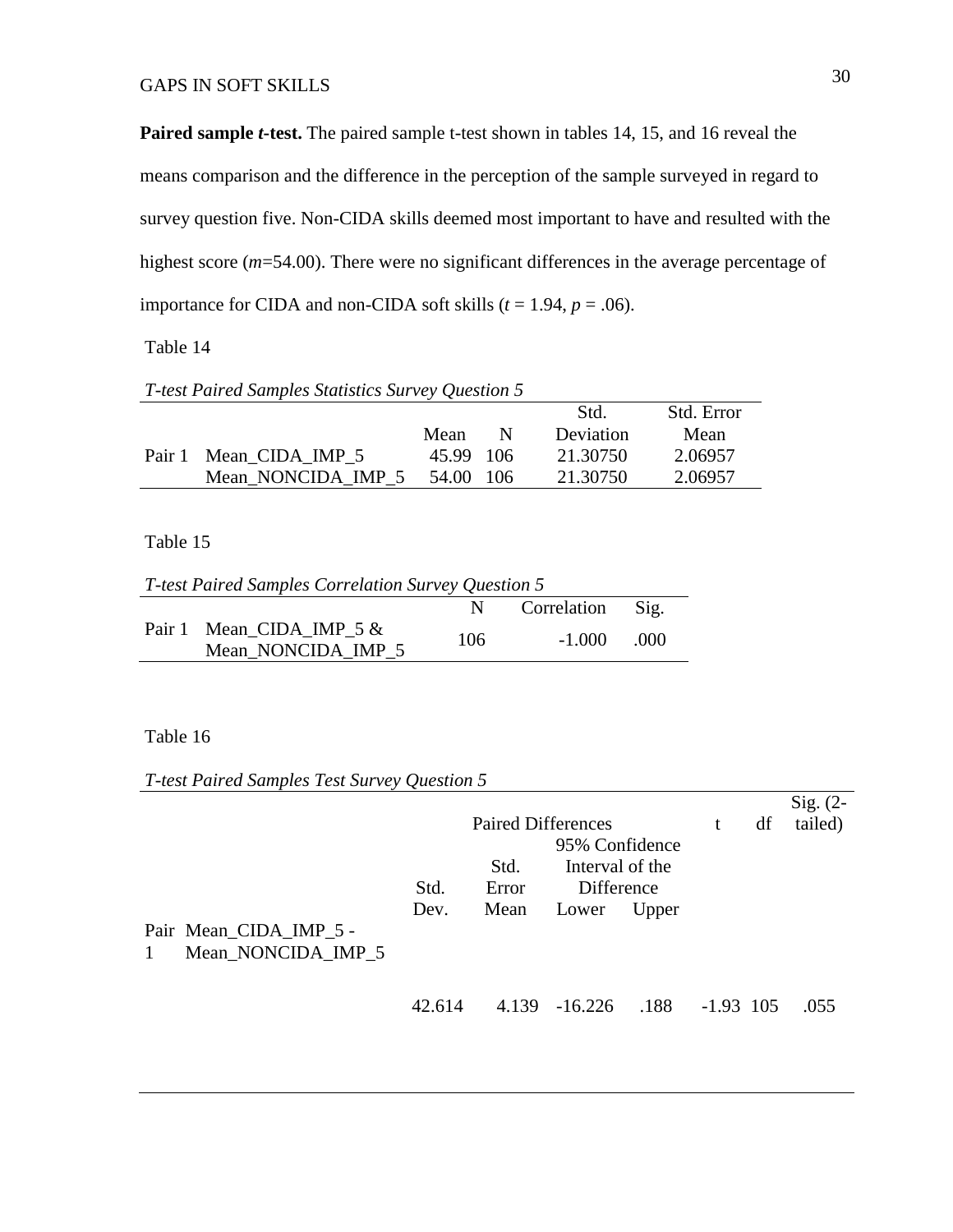**Paired sample *t*-test.** The paired sample t-test shown in tables 14, 15, and 16 reveal the means comparison and the difference in the perception of the sample surveyed in regard to survey question five. Non-CIDA skills deemed most important to have and resulted with the highest score ($m$=54.00). There were no significant differences in the average percentage of importance for CIDA and non-CIDA soft skills ($t$ = 1.94, $p$ = .06).

Table 14

*T-test Paired Samples Statistics Survey Question 5*

| | | Mean | N | Std. Deviation | Std. Error Mean |
|---|---|---|---|---|---|
| Pair 1 | Mean_CIDA_IMP_5 | 45.99 | 106 | 21.30750 | 2.06957 |
| | Mean_NONCIDA_IMP_5 | 54.00 | 106 | 21.30750 | 2.06957 |

Table 15

*T-test Paired Samples Correlation Survey Question 5*

| | | N | Correlation | Sig. |
|---|---|---|---|---|
| Pair 1 | Mean_CIDA_IMP_5 & Mean_NONCIDA_IMP_5 | 106 | -1.000 | .000 |

Table 16

*T-test Paired Samples Test Survey Question 5*

| | | Paired Differences | | | | t | df | Sig. (2-tailed) |
|---|---|---|---|---|---|---|---|---|
| | | | | 95% Confidence Interval of the Difference | | | | |
| | | Std. Dev. | Std. Error Mean | Lower | Upper | | | |
| Pair 1 | Mean_CIDA_IMP_5 - Mean_NONCIDA_IMP_5 | 42.614 | 4.139 | -16.226 | .188 | -1.93 | 105 | .055 |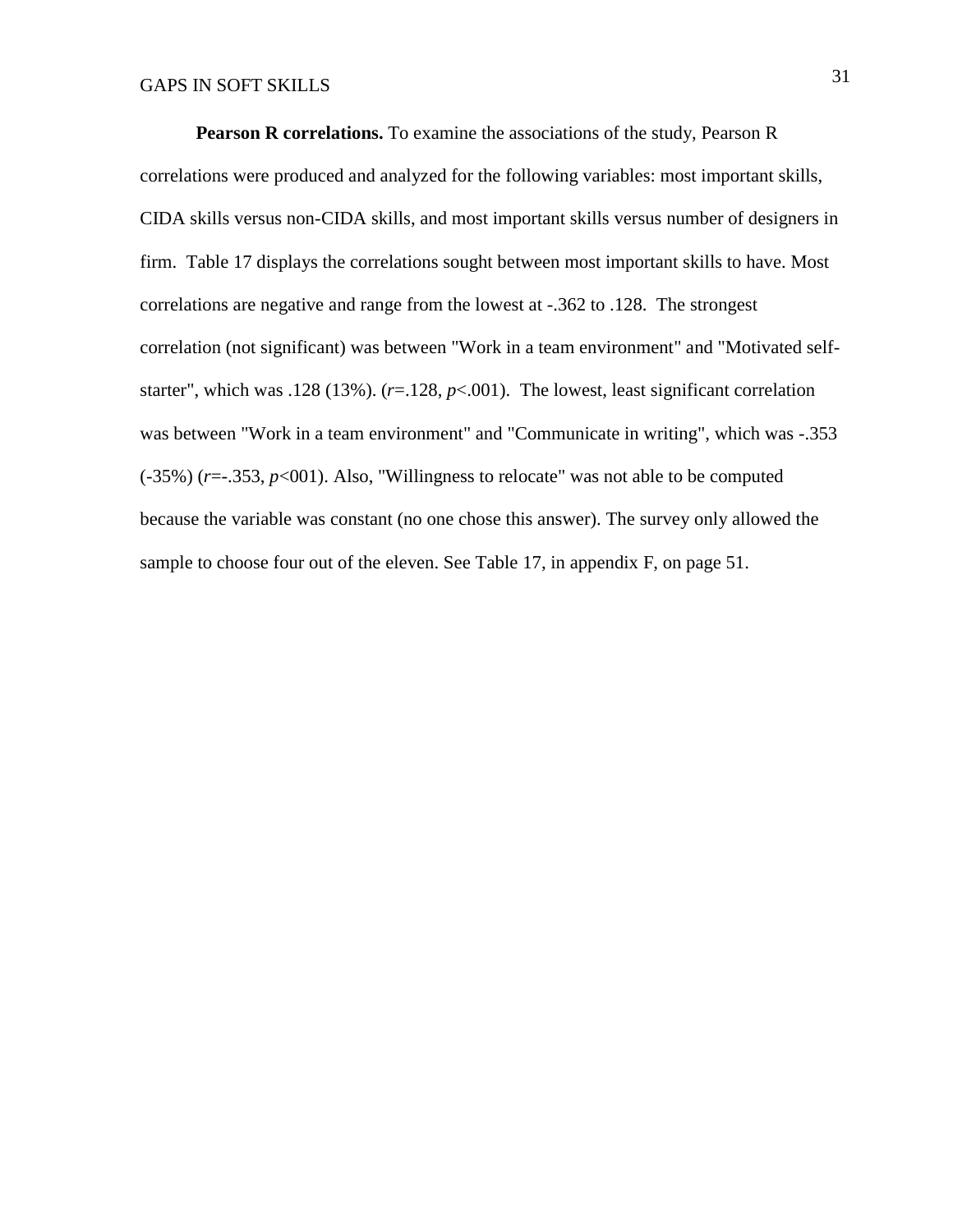**Pearson R correlations.** To examine the associations of the study, Pearson R correlations were produced and analyzed for the following variables: most important skills, CIDA skills versus non-CIDA skills, and most important skills versus number of designers in firm. Table 17 displays the correlations sought between most important skills to have. Most correlations are negative and range from the lowest at -.362 to .128. The strongest correlation (not significant) was between "Work in a team environment" and "Motivated self-starter", which was .128 (13%). ($r$=.128, $p$<.001). The lowest, least significant correlation was between "Work in a team environment" and "Communicate in writing", which was -.353 (-35%) ($r$=-.353, $p$<001). Also, "Willingness to relocate" was not able to be computed because the variable was constant (no one chose this answer). The survey only allowed the sample to choose four out of the eleven. See Table 17, in appendix F, on page 51.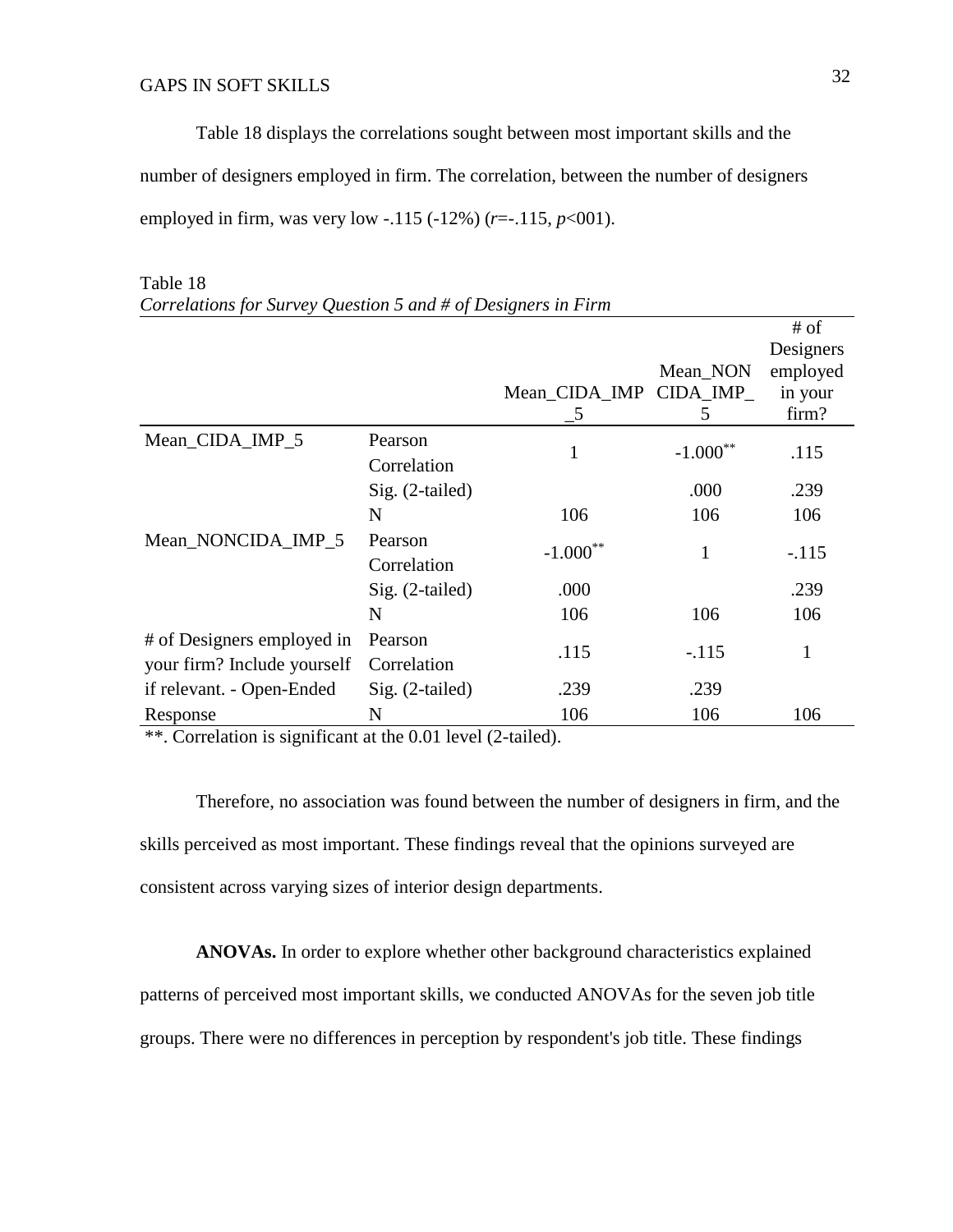Table 18 displays the correlations sought between most important skills and the number of designers employed in firm. The correlation, between the number of designers employed in firm, was very low -.115 (-12%) ($r$=-.115, $p$<001).

Table 18
*Correlations for Survey Question 5 and # of Designers in Firm*

| | | Mean_CIDA_IMP_5 | Mean_NONCIDA_IMP_5 | # of Designers employed in your firm? |
|---|---|---|---|---|
| Mean_CIDA_IMP_5 | Pearson Correlation | 1 | -1.000** | .115 |
| | Sig. (2-tailed) | | .000 | .239 |
| | N | 106 | 106 | 106 |
| Mean_NONCIDA_IMP_5 | Pearson Correlation | -1.000** | 1 | -.115 |
| | Sig. (2-tailed) | .000 | | .239 |
| | N | 106 | 106 | 106 |
| # of Designers employed in your firm? Include yourself if relevant. - Open-Ended Response | Pearson Correlation | .115 | -.115 | 1 |
| | Sig. (2-tailed) | .239 | .239 | |
| | N | 106 | 106 | 106 |

**. Correlation is significant at the 0.01 level (2-tailed).

Therefore, no association was found between the number of designers in firm, and the skills perceived as most important. These findings reveal that the opinions surveyed are consistent across varying sizes of interior design departments.

**ANOVAs.** In order to explore whether other background characteristics explained patterns of perceived most important skills, we conducted ANOVAs for the seven job title groups. There were no differences in perception by respondent's job title. These findings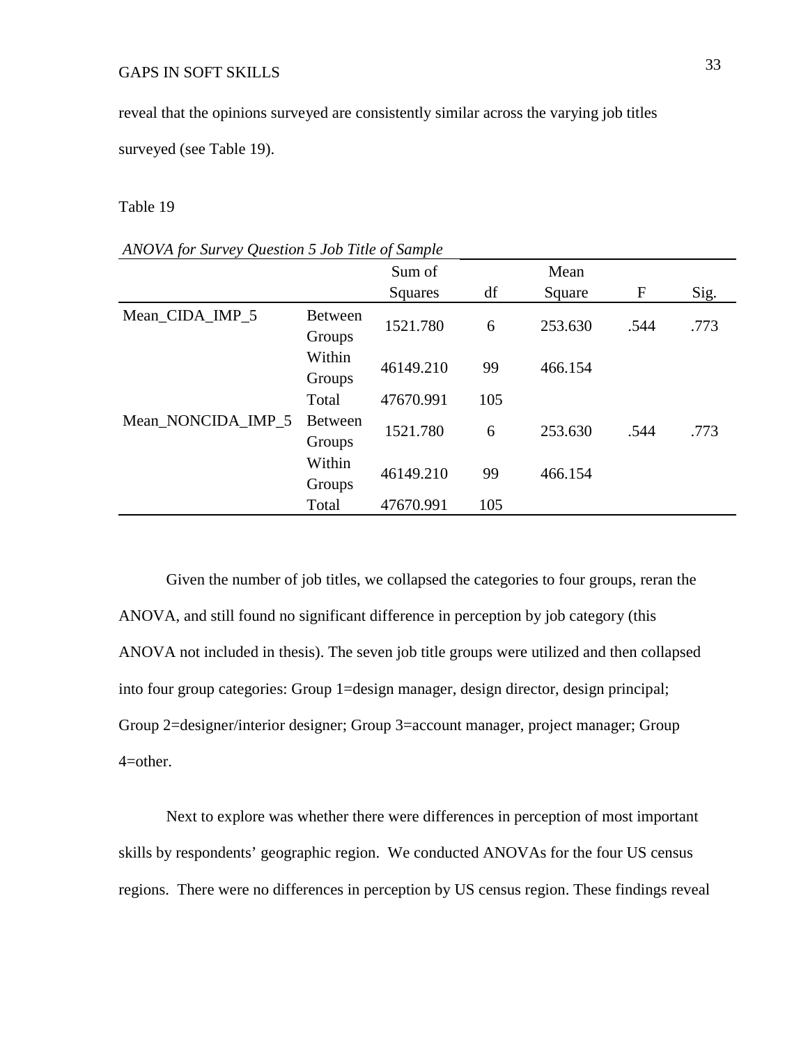reveal that the opinions surveyed are consistently similar across the varying job titles surveyed (see Table 19).

Table 19

*ANOVA for Survey Question 5 Job Title of Sample*

| | | Sum of Squares | df | Mean Square | F | Sig. |
|---|---|---|---|---|---|---|
| Mean_CIDA_IMP_5 | Between Groups | 1521.780 | 6 | 253.630 | .544 | .773 |
| | Within Groups | 46149.210 | 99 | 466.154 | | |
| | Total | 47670.991 | 105 | | | |
| Mean_NONCIDA_IMP_5 | Between Groups | 1521.780 | 6 | 253.630 | .544 | .773 |
| | Within Groups | 46149.210 | 99 | 466.154 | | |
| | Total | 47670.991 | 105 | | | |

Given the number of job titles, we collapsed the categories to four groups, reran the ANOVA, and still found no significant difference in perception by job category (this ANOVA not included in thesis). The seven job title groups were utilized and then collapsed into four group categories: Group 1=design manager, design director, design principal; Group 2=designer/interior designer; Group 3=account manager, project manager; Group 4=other.

Next to explore was whether there were differences in perception of most important skills by respondents' geographic region. We conducted ANOVAs for the four US census regions. There were no differences in perception by US census region. These findings reveal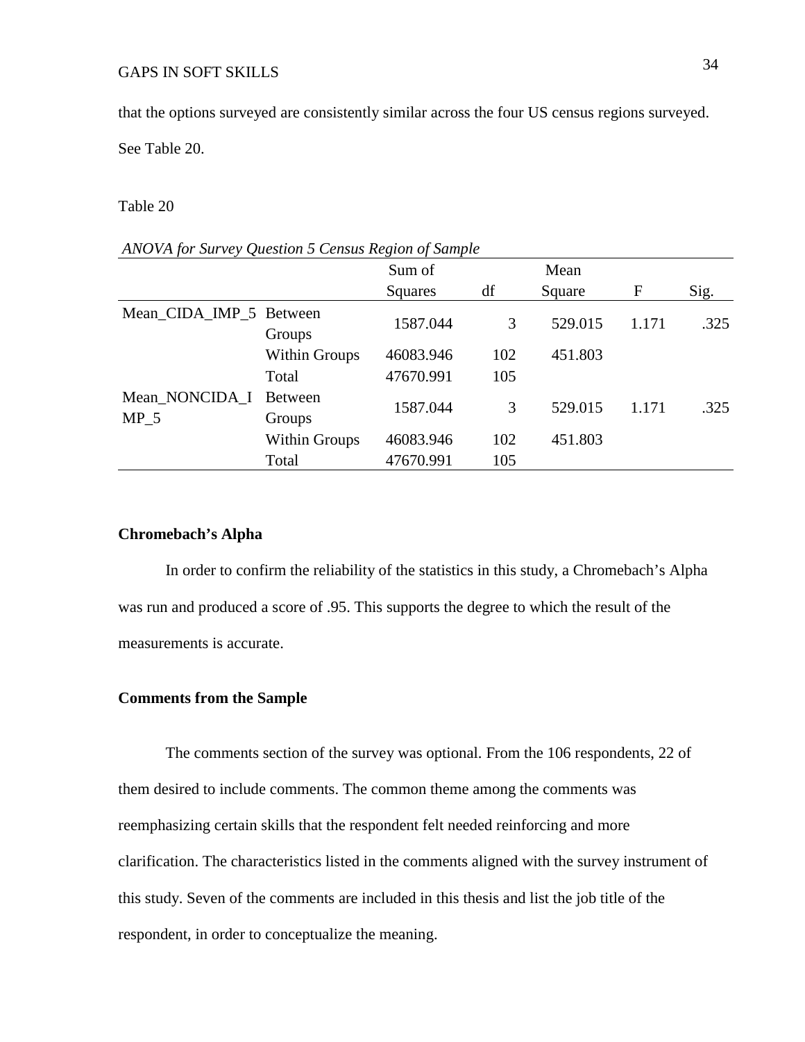that the options surveyed are consistently similar across the four US census regions surveyed. See Table 20.

Table 20

*ANOVA for Survey Question 5 Census Region of Sample*

| | | Sum of Squares | df | Mean Square | F | Sig. |
|---|---|---|---|---|---|---|
| Mean_CIDA_IMP_5 | Between Groups | 1587.044 | 3 | 529.015 | 1.171 | .325 |
| | Within Groups | 46083.946 | 102 | 451.803 | | |
| | Total | 47670.991 | 105 | | | |
| Mean_NONCIDA_IMP_5 | Between Groups | 1587.044 | 3 | 529.015 | 1.171 | .325 |
| | Within Groups | 46083.946 | 102 | 451.803 | | |
| | Total | 47670.991 | 105 | | | |

**Chromebach's Alpha**

In order to confirm the reliability of the statistics in this study, a Chromebach's Alpha was run and produced a score of .95. This supports the degree to which the result of the measurements is accurate.

**Comments from the Sample**

The comments section of the survey was optional. From the 106 respondents, 22 of them desired to include comments. The common theme among the comments was reemphasizing certain skills that the respondent felt needed reinforcing and more clarification. The characteristics listed in the comments aligned with the survey instrument of this study. Seven of the comments are included in this thesis and list the job title of the respondent, in order to conceptualize the meaning.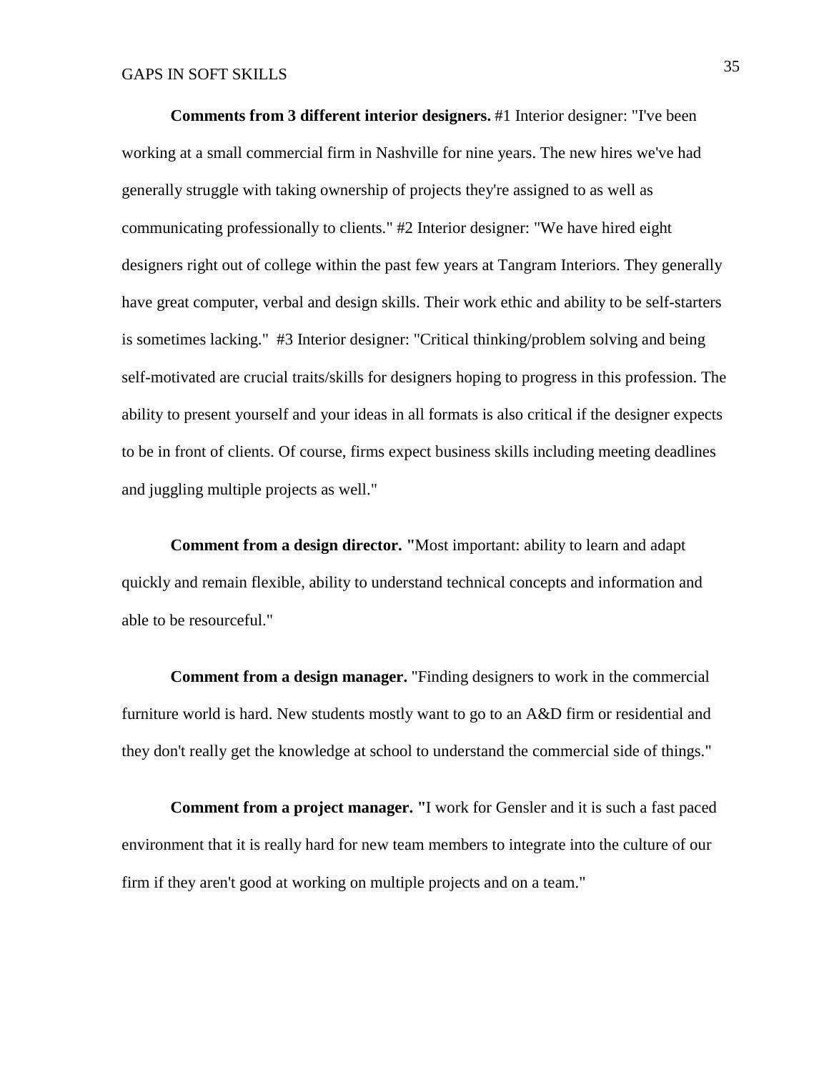**Comments from 3 different interior designers.** #1 Interior designer: "I've been working at a small commercial firm in Nashville for nine years. The new hires we've had generally struggle with taking ownership of projects they're assigned to as well as communicating professionally to clients." #2 Interior designer: "We have hired eight designers right out of college within the past few years at Tangram Interiors. They generally have great computer, verbal and design skills. Their work ethic and ability to be self-starters is sometimes lacking." #3 Interior designer: "Critical thinking/problem solving and being self-motivated are crucial traits/skills for designers hoping to progress in this profession. The ability to present yourself and your ideas in all formats is also critical if the designer expects to be in front of clients. Of course, firms expect business skills including meeting deadlines and juggling multiple projects as well."

**Comment from a design director. "**Most important: ability to learn and adapt quickly and remain flexible, ability to understand technical concepts and information and able to be resourceful."

**Comment from a design manager.** "Finding designers to work in the commercial furniture world is hard. New students mostly want to go to an A&D firm or residential and they don't really get the knowledge at school to understand the commercial side of things."

**Comment from a project manager. "**I work for Gensler and it is such a fast paced environment that it is really hard for new team members to integrate into the culture of our firm if they aren't good at working on multiple projects and on a team."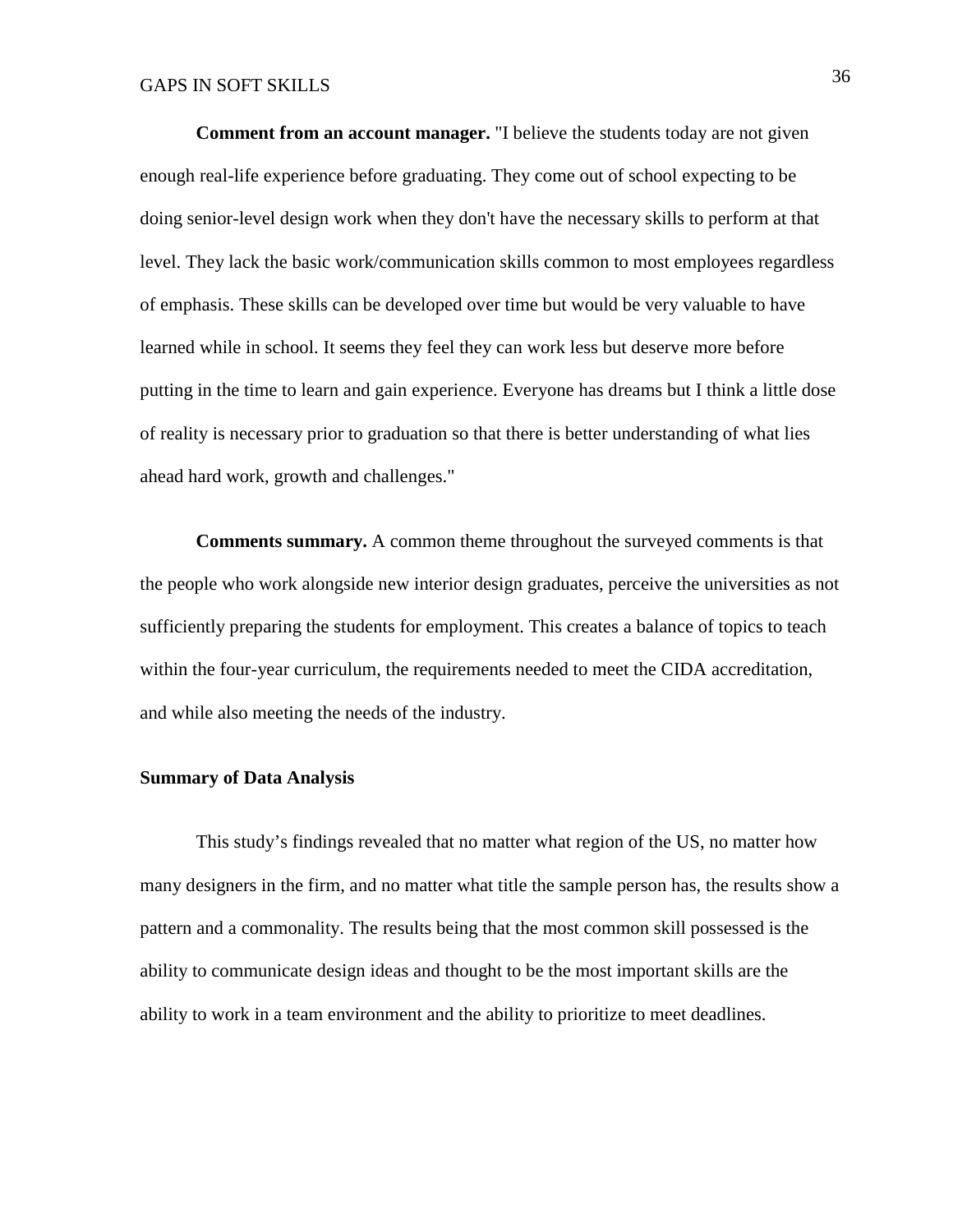**Comment from an account manager.** "I believe the students today are not given enough real-life experience before graduating. They come out of school expecting to be doing senior-level design work when they don't have the necessary skills to perform at that level. They lack the basic work/communication skills common to most employees regardless of emphasis. These skills can be developed over time but would be very valuable to have learned while in school. It seems they feel they can work less but deserve more before putting in the time to learn and gain experience. Everyone has dreams but I think a little dose of reality is necessary prior to graduation so that there is better understanding of what lies ahead hard work, growth and challenges."

**Comments summary.** A common theme throughout the surveyed comments is that the people who work alongside new interior design graduates, perceive the universities as not sufficiently preparing the students for employment. This creates a balance of topics to teach within the four-year curriculum, the requirements needed to meet the CIDA accreditation, and while also meeting the needs of the industry.

### Summary of Data Analysis

This study's findings revealed that no matter what region of the US, no matter how many designers in the firm, and no matter what title the sample person has, the results show a pattern and a commonality. The results being that the most common skill possessed is the ability to communicate design ideas and thought to be the most important skills are the ability to work in a team environment and the ability to prioritize to meet deadlines.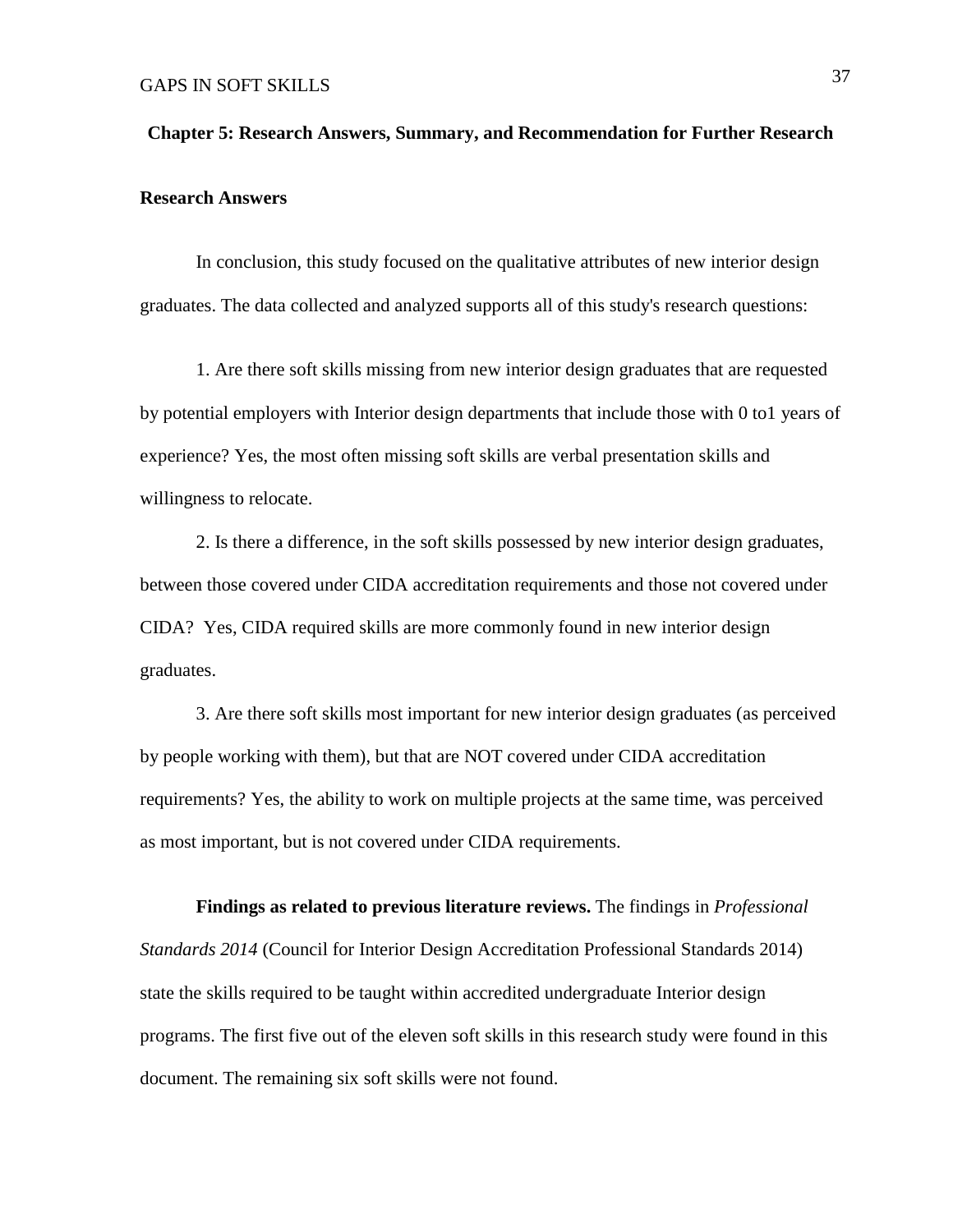## Chapter 5: Research Answers, Summary, and Recommendation for Further Research

### Research Answers

In conclusion, this study focused on the qualitative attributes of new interior design graduates. The data collected and analyzed supports all of this study's research questions:

1. Are there soft skills missing from new interior design graduates that are requested by potential employers with Interior design departments that include those with 0 to1 years of experience? Yes, the most often missing soft skills are verbal presentation skills and willingness to relocate.

2. Is there a difference, in the soft skills possessed by new interior design graduates, between those covered under CIDA accreditation requirements and those not covered under CIDA? Yes, CIDA required skills are more commonly found in new interior design graduates.

3. Are there soft skills most important for new interior design graduates (as perceived by people working with them), but that are NOT covered under CIDA accreditation requirements? Yes, the ability to work on multiple projects at the same time, was perceived as most important, but is not covered under CIDA requirements.

**Findings as related to previous literature reviews.** The findings in *Professional Standards 2014* (Council for Interior Design Accreditation Professional Standards 2014) state the skills required to be taught within accredited undergraduate Interior design programs. The first five out of the eleven soft skills in this research study were found in this document. The remaining six soft skills were not found.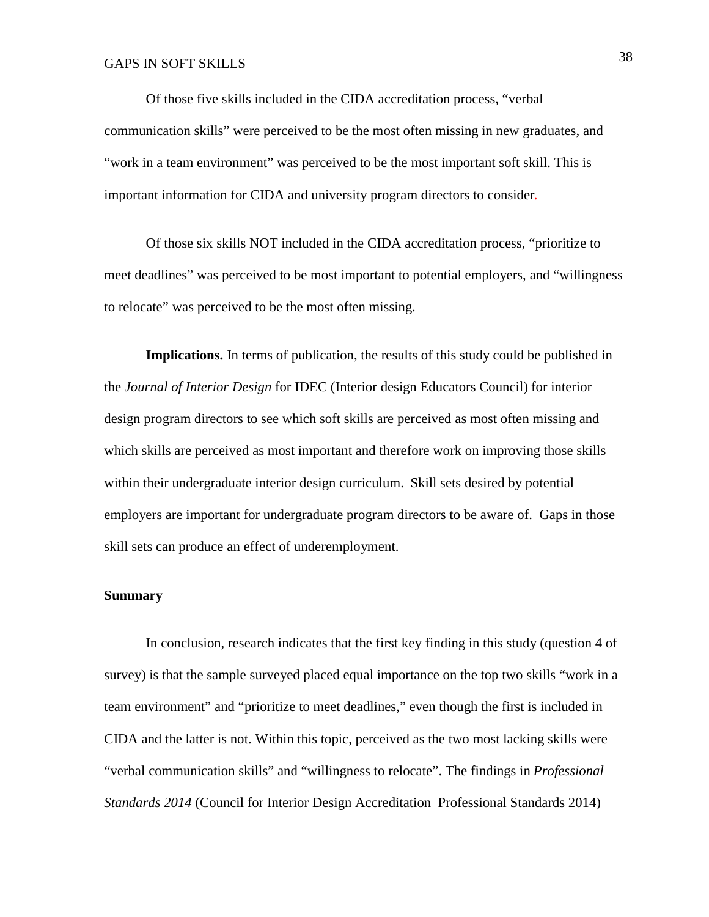Of those five skills included in the CIDA accreditation process, “verbal communication skills” were perceived to be the most often missing in new graduates, and “work in a team environment” was perceived to be the most important soft skill. This is important information for CIDA and university program directors to consider.

Of those six skills NOT included in the CIDA accreditation process, “prioritize to meet deadlines” was perceived to be most important to potential employers, and “willingness to relocate” was perceived to be the most often missing.

**Implications.** In terms of publication, the results of this study could be published in the *Journal of Interior Design* for IDEC (Interior design Educators Council) for interior design program directors to see which soft skills are perceived as most often missing and which skills are perceived as most important and therefore work on improving those skills within their undergraduate interior design curriculum. Skill sets desired by potential employers are important for undergraduate program directors to be aware of. Gaps in those skill sets can produce an effect of underemployment.

## Summary

In conclusion, research indicates that the first key finding in this study (question 4 of survey) is that the sample surveyed placed equal importance on the top two skills “work in a team environment” and “prioritize to meet deadlines,” even though the first is included in CIDA and the latter is not. Within this topic, perceived as the two most lacking skills were “verbal communication skills” and “willingness to relocate”. The findings in *Professional Standards 2014* (Council for Interior Design Accreditation Professional Standards 2014)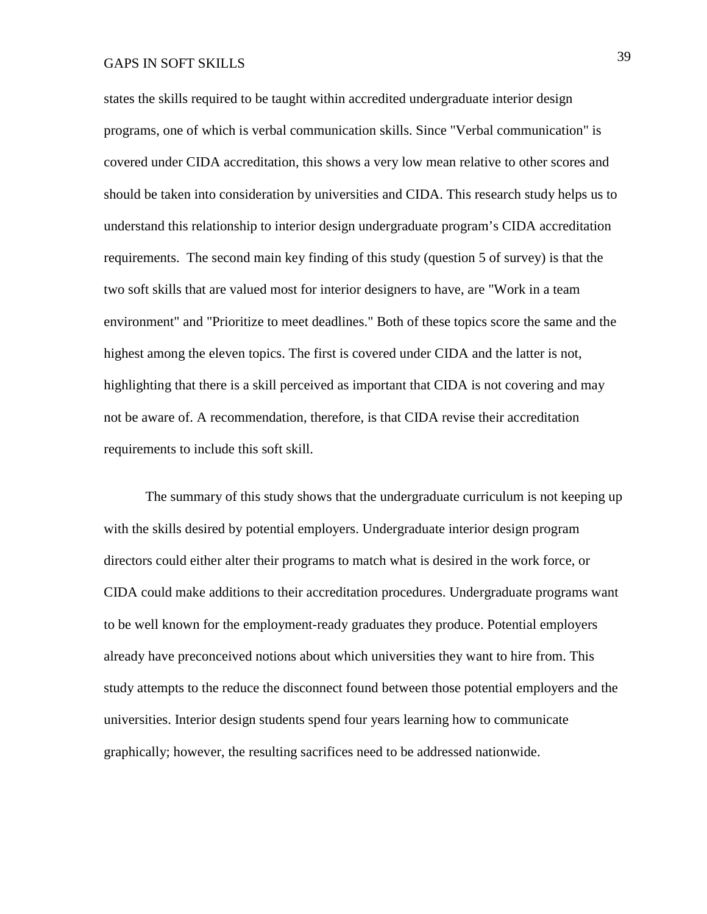states the skills required to be taught within accredited undergraduate interior design programs, one of which is verbal communication skills. Since "Verbal communication" is covered under CIDA accreditation, this shows a very low mean relative to other scores and should be taken into consideration by universities and CIDA. This research study helps us to understand this relationship to interior design undergraduate program's CIDA accreditation requirements. The second main key finding of this study (question 5 of survey) is that the two soft skills that are valued most for interior designers to have, are "Work in a team environment" and "Prioritize to meet deadlines." Both of these topics score the same and the highest among the eleven topics. The first is covered under CIDA and the latter is not, highlighting that there is a skill perceived as important that CIDA is not covering and may not be aware of. A recommendation, therefore, is that CIDA revise their accreditation requirements to include this soft skill.

The summary of this study shows that the undergraduate curriculum is not keeping up with the skills desired by potential employers. Undergraduate interior design program directors could either alter their programs to match what is desired in the work force, or CIDA could make additions to their accreditation procedures. Undergraduate programs want to be well known for the employment-ready graduates they produce. Potential employers already have preconceived notions about which universities they want to hire from. This study attempts to the reduce the disconnect found between those potential employers and the universities. Interior design students spend four years learning how to communicate graphically; however, the resulting sacrifices need to be addressed nationwide.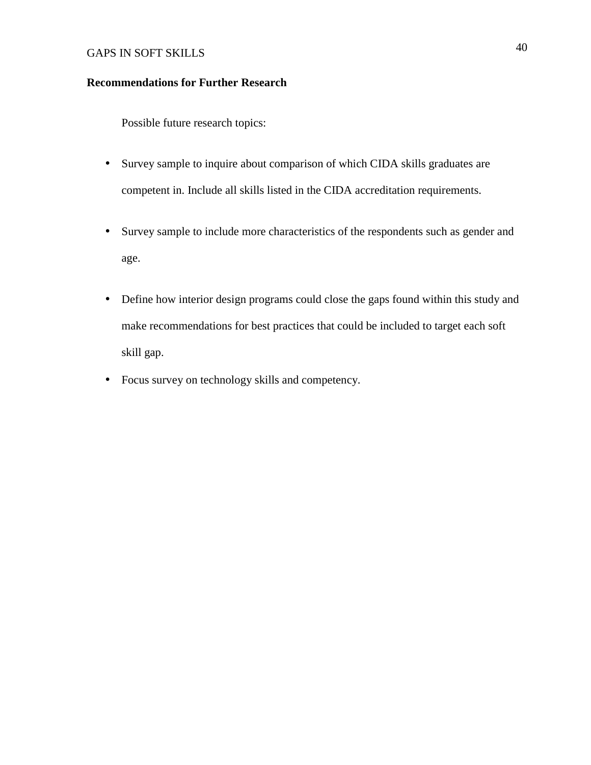**Recommendations for Further Research**

Possible future research topics:

- Survey sample to inquire about comparison of which CIDA skills graduates are competent in. Include all skills listed in the CIDA accreditation requirements.
- Survey sample to include more characteristics of the respondents such as gender and age.
- Define how interior design programs could close the gaps found within this study and make recommendations for best practices that could be included to target each soft skill gap.
- Focus survey on technology skills and competency.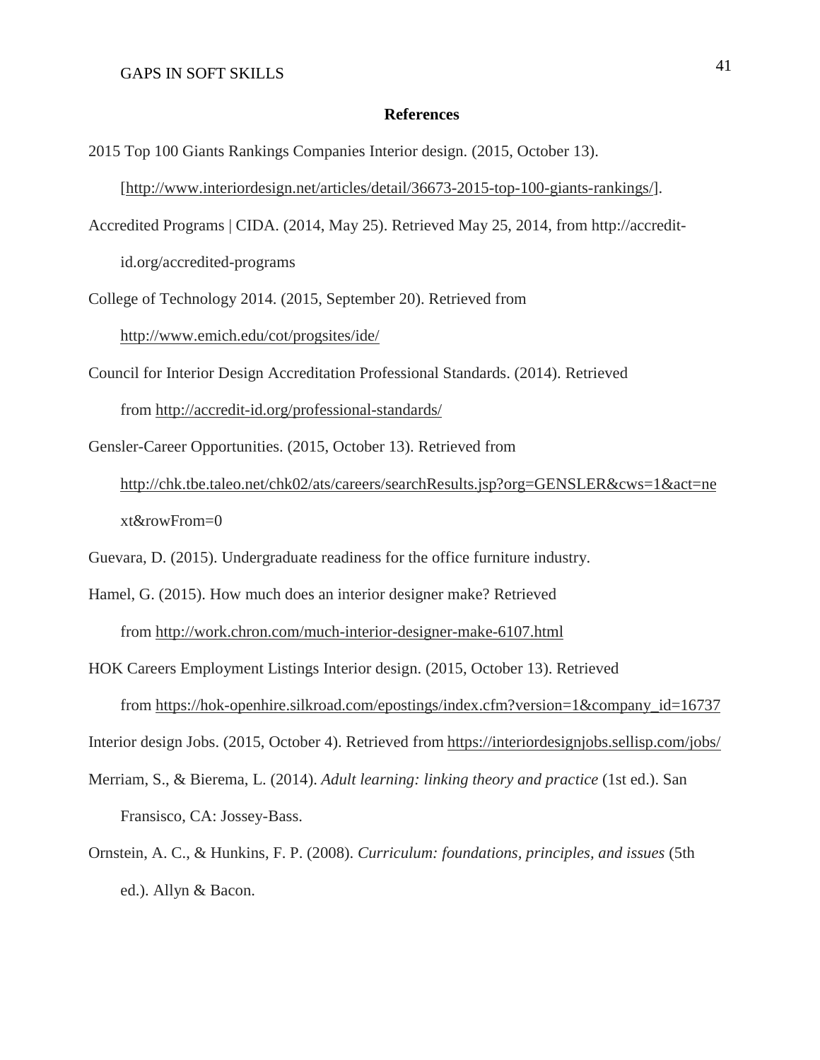## References

2015 Top 100 Giants Rankings Companies Interior design. (2015, October 13). [http://www.interiordesign.net/articles/detail/36673-2015-top-100-giants-rankings/].

Accredited Programs | CIDA. (2014, May 25). Retrieved May 25, 2014, from http://accredit-id.org/accredited-programs

College of Technology 2014. (2015, September 20). Retrieved from http://www.emich.edu/cot/progsites/ide/

Council for Interior Design Accreditation Professional Standards. (2014). Retrieved from http://accredit-id.org/professional-standards/

Gensler-Career Opportunities. (2015, October 13). Retrieved from http://chk.tbe.taleo.net/chk02/ats/careers/searchResults.jsp?org=GENSLER&cws=1&act=next&rowFrom=0

Guevara, D. (2015). Undergraduate readiness for the office furniture industry.

Hamel, G. (2015). How much does an interior designer make? Retrieved from http://work.chron.com/much-interior-designer-make-6107.html

HOK Careers Employment Listings Interior design. (2015, October 13). Retrieved from https://hok-openhire.silkroad.com/epostings/index.cfm?version=1&company_id=16737

Interior design Jobs. (2015, October 4). Retrieved from https://interiordesignjobs.sellisp.com/jobs/

Merriam, S., & Bierema, L. (2014). *Adult learning: linking theory and practice* (1st ed.). San Fransisco, CA: Jossey-Bass.

Ornstein, A. C., & Hunkins, F. P. (2008). *Curriculum: foundations, principles, and issues* (5th ed.). Allyn & Bacon.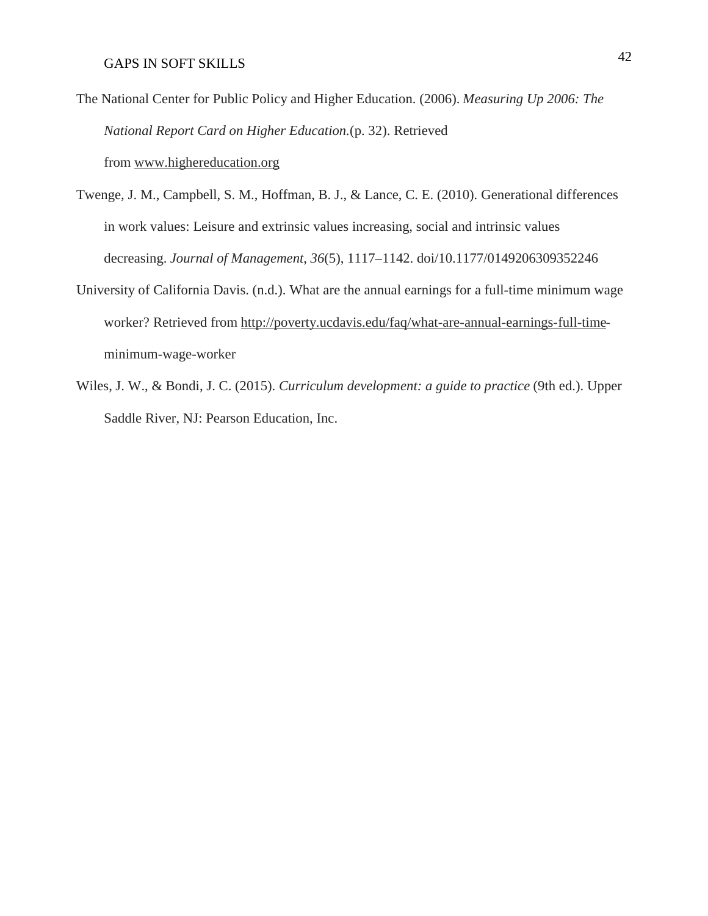The National Center for Public Policy and Higher Education. (2006). *Measuring Up 2006: The National Report Card on Higher Education.*(p. 32). Retrieved from www.highereducation.org

Twenge, J. M., Campbell, S. M., Hoffman, B. J., & Lance, C. E. (2010). Generational differences in work values: Leisure and extrinsic values increasing, social and intrinsic values decreasing. *Journal of Management*, *36*(5), 1117–1142. doi/10.1177/0149206309352246

University of California Davis. (n.d.). What are the annual earnings for a full-time minimum wage worker? Retrieved from http://poverty.ucdavis.edu/faq/what-are-annual-earnings-full-time-minimum-wage-worker

Wiles, J. W., & Bondi, J. C. (2015). *Curriculum development: a guide to practice* (9th ed.). Upper Saddle River, NJ: Pearson Education, Inc.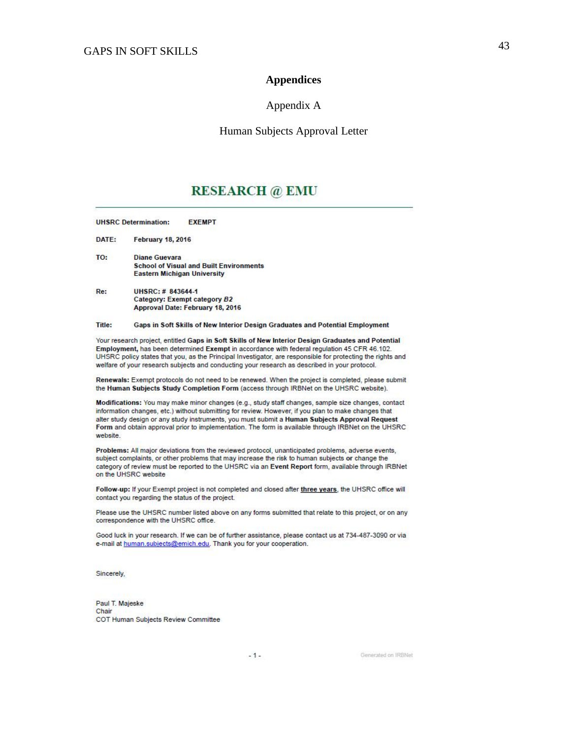# Appendices

## Appendix A

## Human Subjects Approval Letter

**RESEARCH @ EMU**

**UHSRC Determination:** **EXEMPT**

**DATE:** **February 18, 2016**

**TO:** **Diane Guevara**
**School of Visual and Built Environments**
**Eastern Michigan University**

**Re:** **UHSRC: # 843644-1**
**Category: Exempt category *B2***
**Approval Date: February 18, 2016**

**Title:** **Gaps in Soft Skills of New Interior Design Graduates and Potential Employment**

Your research project, entitled **Gaps in Soft Skills of New Interior Design Graduates and Potential Employment,** has been determined **Exempt** in accordance with federal regulation 45 CFR 46.102. UHSRC policy states that you, as the Principal Investigator, are responsible for protecting the rights and welfare of your research subjects and conducting your research as described in your protocol.

**Renewals:** Exempt protocols do not need to be renewed. When the project is completed, please submit the **Human Subjects Study Completion Form** (access through IRBNet on the UHSRC website).

**Modifications:** You may make minor changes (e.g., study staff changes, sample size changes, contact information changes, etc.) without submitting for review. However, if you plan to make changes that alter study design or any study instruments, you must submit a **Human Subjects Approval Request Form** and obtain approval prior to implementation. The form is available through IRBNet on the UHSRC website.

**Problems:** All major deviations from the reviewed protocol, unanticipated problems, adverse events, subject complaints, or other problems that may increase the risk to human subjects **or** change the category of review must be reported to the UHSRC via an **Event Report** form, available through IRBNet on the UHSRC website

**Follow-up:** If your Exempt project is not completed and closed after **three years**, the UHSRC office will contact you regarding the status of the project.

Please use the UHSRC number listed above on any forms submitted that relate to this project, or on any correspondence with the UHSRC office.

Good luck in your research. If we can be of further assistance, please contact us at 734-487-3090 or via e-mail at human.subjects@emich.edu. Thank you for your cooperation.

Sincerely,

Paul T. Majeske
Chair
COT Human Subjects Review Committee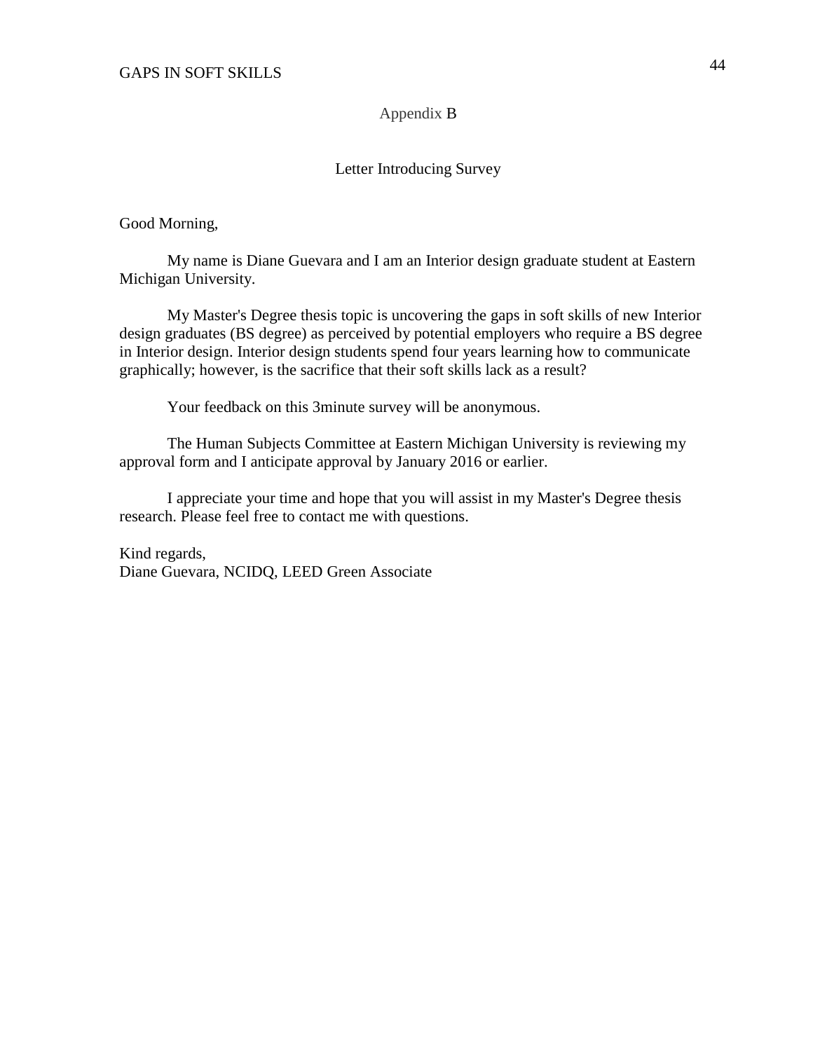## Appendix B

### Letter Introducing Survey

Good Morning,

My name is Diane Guevara and I am an Interior design graduate student at Eastern Michigan University.

My Master's Degree thesis topic is uncovering the gaps in soft skills of new Interior design graduates (BS degree) as perceived by potential employers who require a BS degree in Interior design. Interior design students spend four years learning how to communicate graphically; however, is the sacrifice that their soft skills lack as a result?

Your feedback on this 3minute survey will be anonymous.

The Human Subjects Committee at Eastern Michigan University is reviewing my approval form and I anticipate approval by January 2016 or earlier.

I appreciate your time and hope that you will assist in my Master's Degree thesis research. Please feel free to contact me with questions.

Kind regards,
Diane Guevara, NCIDQ, LEED Green Associate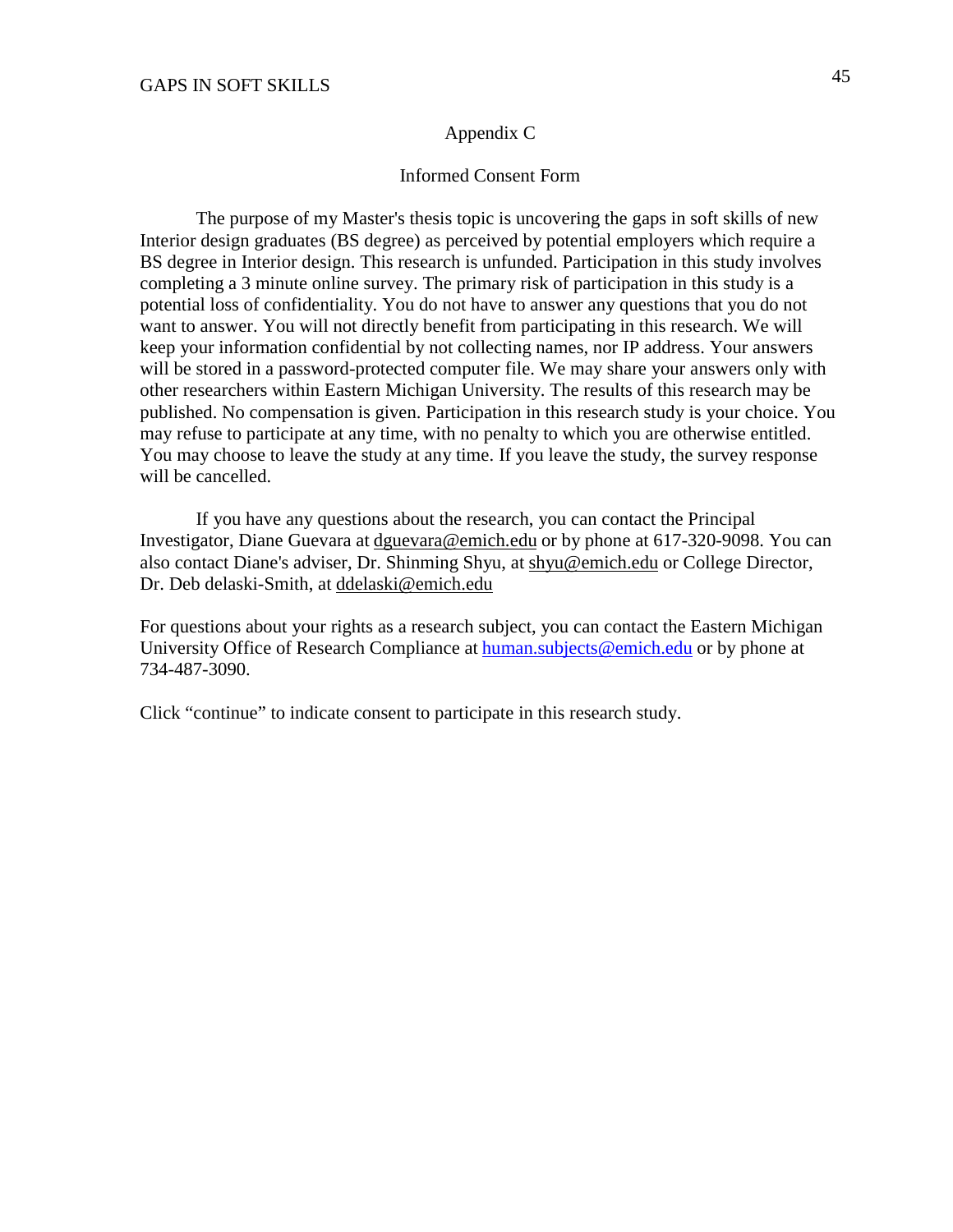## Appendix C

### Informed Consent Form

The purpose of my Master's thesis topic is uncovering the gaps in soft skills of new Interior design graduates (BS degree) as perceived by potential employers which require a BS degree in Interior design. This research is unfunded. Participation in this study involves completing a 3 minute online survey. The primary risk of participation in this study is a potential loss of confidentiality. You do not have to answer any questions that you do not want to answer. You will not directly benefit from participating in this research. We will keep your information confidential by not collecting names, nor IP address. Your answers will be stored in a password-protected computer file. We may share your answers only with other researchers within Eastern Michigan University. The results of this research may be published. No compensation is given. Participation in this research study is your choice. You may refuse to participate at any time, with no penalty to which you are otherwise entitled. You may choose to leave the study at any time. If you leave the study, the survey response will be cancelled.

If you have any questions about the research, you can contact the Principal Investigator, Diane Guevara at dguevara@emich.edu or by phone at 617-320-9098. You can also contact Diane's adviser, Dr. Shinming Shyu, at shyu@emich.edu or College Director, Dr. Deb delaski-Smith, at ddelaski@emich.edu

For questions about your rights as a research subject, you can contact the Eastern Michigan University Office of Research Compliance at human.subjects@emich.edu or by phone at 734-487-3090.

Click “continue” to indicate consent to participate in this research study.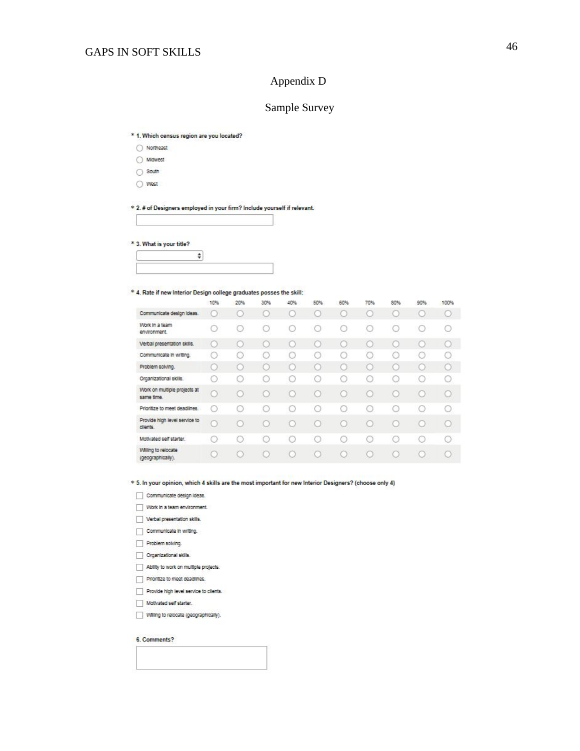# Appendix D

## Sample Survey

\* 1. Which census region are you located?

- ○ Northeast
- ○ Midwest
- ○ South
- ○ West

\* 2. # of Designers employed in your firm? Include yourself if relevant.

\* 3. What is your title?

\* 4. Rate if new Interior Design college graduates posses the skill:

| | 10% | 20% | 30% | 40% | 50% | 60% | 70% | 80% | 90% | 100% |
|---|---|---|---|---|---|---|---|---|---|---|
| Communicate design ideas. | ○ | ○ | ○ | ○ | ○ | ○ | ○ | ○ | ○ | ○ |
| Work in a team environment. | ○ | ○ | ○ | ○ | ○ | ○ | ○ | ○ | ○ | ○ |
| Verbal presentation skills. | ○ | ○ | ○ | ○ | ○ | ○ | ○ | ○ | ○ | ○ |
| Communicate in writing. | ○ | ○ | ○ | ○ | ○ | ○ | ○ | ○ | ○ | ○ |
| Problem solving. | ○ | ○ | ○ | ○ | ○ | ○ | ○ | ○ | ○ | ○ |
| Organizational skills. | ○ | ○ | ○ | ○ | ○ | ○ | ○ | ○ | ○ | ○ |
| Work on multiple projects at same time. | ○ | ○ | ○ | ○ | ○ | ○ | ○ | ○ | ○ | ○ |
| Prioritize to meet deadlines. | ○ | ○ | ○ | ○ | ○ | ○ | ○ | ○ | ○ | ○ |
| Provide high level service to clients. | ○ | ○ | ○ | ○ | ○ | ○ | ○ | ○ | ○ | ○ |
| Motivated self starter. | ○ | ○ | ○ | ○ | ○ | ○ | ○ | ○ | ○ | ○ |
| Willing to relocate (geographically). | ○ | ○ | ○ | ○ | ○ | ○ | ○ | ○ | ○ | ○ |

\* 5. In your opinion, which 4 skills are the most important for new Interior Designers? (choose only 4)

- ☐ Communicate design ideas.
- ☐ Work in a team environment.
- ☐ Verbal presentation skills.
- ☐ Communicate in writing.
- ☐ Problem solving.
- ☐ Organizational skills.
- ☐ Ability to work on multiple projects.
- ☐ Prioritize to meet deadlines.
- ☐ Provide high level service to clients.
- ☐ Motivated self starter.
- ☐ Willing to relocate (geographically).

6. Comments?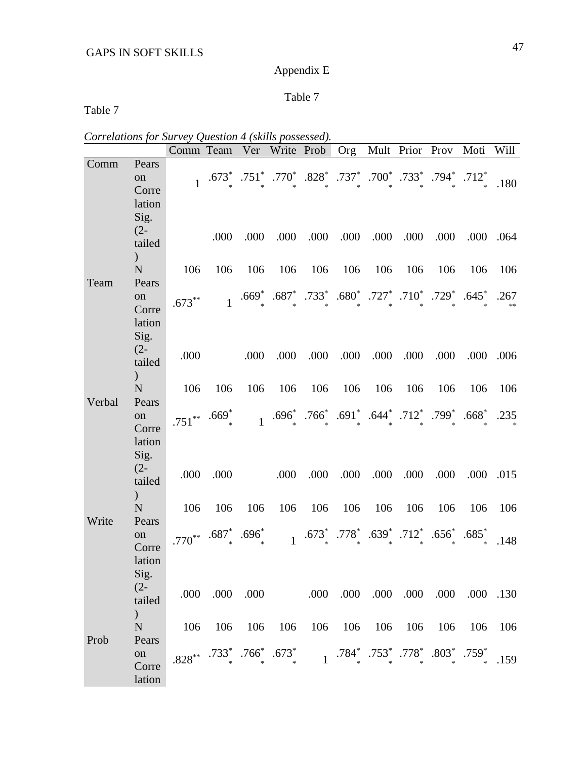Appendix E

Table 7

Table 7

*Correlations for Survey Question 4 (skills possessed).*

| | | Comm | Team | Ver | Write | Prob | Org | Mult | Prior | Prov | Moti | Will |
|---|---|---|---|---|---|---|---|---|---|---|---|---|
| Comm | Pearson Correlation | 1 | .673** | .751** | .770** | .828** | .737** | .700** | .733** | .794** | .712** | .180 |
| | Sig. (2-tailed) | | .000 | .000 | .000 | .000 | .000 | .000 | .000 | .000 | .000 | .064 |
| | N | 106 | 106 | 106 | 106 | 106 | 106 | 106 | 106 | 106 | 106 | 106 |
| Team | Pearson Correlation | .673** | 1 | .669** | .687** | .733** | .680** | .727** | .710** | .729** | .645** | .267** |
| | Sig. (2-tailed) | .000 | | .000 | .000 | .000 | .000 | .000 | .000 | .000 | .000 | .006 |
| | N | 106 | 106 | 106 | 106 | 106 | 106 | 106 | 106 | 106 | 106 | 106 |
| Verbal | Pearson Correlation | .751** | .669** | 1 | .696** | .766** | .691** | .644** | .712** | .799** | .668** | .235* |
| | Sig. (2-tailed) | .000 | .000 | | .000 | .000 | .000 | .000 | .000 | .000 | .000 | .015 |
| | N | 106 | 106 | 106 | 106 | 106 | 106 | 106 | 106 | 106 | 106 | 106 |
| Write | Pearson Correlation | .770** | .687** | .696** | 1 | .673** | .778** | .639** | .712** | .656** | .685** | .148 |
| | Sig. (2-tailed) | .000 | .000 | .000 | | .000 | .000 | .000 | .000 | .000 | .000 | .130 |
| | N | 106 | 106 | 106 | 106 | 106 | 106 | 106 | 106 | 106 | 106 | 106 |
| Prob | Pearson Correlation | .828** | .733** | .766** | .673** | 1 | .784** | .753** | .778** | .803** | .759** | .159 |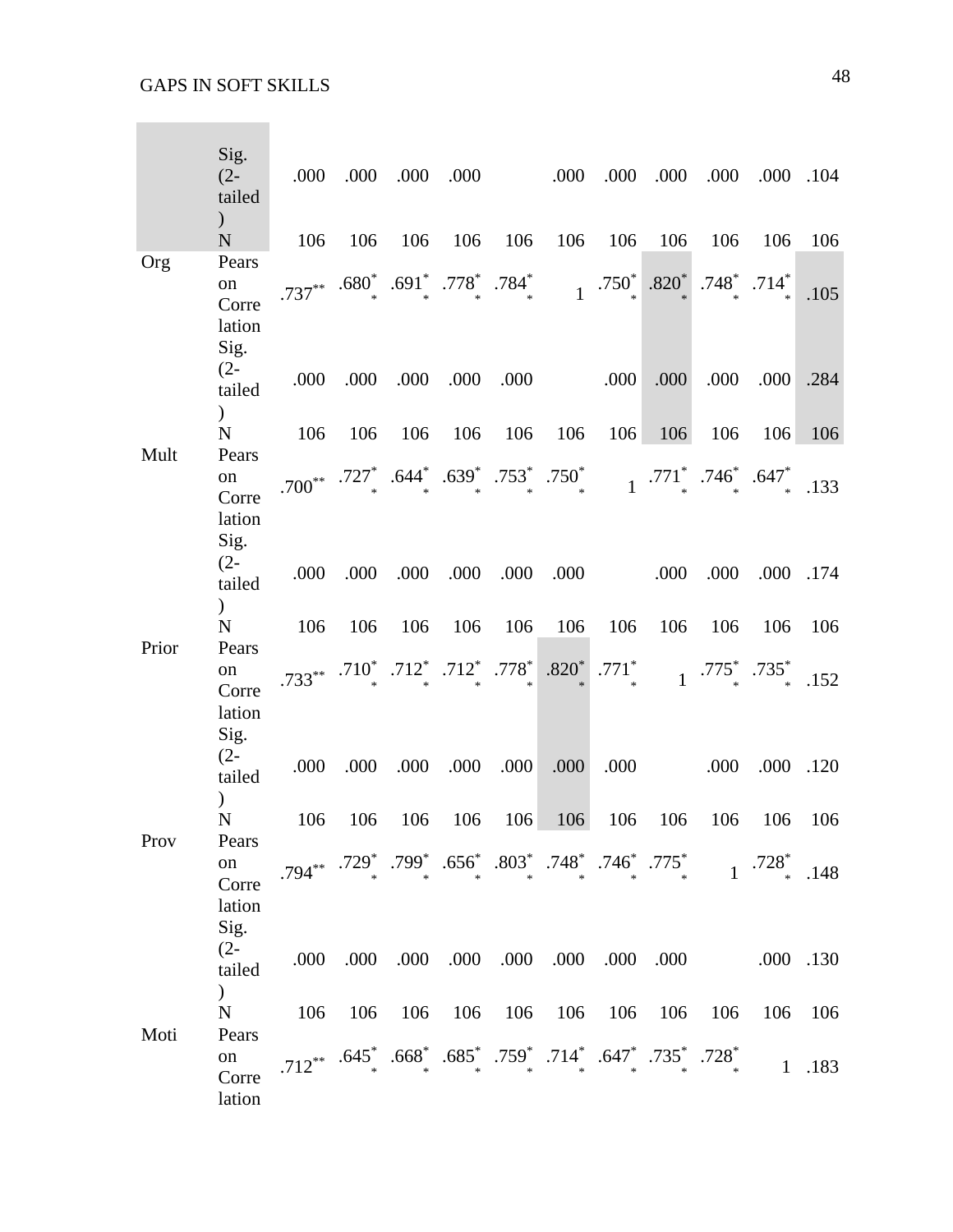| | | | | | | | | | | | | |
|---|---|---|---|---|---|---|---|---|---|---|---|---|
| | Sig. (2-tailed) | .000 | .000 | .000 | .000 | | .000 | .000 | .000 | .000 | .000 | .104 |
| | N | 106 | 106 | 106 | 106 | 106 | 106 | 106 | 106 | 106 | 106 | 106 |
| Org | Pearson Correlation | .737** | .680** | .691** | .778** | .784** | 1 | .750** | .820** | .748** | .714** | .105 |
| | Sig. (2-tailed) | .000 | .000 | .000 | .000 | .000 | | .000 | .000 | .000 | .000 | .284 |
| | N | 106 | 106 | 106 | 106 | 106 | 106 | 106 | 106 | 106 | 106 | 106 |
| Mult | Pearson Correlation | .700** | .727** | .644** | .639** | .753** | .750** | 1 | .771** | .746** | .647** | .133 |
| | Sig. (2-tailed) | .000 | .000 | .000 | .000 | .000 | .000 | | .000 | .000 | .000 | .174 |
| | N | 106 | 106 | 106 | 106 | 106 | 106 | 106 | 106 | 106 | 106 | 106 |
| Prior | Pearson Correlation | .733** | .710** | .712** | .712** | .778** | .820** | .771** | 1 | .775** | .735** | .152 |
| | Sig. (2-tailed) | .000 | .000 | .000 | .000 | .000 | .000 | .000 | | .000 | .000 | .120 |
| | N | 106 | 106 | 106 | 106 | 106 | 106 | 106 | 106 | 106 | 106 | 106 |
| Prov | Pearson Correlation | .794** | .729** | .799** | .656** | .803** | .748** | .746** | .775** | 1 | .728** | .148 |
| | Sig. (2-tailed) | .000 | .000 | .000 | .000 | .000 | .000 | .000 | .000 | | .000 | .130 |
| | N | 106 | 106 | 106 | 106 | 106 | 106 | 106 | 106 | 106 | 106 | 106 |
| Moti | Pearson Correlation | .712** | .645** | .668** | .685** | .759** | .714** | .647** | .735** | .728** | 1 | .183 |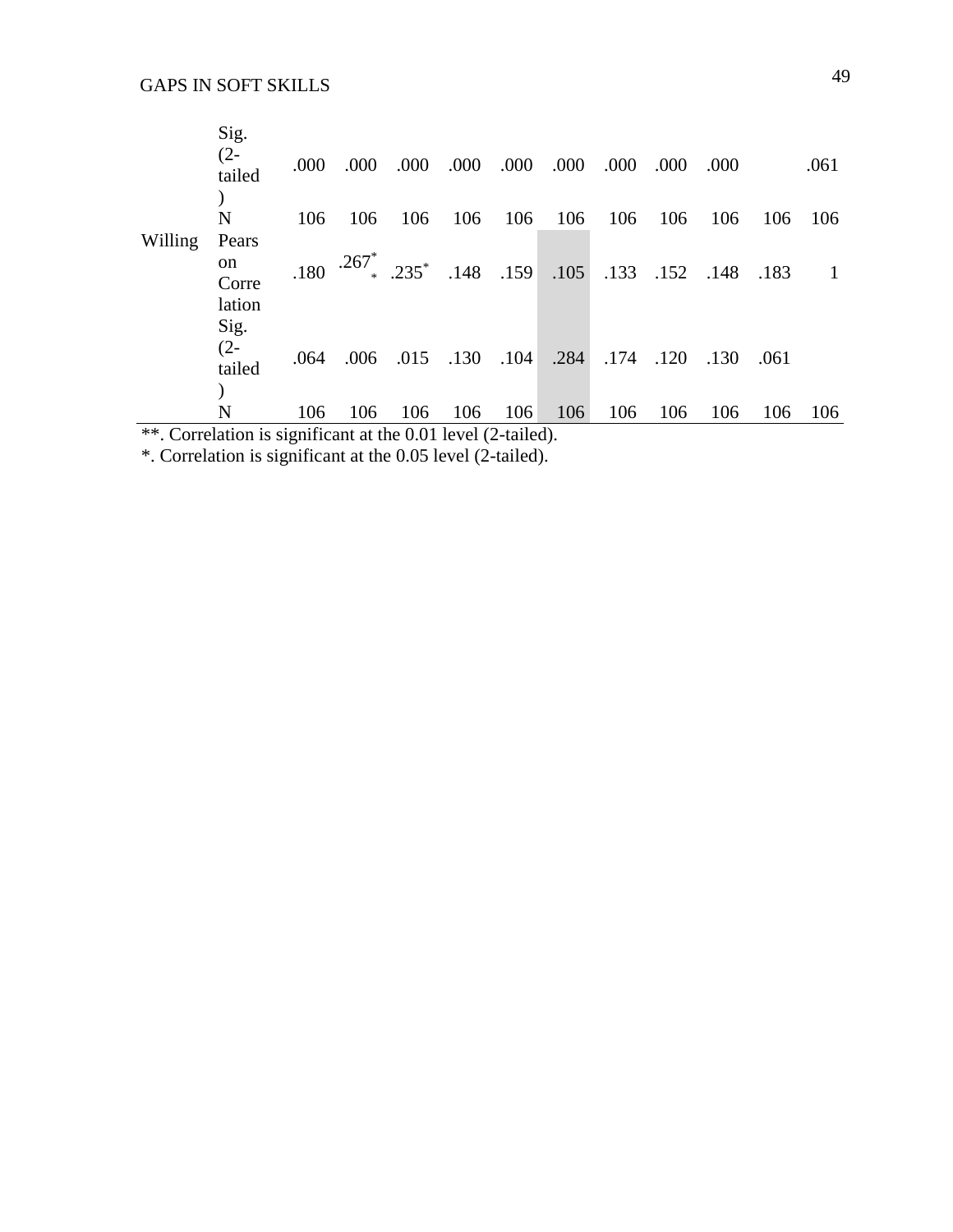| | | | | | | | | | | | | |
|---|---|---|---|---|---|---|---|---|---|---|---|---|
| | Sig. (2-tailed) | .000 | .000 | .000 | .000 | .000 | .000 | .000 | .000 | .000 | | .061 |
| | N | 106 | 106 | 106 | 106 | 106 | 106 | 106 | 106 | 106 | 106 | 106 |
| Willing | Pearson Correlation | .180 | .267** | .235* | .148 | .159 | .105 | .133 | .152 | .148 | .183 | 1 |
| | Sig. (2-tailed) | .064 | .006 | .015 | .130 | .104 | .284 | .174 | .120 | .130 | .061 | |
| | N | 106 | 106 | 106 | 106 | 106 | 106 | 106 | 106 | 106 | 106 | 106 |

**. Correlation is significant at the 0.01 level (2-tailed).

*. Correlation is significant at the 0.05 level (2-tailed).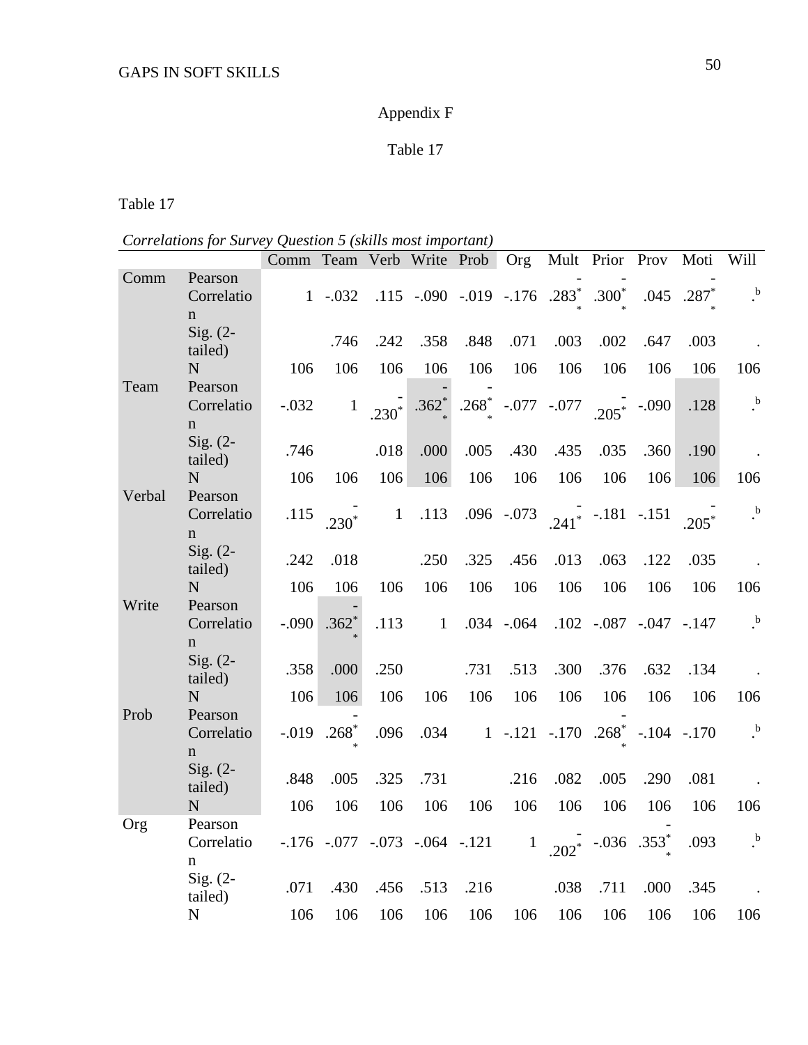Appendix F

Table 17

Table 17

*Correlations for Survey Question 5 (skills most important)*

| | | Comm | Team | Verb | Write | Prob | Org | Mult | Prior | Prov | Moti | Will |
|---|---|---|---|---|---|---|---|---|---|---|---|---|
| Comm | Pearson Correlation | 1 | -.032 | .115 | -.090 | -.019 | -.176 | -.283** | -.300** | .045 | -.287** | .b |
| | Sig. (2-tailed) | | .746 | .242 | .358 | .848 | .071 | .003 | .002 | .647 | .003 | . |
| | N | 106 | 106 | 106 | 106 | 106 | 106 | 106 | 106 | 106 | 106 | 106 |
| Team | Pearson Correlation | -.032 | 1 | -.230* | -.362** | -.268** | -.077 | -.077 | -.205* | -.090 | .128 | .b |
| | Sig. (2-tailed) | .746 | | .018 | .000 | .005 | .430 | .435 | .035 | .360 | .190 | . |
| | N | 106 | 106 | 106 | 106 | 106 | 106 | 106 | 106 | 106 | 106 | 106 |
| Verbal | Pearson Correlation | .115 | -.230* | 1 | .113 | .096 | -.073 | -.241* | -.181 | -.151 | -.205* | .b |
| | Sig. (2-tailed) | .242 | .018 | | .250 | .325 | .456 | .013 | .063 | .122 | .035 | . |
| | N | 106 | 106 | 106 | 106 | 106 | 106 | 106 | 106 | 106 | 106 | 106 |
| Write | Pearson Correlation | -.090 | -.362** | .113 | 1 | .034 | -.064 | .102 | -.087 | -.047 | -.147 | .b |
| | Sig. (2-tailed) | .358 | .000 | .250 | | .731 | .513 | .300 | .376 | .632 | .134 | . |
| | N | 106 | 106 | 106 | 106 | 106 | 106 | 106 | 106 | 106 | 106 | 106 |
| Prob | Pearson Correlation | -.019 | -.268** | .096 | .034 | 1 | -.121 | -.170 | -.268** | -.104 | -.170 | .b |
| | Sig. (2-tailed) | .848 | .005 | .325 | .731 | | .216 | .082 | .005 | .290 | .081 | . |
| | N | 106 | 106 | 106 | 106 | 106 | 106 | 106 | 106 | 106 | 106 | 106 |
| Org | Pearson Correlation | -.176 | -.077 | -.073 | -.064 | -.121 | 1 | -.202* | -.036 | -.353** | .093 | .b |
| | Sig. (2-tailed) | .071 | .430 | .456 | .513 | .216 | | .038 | .711 | .000 | .345 | . |
| | N | 106 | 106 | 106 | 106 | 106 | 106 | 106 | 106 | 106 | 106 | 106 |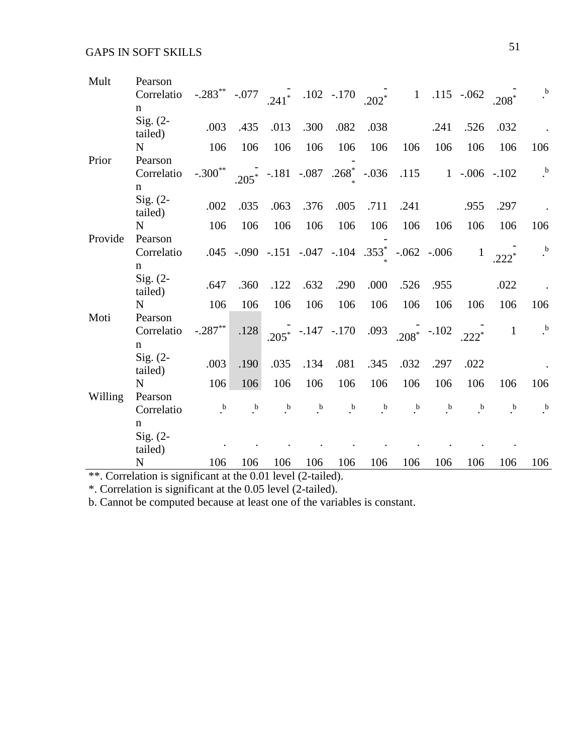| | | | | | | | | | | | | |
|---|---|---|---|---|---|---|---|---|---|---|---|---|
| Mult | Pearson Correlation | -.283** | -.077 | -.241* | .102 | -.170 | -.202* | 1 | .115 | -.062 | -.208* | .b |
| | Sig. (2-tailed) | .003 | .435 | .013 | .300 | .082 | .038 | | .241 | .526 | .032 | . |
| | N | 106 | 106 | 106 | 106 | 106 | 106 | 106 | 106 | 106 | 106 | 106 |
| Prior | Pearson Correlation | -.300** | -.205* | -.181 | -.087 | -.268** | -.036 | .115 | 1 | -.006 | -.102 | .b |
| | Sig. (2-tailed) | .002 | .035 | .063 | .376 | .005 | .711 | .241 | | .955 | .297 | . |
| | N | 106 | 106 | 106 | 106 | 106 | 106 | 106 | 106 | 106 | 106 | 106 |
| Provide | Pearson Correlation | .045 | -.090 | -.151 | -.047 | -.104 | -.353** | -.062 | -.006 | 1 | -.222* | .b |
| | Sig. (2-tailed) | .647 | .360 | .122 | .632 | .290 | .000 | .526 | .955 | | .022 | . |
| | N | 106 | 106 | 106 | 106 | 106 | 106 | 106 | 106 | 106 | 106 | 106 |
| Moti | Pearson Correlation | -.287** | .128 | -.205* | -.147 | -.170 | .093 | -.208* | -.102 | -.222* | 1 | .b |
| | Sig. (2-tailed) | .003 | .190 | .035 | .134 | .081 | .345 | .032 | .297 | .022 | | . |
| | N | 106 | 106 | 106 | 106 | 106 | 106 | 106 | 106 | 106 | 106 | 106 |
| Willing | Pearson Correlation | .b | .b | .b | .b | .b | .b | .b | .b | .b | .b | .b |
| | Sig. (2-tailed) | . | . | . | . | . | . | . | . | . | . | |
| | N | 106 | 106 | 106 | 106 | 106 | 106 | 106 | 106 | 106 | 106 | 106 |

**. Correlation is significant at the 0.01 level (2-tailed).

*. Correlation is significant at the 0.05 level (2-tailed).

b. Cannot be computed because at least one of the variables is constant.